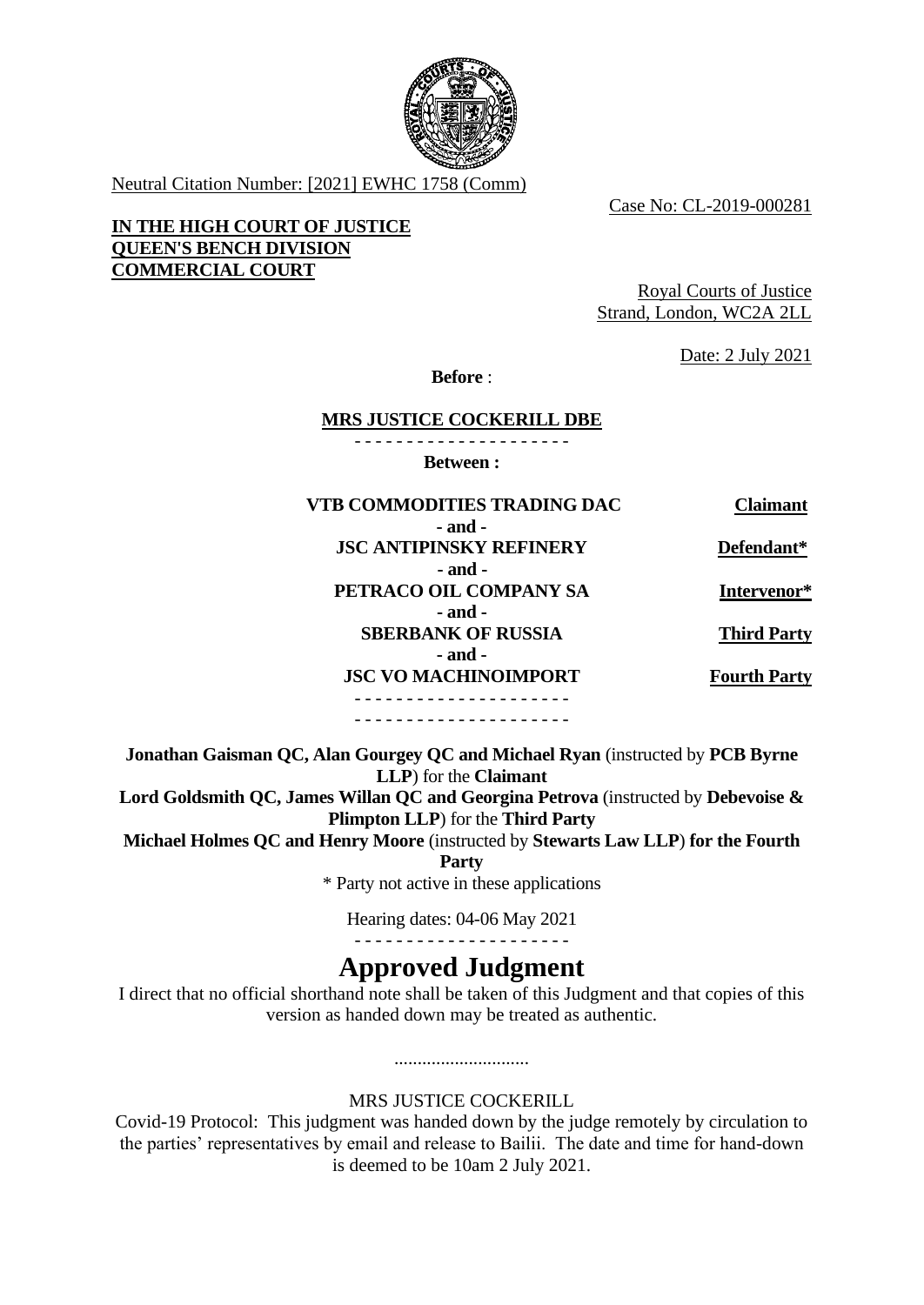Neutral Citation Number: [2021] EWHC 1758 (Comm)

Case No: CL-2019-000281

**IN THE HIGH COURT OF JUSTICE**
**QUEEN'S BENCH DIVISION**
**COMMERCIAL COURT**

Royal Courts of Justice
Strand, London, WC2A 2LL

Date: 2 July 2021

**Before** :

**MRS JUSTICE COCKERILL DBE**

- - - - - - - - - - - - - - - - - - - - -

**Between :**

| | |
|---|---|
| **VTB COMMODITIES TRADING DAC** | **Claimant** |
| **- and -** | |
| **JSC ANTIPINSKY REFINERY** | **Defendant*** |
| **- and -** | |
| **PETRACO OIL COMPANY SA** | **Intervenor*** |
| **- and -** | |
| **SBERBANK OF RUSSIA** | **Third Party** |
| **- and -** | |
| **JSC VO MACHINOIMPORT** | **Fourth Party** |

- - - - - - - - - - - - - - - - - - - - -
- - - - - - - - - - - - - - - - - - - - -

**Jonathan Gaisman QC, Alan Gourgey QC and Michael Ryan** (instructed by **PCB Byrne LLP**) for the **Claimant**
**Lord Goldsmith QC, James Willan QC and Georgina Petrova** (instructed by **Debevoise & Plimpton LLP**) for the **Third Party**
**Michael Holmes QC and Henry Moore** (instructed by **Stewarts Law LLP**) **for the Fourth Party**
* Party not active in these applications

Hearing dates: 04-06 May 2021

- - - - - - - - - - - - - - - - - - - - -

# Approved Judgment

I direct that no official shorthand note shall be taken of this Judgment and that copies of this version as handed down may be treated as authentic.

.............................

MRS JUSTICE COCKERILL

Covid-19 Protocol: This judgment was handed down by the judge remotely by circulation to the parties' representatives by email and release to Bailii. The date and time for hand-down is deemed to be 10am 2 July 2021.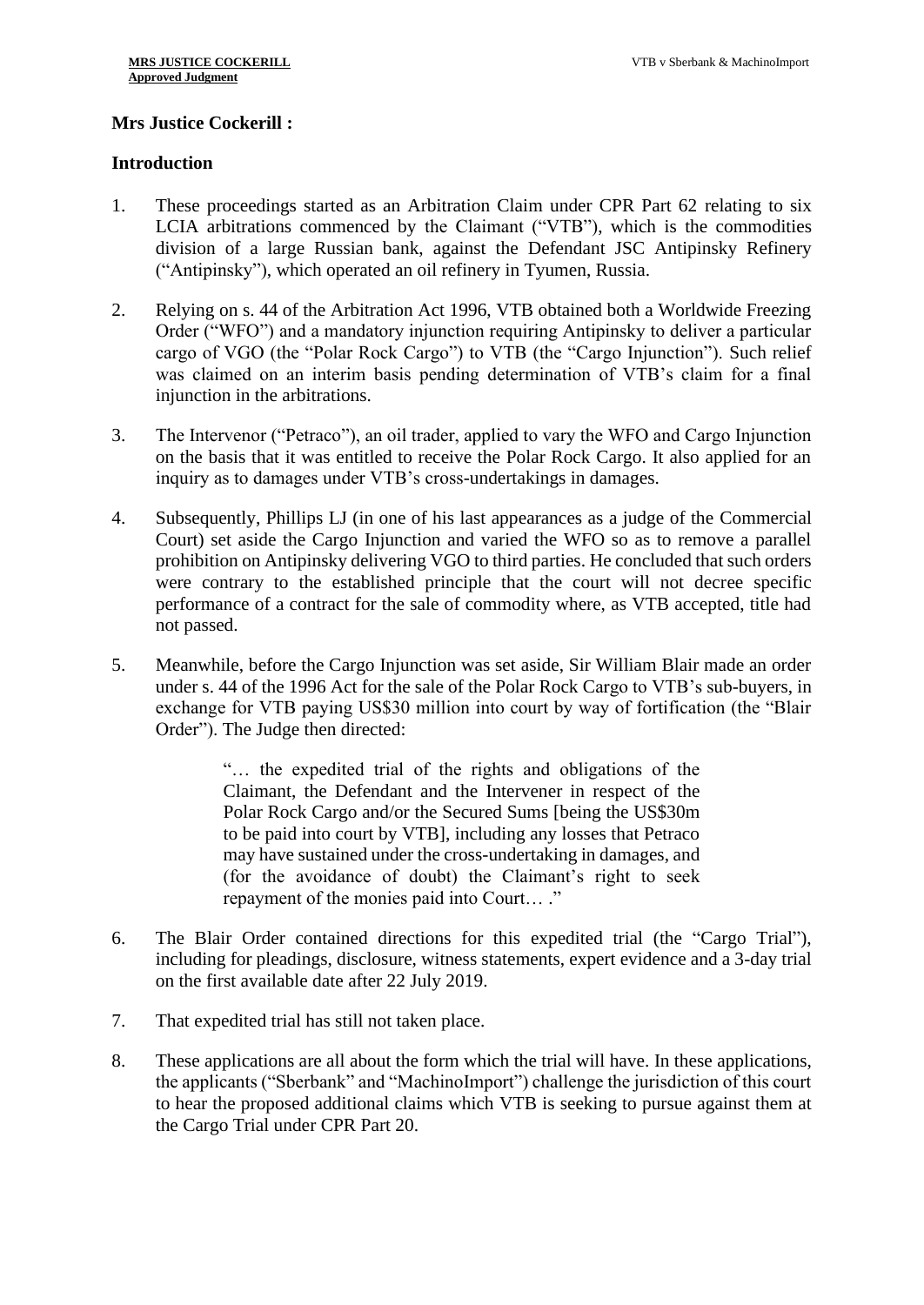**Mrs Justice Cockerill :**

**Introduction**

1. These proceedings started as an Arbitration Claim under CPR Part 62 relating to six LCIA arbitrations commenced by the Claimant ("VTB"), which is the commodities division of a large Russian bank, against the Defendant JSC Antipinsky Refinery ("Antipinsky"), which operated an oil refinery in Tyumen, Russia.

2. Relying on s. 44 of the Arbitration Act 1996, VTB obtained both a Worldwide Freezing Order ("WFO") and a mandatory injunction requiring Antipinsky to deliver a particular cargo of VGO (the "Polar Rock Cargo") to VTB (the "Cargo Injunction"). Such relief was claimed on an interim basis pending determination of VTB's claim for a final injunction in the arbitrations.

3. The Intervenor ("Petraco"), an oil trader, applied to vary the WFO and Cargo Injunction on the basis that it was entitled to receive the Polar Rock Cargo. It also applied for an inquiry as to damages under VTB's cross-undertakings in damages.

4. Subsequently, Phillips LJ (in one of his last appearances as a judge of the Commercial Court) set aside the Cargo Injunction and varied the WFO so as to remove a parallel prohibition on Antipinsky delivering VGO to third parties. He concluded that such orders were contrary to the established principle that the court will not decree specific performance of a contract for the sale of commodity where, as VTB accepted, title had not passed.

5. Meanwhile, before the Cargo Injunction was set aside, Sir William Blair made an order under s. 44 of the 1996 Act for the sale of the Polar Rock Cargo to VTB's sub-buyers, in exchange for VTB paying US$30 million into court by way of fortification (the "Blair Order"). The Judge then directed:

> "… the expedited trial of the rights and obligations of the Claimant, the Defendant and the Intervener in respect of the Polar Rock Cargo and/or the Secured Sums [being the US$30m to be paid into court by VTB], including any losses that Petraco may have sustained under the cross-undertaking in damages, and (for the avoidance of doubt) the Claimant's right to seek repayment of the monies paid into Court… ."

6. The Blair Order contained directions for this expedited trial (the "Cargo Trial"), including for pleadings, disclosure, witness statements, expert evidence and a 3-day trial on the first available date after 22 July 2019.

7. That expedited trial has still not taken place.

8. These applications are all about the form which the trial will have. In these applications, the applicants ("Sberbank" and "MachinoImport") challenge the jurisdiction of this court to hear the proposed additional claims which VTB is seeking to pursue against them at the Cargo Trial under CPR Part 20.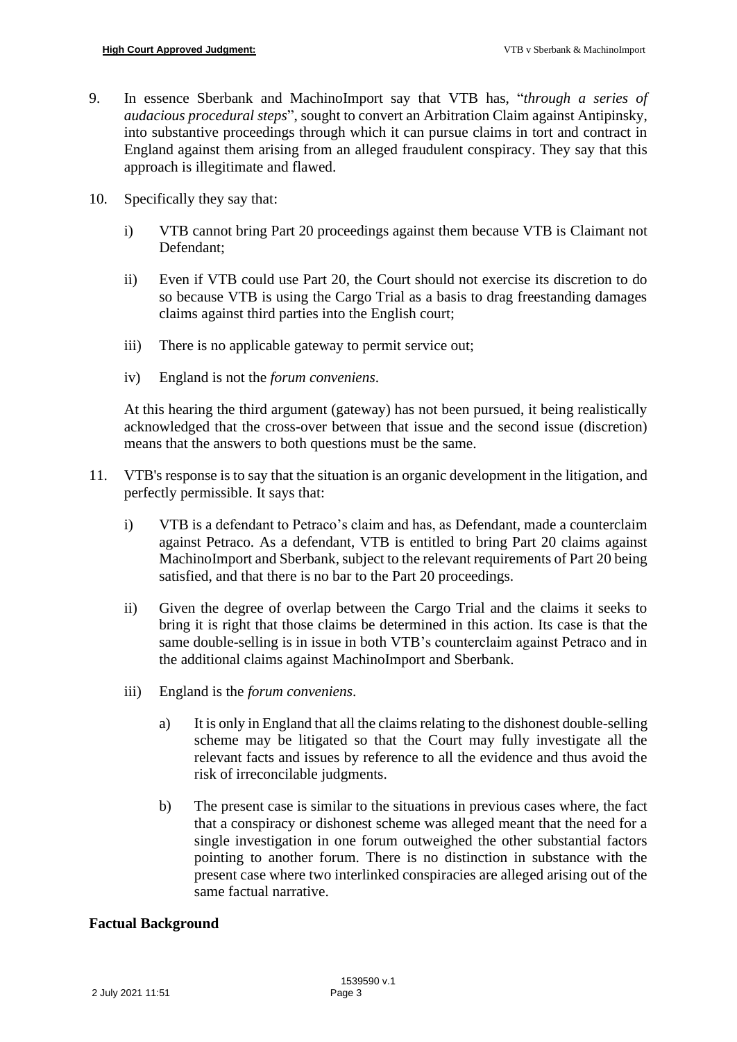9. In essence Sberbank and MachinoImport say that VTB has, "*through a series of audacious procedural steps*", sought to convert an Arbitration Claim against Antipinsky, into substantive proceedings through which it can pursue claims in tort and contract in England against them arising from an alleged fraudulent conspiracy. They say that this approach is illegitimate and flawed.

10. Specifically they say that:

    i) VTB cannot bring Part 20 proceedings against them because VTB is Claimant not Defendant;

    ii) Even if VTB could use Part 20, the Court should not exercise its discretion to do so because VTB is using the Cargo Trial as a basis to drag freestanding damages claims against third parties into the English court;

    iii) There is no applicable gateway to permit service out;

    iv) England is not the *forum conveniens*.

    At this hearing the third argument (gateway) has not been pursued, it being realistically acknowledged that the cross-over between that issue and the second issue (discretion) means that the answers to both questions must be the same.

11. VTB's response is to say that the situation is an organic development in the litigation, and perfectly permissible. It says that:

    i) VTB is a defendant to Petraco's claim and has, as Defendant, made a counterclaim against Petraco. As a defendant, VTB is entitled to bring Part 20 claims against MachinoImport and Sberbank, subject to the relevant requirements of Part 20 being satisfied, and that there is no bar to the Part 20 proceedings.

    ii) Given the degree of overlap between the Cargo Trial and the claims it seeks to bring it is right that those claims be determined in this action. Its case is that the same double-selling is in issue in both VTB's counterclaim against Petraco and in the additional claims against MachinoImport and Sberbank.

    iii) England is the *forum conveniens*.

        a) It is only in England that all the claims relating to the dishonest double-selling scheme may be litigated so that the Court may fully investigate all the relevant facts and issues by reference to all the evidence and thus avoid the risk of irreconcilable judgments.

        b) The present case is similar to the situations in previous cases where, the fact that a conspiracy or dishonest scheme was alleged meant that the need for a single investigation in one forum outweighed the other substantial factors pointing to another forum. There is no distinction in substance with the present case where two interlinked conspiracies are alleged arising out of the same factual narrative.

## Factual Background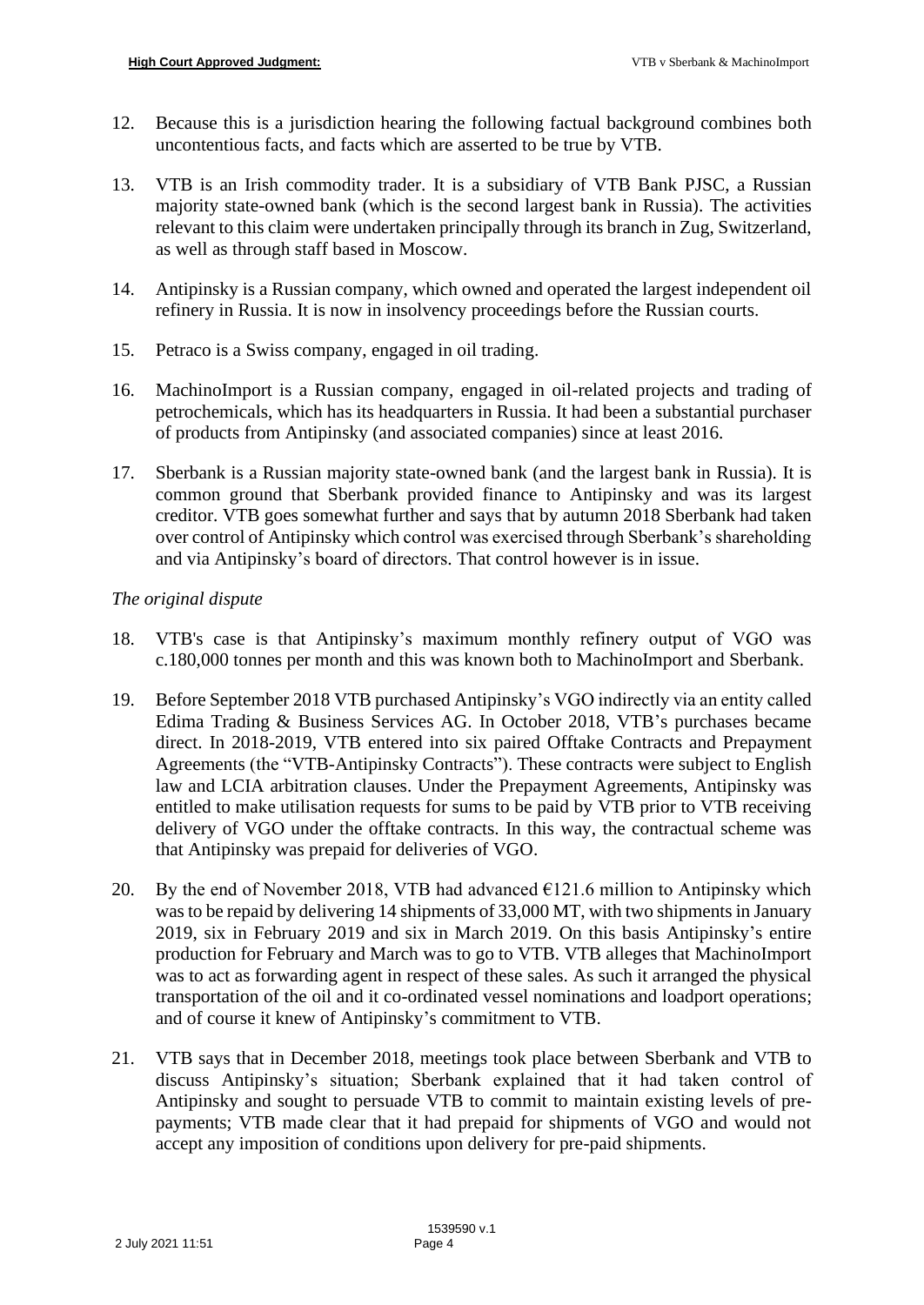12. Because this is a jurisdiction hearing the following factual background combines both uncontentious facts, and facts which are asserted to be true by VTB.

13. VTB is an Irish commodity trader. It is a subsidiary of VTB Bank PJSC, a Russian majority state-owned bank (which is the second largest bank in Russia). The activities relevant to this claim were undertaken principally through its branch in Zug, Switzerland, as well as through staff based in Moscow.

14. Antipinsky is a Russian company, which owned and operated the largest independent oil refinery in Russia. It is now in insolvency proceedings before the Russian courts.

15. Petraco is a Swiss company, engaged in oil trading.

16. MachinoImport is a Russian company, engaged in oil-related projects and trading of petrochemicals, which has its headquarters in Russia. It had been a substantial purchaser of products from Antipinsky (and associated companies) since at least 2016.

17. Sberbank is a Russian majority state-owned bank (and the largest bank in Russia). It is common ground that Sberbank provided finance to Antipinsky and was its largest creditor. VTB goes somewhat further and says that by autumn 2018 Sberbank had taken over control of Antipinsky which control was exercised through Sberbank's shareholding and via Antipinsky's board of directors. That control however is in issue.

*The original dispute*

18. VTB's case is that Antipinsky's maximum monthly refinery output of VGO was c.180,000 tonnes per month and this was known both to MachinoImport and Sberbank.

19. Before September 2018 VTB purchased Antipinsky's VGO indirectly via an entity called Edima Trading & Business Services AG. In October 2018, VTB's purchases became direct. In 2018-2019, VTB entered into six paired Offtake Contracts and Prepayment Agreements (the "VTB-Antipinsky Contracts"). These contracts were subject to English law and LCIA arbitration clauses. Under the Prepayment Agreements, Antipinsky was entitled to make utilisation requests for sums to be paid by VTB prior to VTB receiving delivery of VGO under the offtake contracts. In this way, the contractual scheme was that Antipinsky was prepaid for deliveries of VGO.

20. By the end of November 2018, VTB had advanced €121.6 million to Antipinsky which was to be repaid by delivering 14 shipments of 33,000 MT, with two shipments in January 2019, six in February 2019 and six in March 2019. On this basis Antipinsky's entire production for February and March was to go to VTB. VTB alleges that MachinoImport was to act as forwarding agent in respect of these sales. As such it arranged the physical transportation of the oil and it co-ordinated vessel nominations and loadport operations; and of course it knew of Antipinsky's commitment to VTB.

21. VTB says that in December 2018, meetings took place between Sberbank and VTB to discuss Antipinsky's situation; Sberbank explained that it had taken control of Antipinsky and sought to persuade VTB to commit to maintain existing levels of pre-payments; VTB made clear that it had prepaid for shipments of VGO and would not accept any imposition of conditions upon delivery for pre-paid shipments.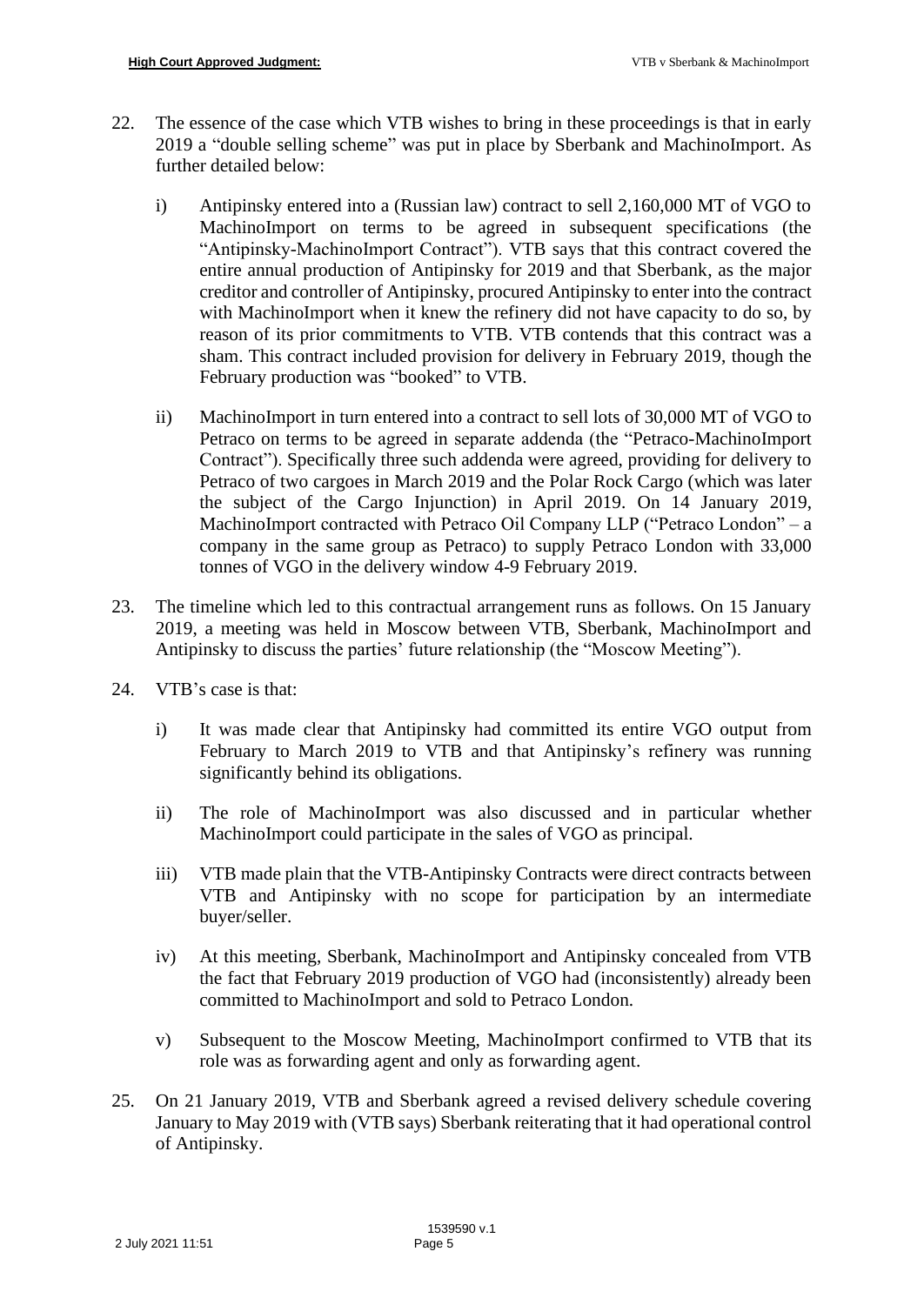22. The essence of the case which VTB wishes to bring in these proceedings is that in early 2019 a "double selling scheme" was put in place by Sberbank and MachinoImport. As further detailed below:

    i) Antipinsky entered into a (Russian law) contract to sell 2,160,000 MT of VGO to MachinoImport on terms to be agreed in subsequent specifications (the "Antipinsky-MachinoImport Contract"). VTB says that this contract covered the entire annual production of Antipinsky for 2019 and that Sberbank, as the major creditor and controller of Antipinsky, procured Antipinsky to enter into the contract with MachinoImport when it knew the refinery did not have capacity to do so, by reason of its prior commitments to VTB. VTB contends that this contract was a sham. This contract included provision for delivery in February 2019, though the February production was "booked" to VTB.

    ii) MachinoImport in turn entered into a contract to sell lots of 30,000 MT of VGO to Petraco on terms to be agreed in separate addenda (the "Petraco-MachinoImport Contract"). Specifically three such addenda were agreed, providing for delivery to Petraco of two cargoes in March 2019 and the Polar Rock Cargo (which was later the subject of the Cargo Injunction) in April 2019. On 14 January 2019, MachinoImport contracted with Petraco Oil Company LLP ("Petraco London" – a company in the same group as Petraco) to supply Petraco London with 33,000 tonnes of VGO in the delivery window 4-9 February 2019.

23. The timeline which led to this contractual arrangement runs as follows. On 15 January 2019, a meeting was held in Moscow between VTB, Sberbank, MachinoImport and Antipinsky to discuss the parties' future relationship (the "Moscow Meeting").

24. VTB's case is that:

    i) It was made clear that Antipinsky had committed its entire VGO output from February to March 2019 to VTB and that Antipinsky's refinery was running significantly behind its obligations.

    ii) The role of MachinoImport was also discussed and in particular whether MachinoImport could participate in the sales of VGO as principal.

    iii) VTB made plain that the VTB-Antipinsky Contracts were direct contracts between VTB and Antipinsky with no scope for participation by an intermediate buyer/seller.

    iv) At this meeting, Sberbank, MachinoImport and Antipinsky concealed from VTB the fact that February 2019 production of VGO had (inconsistently) already been committed to MachinoImport and sold to Petraco London.

    v) Subsequent to the Moscow Meeting, MachinoImport confirmed to VTB that its role was as forwarding agent and only as forwarding agent.

25. On 21 January 2019, VTB and Sberbank agreed a revised delivery schedule covering January to May 2019 with (VTB says) Sberbank reiterating that it had operational control of Antipinsky.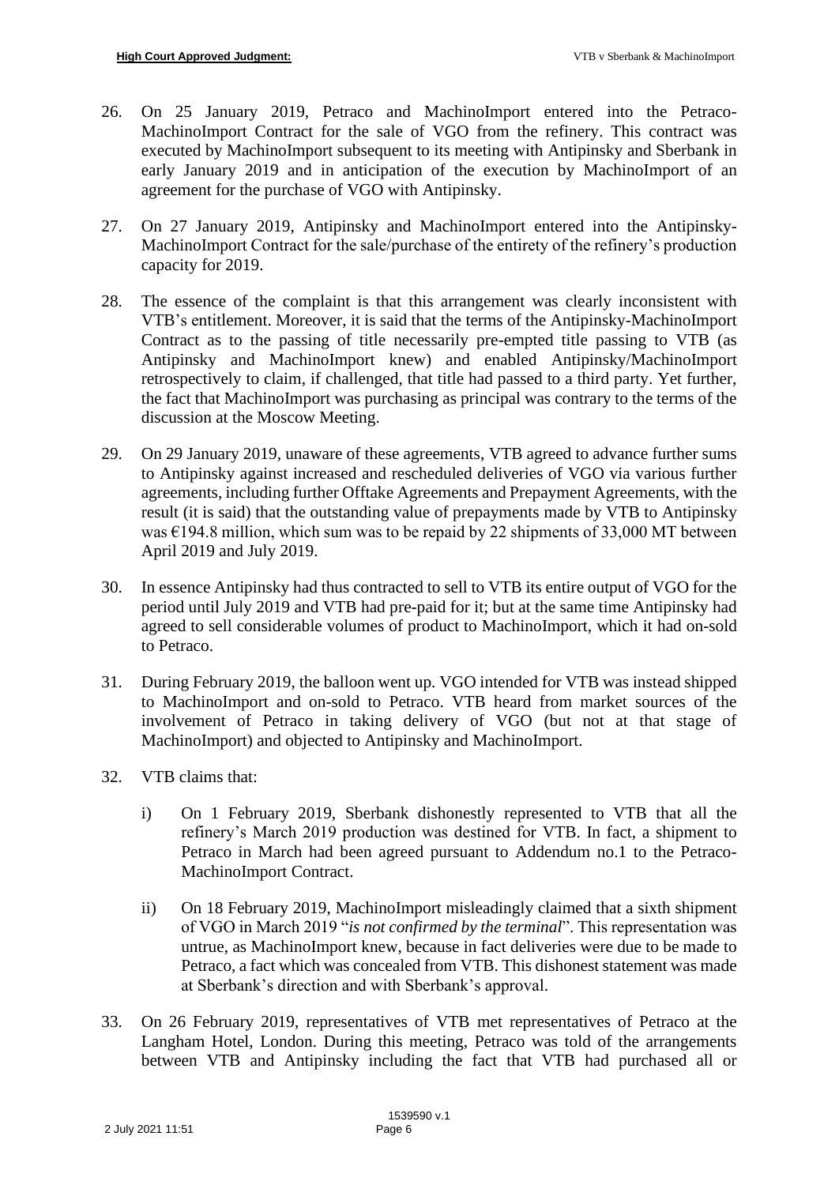26. On 25 January 2019, Petraco and MachinoImport entered into the Petraco-MachinoImport Contract for the sale of VGO from the refinery. This contract was executed by MachinoImport subsequent to its meeting with Antipinsky and Sberbank in early January 2019 and in anticipation of the execution by MachinoImport of an agreement for the purchase of VGO with Antipinsky.

27. On 27 January 2019, Antipinsky and MachinoImport entered into the Antipinsky-MachinoImport Contract for the sale/purchase of the entirety of the refinery's production capacity for 2019.

28. The essence of the complaint is that this arrangement was clearly inconsistent with VTB's entitlement. Moreover, it is said that the terms of the Antipinsky-MachinoImport Contract as to the passing of title necessarily pre-empted title passing to VTB (as Antipinsky and MachinoImport knew) and enabled Antipinsky/MachinoImport retrospectively to claim, if challenged, that title had passed to a third party. Yet further, the fact that MachinoImport was purchasing as principal was contrary to the terms of the discussion at the Moscow Meeting.

29. On 29 January 2019, unaware of these agreements, VTB agreed to advance further sums to Antipinsky against increased and rescheduled deliveries of VGO via various further agreements, including further Offtake Agreements and Prepayment Agreements, with the result (it is said) that the outstanding value of prepayments made by VTB to Antipinsky was €194.8 million, which sum was to be repaid by 22 shipments of 33,000 MT between April 2019 and July 2019.

30. In essence Antipinsky had thus contracted to sell to VTB its entire output of VGO for the period until July 2019 and VTB had pre-paid for it; but at the same time Antipinsky had agreed to sell considerable volumes of product to MachinoImport, which it had on-sold to Petraco.

31. During February 2019, the balloon went up. VGO intended for VTB was instead shipped to MachinoImport and on-sold to Petraco. VTB heard from market sources of the involvement of Petraco in taking delivery of VGO (but not at that stage of MachinoImport) and objected to Antipinsky and MachinoImport.

32. VTB claims that:

    i) On 1 February 2019, Sberbank dishonestly represented to VTB that all the refinery's March 2019 production was destined for VTB. In fact, a shipment to Petraco in March had been agreed pursuant to Addendum no.1 to the Petraco-MachinoImport Contract.

    ii) On 18 February 2019, MachinoImport misleadingly claimed that a sixth shipment of VGO in March 2019 "*is not confirmed by the terminal*". This representation was untrue, as MachinoImport knew, because in fact deliveries were due to be made to Petraco, a fact which was concealed from VTB. This dishonest statement was made at Sberbank's direction and with Sberbank's approval.

33. On 26 February 2019, representatives of VTB met representatives of Petraco at the Langham Hotel, London. During this meeting, Petraco was told of the arrangements between VTB and Antipinsky including the fact that VTB had purchased all or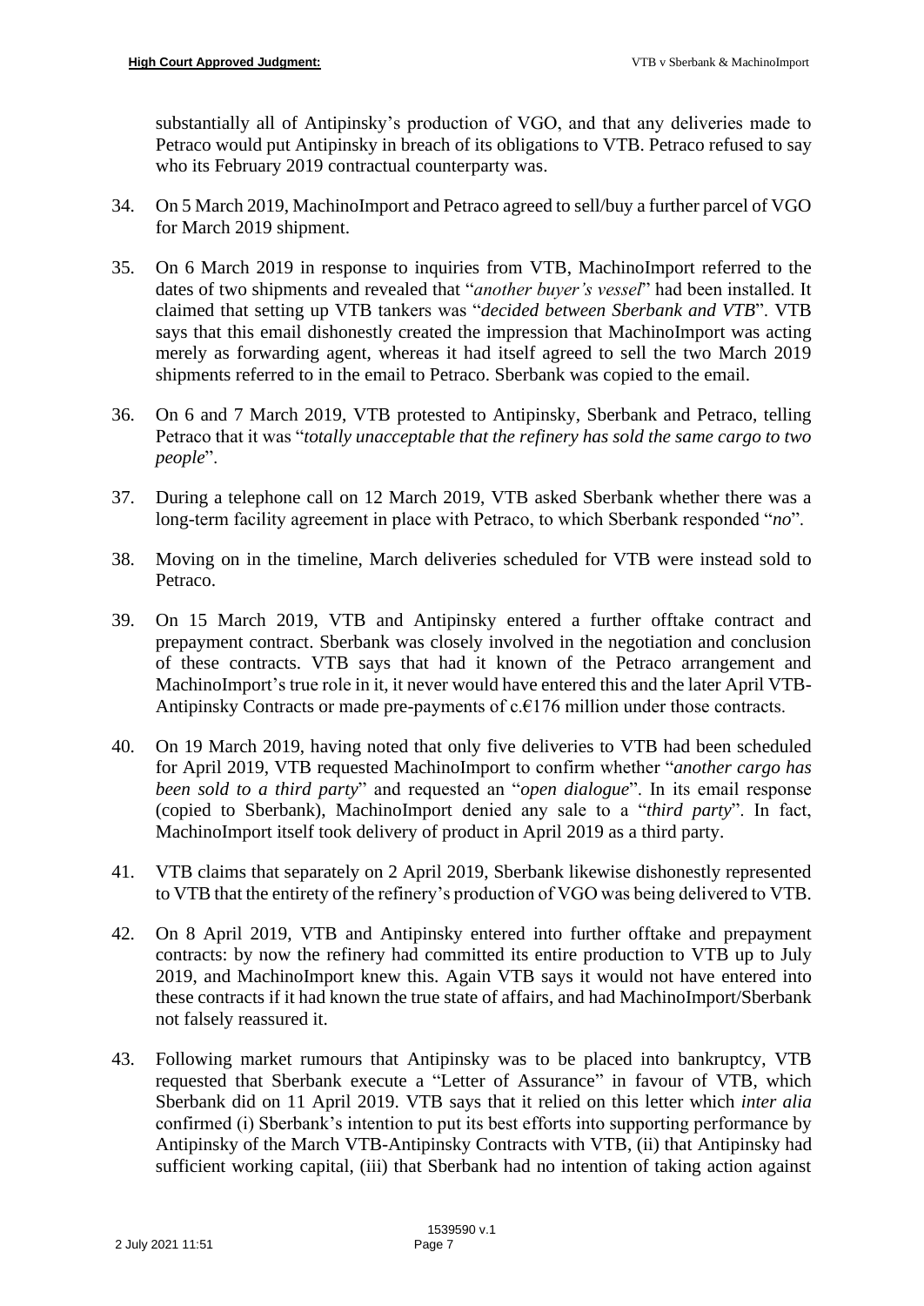substantially all of Antipinsky's production of VGO, and that any deliveries made to Petraco would put Antipinsky in breach of its obligations to VTB. Petraco refused to say who its February 2019 contractual counterparty was.

34. On 5 March 2019, MachinoImport and Petraco agreed to sell/buy a further parcel of VGO for March 2019 shipment.

35. On 6 March 2019 in response to inquiries from VTB, MachinoImport referred to the dates of two shipments and revealed that "*another buyer's vessel*" had been installed. It claimed that setting up VTB tankers was "*decided between Sberbank and VTB*". VTB says that this email dishonestly created the impression that MachinoImport was acting merely as forwarding agent, whereas it had itself agreed to sell the two March 2019 shipments referred to in the email to Petraco. Sberbank was copied to the email.

36. On 6 and 7 March 2019, VTB protested to Antipinsky, Sberbank and Petraco, telling Petraco that it was "*totally unacceptable that the refinery has sold the same cargo to two people*".

37. During a telephone call on 12 March 2019, VTB asked Sberbank whether there was a long-term facility agreement in place with Petraco, to which Sberbank responded "*no*".

38. Moving on in the timeline, March deliveries scheduled for VTB were instead sold to Petraco.

39. On 15 March 2019, VTB and Antipinsky entered a further offtake contract and prepayment contract. Sberbank was closely involved in the negotiation and conclusion of these contracts. VTB says that had it known of the Petraco arrangement and MachinoImport's true role in it, it never would have entered this and the later April VTB-Antipinsky Contracts or made pre-payments of c.€176 million under those contracts.

40. On 19 March 2019, having noted that only five deliveries to VTB had been scheduled for April 2019, VTB requested MachinoImport to confirm whether "*another cargo has been sold to a third party*" and requested an "*open dialogue*". In its email response (copied to Sberbank), MachinoImport denied any sale to a "*third party*". In fact, MachinoImport itself took delivery of product in April 2019 as a third party.

41. VTB claims that separately on 2 April 2019, Sberbank likewise dishonestly represented to VTB that the entirety of the refinery's production of VGO was being delivered to VTB.

42. On 8 April 2019, VTB and Antipinsky entered into further offtake and prepayment contracts: by now the refinery had committed its entire production to VTB up to July 2019, and MachinoImport knew this. Again VTB says it would not have entered into these contracts if it had known the true state of affairs, and had MachinoImport/Sberbank not falsely reassured it.

43. Following market rumours that Antipinsky was to be placed into bankruptcy, VTB requested that Sberbank execute a "Letter of Assurance" in favour of VTB, which Sberbank did on 11 April 2019. VTB says that it relied on this letter which *inter alia* confirmed (i) Sberbank's intention to put its best efforts into supporting performance by Antipinsky of the March VTB-Antipinsky Contracts with VTB, (ii) that Antipinsky had sufficient working capital, (iii) that Sberbank had no intention of taking action against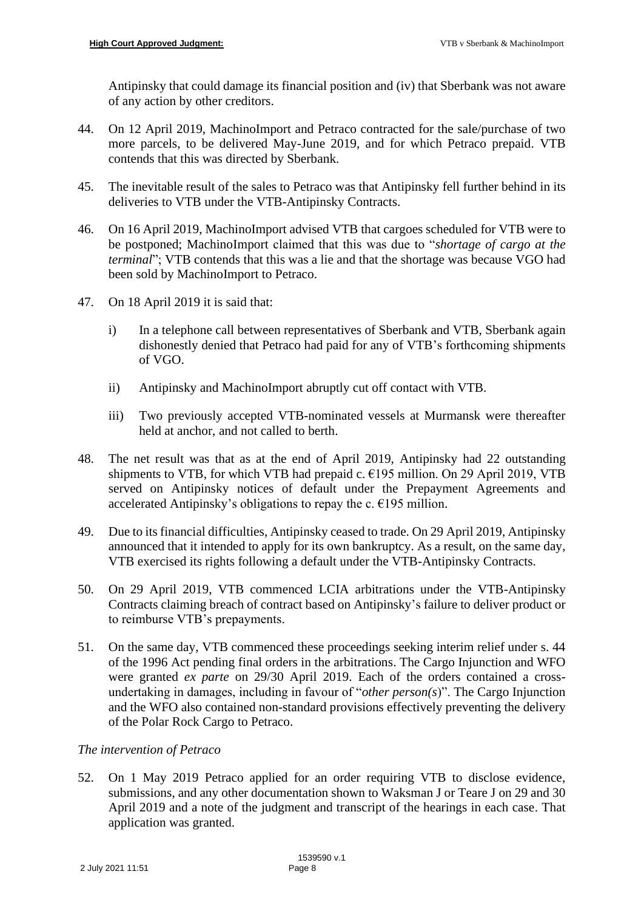Antipinsky that could damage its financial position and (iv) that Sberbank was not aware of any action by other creditors.

44. On 12 April 2019, MachinoImport and Petraco contracted for the sale/purchase of two more parcels, to be delivered May-June 2019, and for which Petraco prepaid. VTB contends that this was directed by Sberbank.

45. The inevitable result of the sales to Petraco was that Antipinsky fell further behind in its deliveries to VTB under the VTB-Antipinsky Contracts.

46. On 16 April 2019, MachinoImport advised VTB that cargoes scheduled for VTB were to be postponed; MachinoImport claimed that this was due to "*shortage of cargo at the terminal*"; VTB contends that this was a lie and that the shortage was because VGO had been sold by MachinoImport to Petraco.

47. On 18 April 2019 it is said that:

    i) In a telephone call between representatives of Sberbank and VTB, Sberbank again dishonestly denied that Petraco had paid for any of VTB's forthcoming shipments of VGO.

    ii) Antipinsky and MachinoImport abruptly cut off contact with VTB.

    iii) Two previously accepted VTB-nominated vessels at Murmansk were thereafter held at anchor, and not called to berth.

48. The net result was that as at the end of April 2019, Antipinsky had 22 outstanding shipments to VTB, for which VTB had prepaid c. €195 million. On 29 April 2019, VTB served on Antipinsky notices of default under the Prepayment Agreements and accelerated Antipinsky's obligations to repay the c. €195 million.

49. Due to its financial difficulties, Antipinsky ceased to trade. On 29 April 2019, Antipinsky announced that it intended to apply for its own bankruptcy. As a result, on the same day, VTB exercised its rights following a default under the VTB-Antipinsky Contracts.

50. On 29 April 2019, VTB commenced LCIA arbitrations under the VTB-Antipinsky Contracts claiming breach of contract based on Antipinsky's failure to deliver product or to reimburse VTB's prepayments.

51. On the same day, VTB commenced these proceedings seeking interim relief under s. 44 of the 1996 Act pending final orders in the arbitrations. The Cargo Injunction and WFO were granted *ex parte* on 29/30 April 2019. Each of the orders contained a cross-undertaking in damages, including in favour of "*other person(s)*". The Cargo Injunction and the WFO also contained non-standard provisions effectively preventing the delivery of the Polar Rock Cargo to Petraco.

*The intervention of Petraco*

52. On 1 May 2019 Petraco applied for an order requiring VTB to disclose evidence, submissions, and any other documentation shown to Waksman J or Teare J on 29 and 30 April 2019 and a note of the judgment and transcript of the hearings in each case. That application was granted.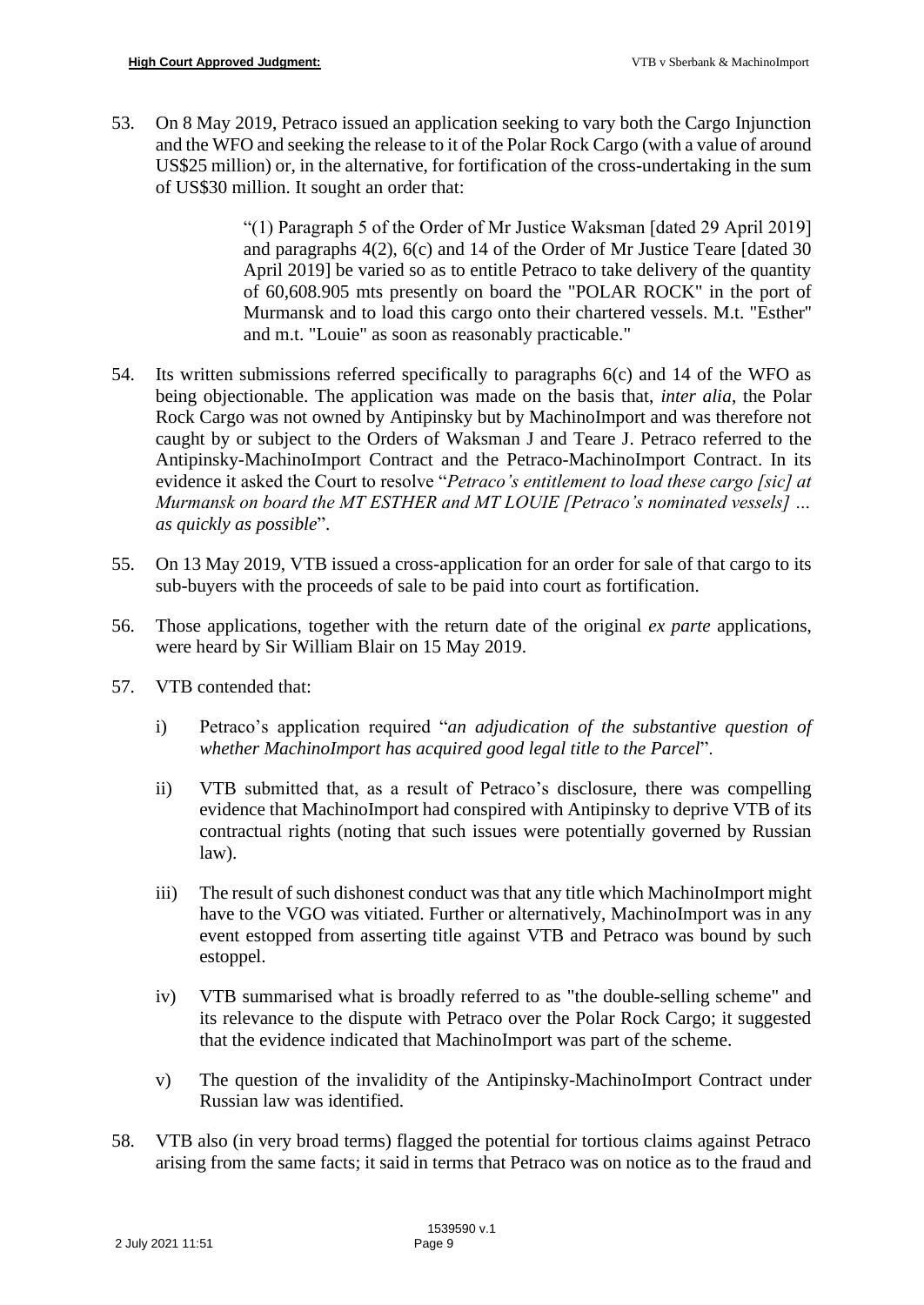53. On 8 May 2019, Petraco issued an application seeking to vary both the Cargo Injunction and the WFO and seeking the release to it of the Polar Rock Cargo (with a value of around US$25 million) or, in the alternative, for fortification of the cross-undertaking in the sum of US$30 million. It sought an order that:

> "(1) Paragraph 5 of the Order of Mr Justice Waksman [dated 29 April 2019] and paragraphs 4(2), 6(c) and 14 of the Order of Mr Justice Teare [dated 30 April 2019] be varied so as to entitle Petraco to take delivery of the quantity of 60,608.905 mts presently on board the "POLAR ROCK" in the port of Murmansk and to load this cargo onto their chartered vessels. M.t. "Esther" and m.t. "Louie" as soon as reasonably practicable."

54. Its written submissions referred specifically to paragraphs 6(c) and 14 of the WFO as being objectionable. The application was made on the basis that, *inter alia*, the Polar Rock Cargo was not owned by Antipinsky but by MachinoImport and was therefore not caught by or subject to the Orders of Waksman J and Teare J. Petraco referred to the Antipinsky-MachinoImport Contract and the Petraco-MachinoImport Contract. In its evidence it asked the Court to resolve "*Petraco's entitlement to load these cargo [sic] at Murmansk on board the MT ESTHER and MT LOUIE [Petraco's nominated vessels] … as quickly as possible*".

55. On 13 May 2019, VTB issued a cross-application for an order for sale of that cargo to its sub-buyers with the proceeds of sale to be paid into court as fortification.

56. Those applications, together with the return date of the original *ex parte* applications, were heard by Sir William Blair on 15 May 2019.

57. VTB contended that:

    i) Petraco's application required "*an adjudication of the substantive question of whether MachinoImport has acquired good legal title to the Parcel*".

    ii) VTB submitted that, as a result of Petraco's disclosure, there was compelling evidence that MachinoImport had conspired with Antipinsky to deprive VTB of its contractual rights (noting that such issues were potentially governed by Russian law).

    iii) The result of such dishonest conduct was that any title which MachinoImport might have to the VGO was vitiated. Further or alternatively, MachinoImport was in any event estopped from asserting title against VTB and Petraco was bound by such estoppel.

    iv) VTB summarised what is broadly referred to as "the double-selling scheme" and its relevance to the dispute with Petraco over the Polar Rock Cargo; it suggested that the evidence indicated that MachinoImport was part of the scheme.

    v) The question of the invalidity of the Antipinsky-MachinoImport Contract under Russian law was identified.

58. VTB also (in very broad terms) flagged the potential for tortious claims against Petraco arising from the same facts; it said in terms that Petraco was on notice as to the fraud and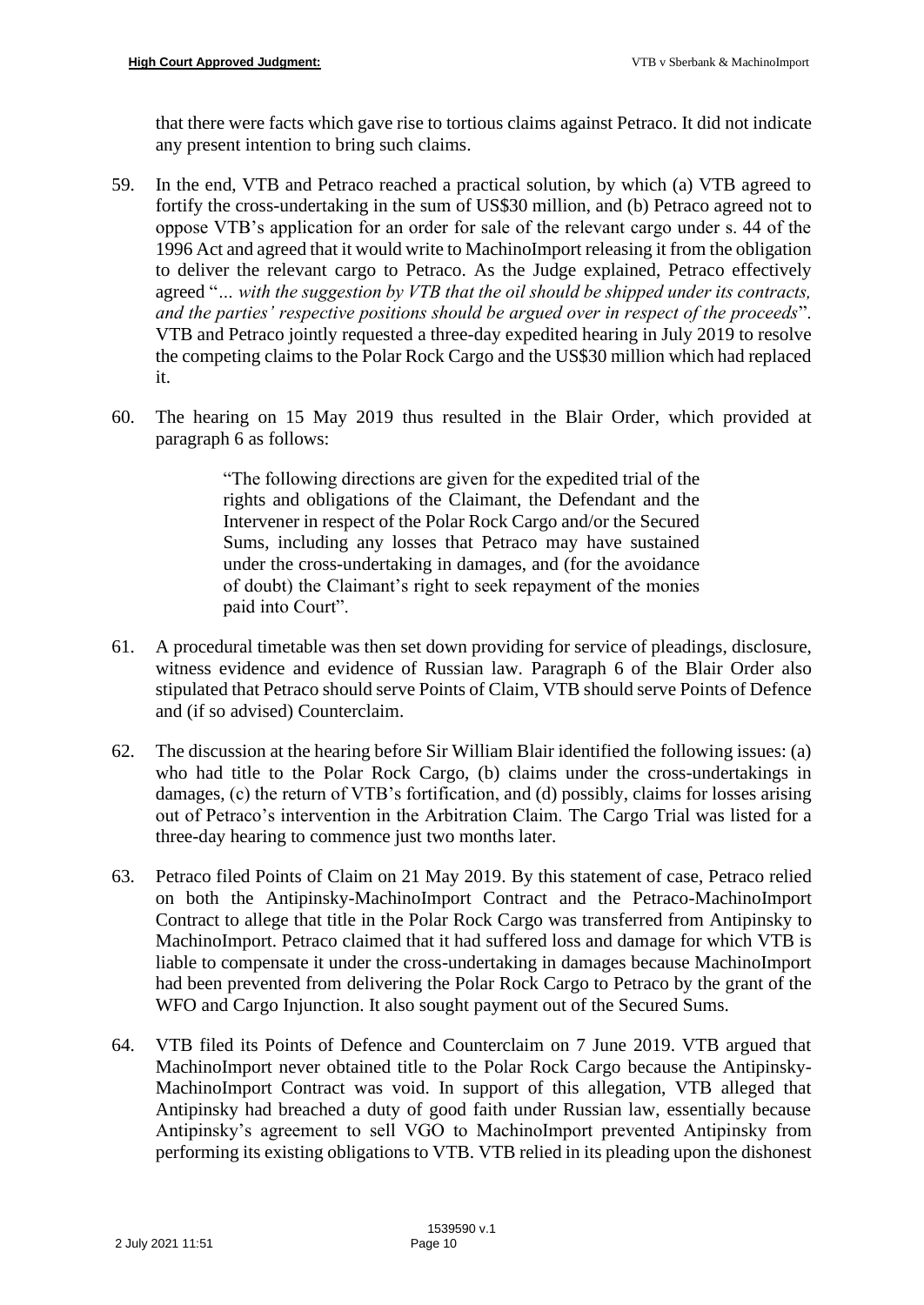that there were facts which gave rise to tortious claims against Petraco. It did not indicate any present intention to bring such claims.

59. In the end, VTB and Petraco reached a practical solution, by which (a) VTB agreed to fortify the cross-undertaking in the sum of US$30 million, and (b) Petraco agreed not to oppose VTB's application for an order for sale of the relevant cargo under s. 44 of the 1996 Act and agreed that it would write to MachinoImport releasing it from the obligation to deliver the relevant cargo to Petraco. As the Judge explained, Petraco effectively agreed "*… with the suggestion by VTB that the oil should be shipped under its contracts, and the parties' respective positions should be argued over in respect of the proceeds*". VTB and Petraco jointly requested a three-day expedited hearing in July 2019 to resolve the competing claims to the Polar Rock Cargo and the US$30 million which had replaced it.

60. The hearing on 15 May 2019 thus resulted in the Blair Order, which provided at paragraph 6 as follows:

> "The following directions are given for the expedited trial of the rights and obligations of the Claimant, the Defendant and the Intervener in respect of the Polar Rock Cargo and/or the Secured Sums, including any losses that Petraco may have sustained under the cross-undertaking in damages, and (for the avoidance of doubt) the Claimant's right to seek repayment of the monies paid into Court".

61. A procedural timetable was then set down providing for service of pleadings, disclosure, witness evidence and evidence of Russian law. Paragraph 6 of the Blair Order also stipulated that Petraco should serve Points of Claim, VTB should serve Points of Defence and (if so advised) Counterclaim.

62. The discussion at the hearing before Sir William Blair identified the following issues: (a) who had title to the Polar Rock Cargo, (b) claims under the cross-undertakings in damages, (c) the return of VTB's fortification, and (d) possibly, claims for losses arising out of Petraco's intervention in the Arbitration Claim. The Cargo Trial was listed for a three-day hearing to commence just two months later.

63. Petraco filed Points of Claim on 21 May 2019. By this statement of case, Petraco relied on both the Antipinsky-MachinoImport Contract and the Petraco-MachinoImport Contract to allege that title in the Polar Rock Cargo was transferred from Antipinsky to MachinoImport. Petraco claimed that it had suffered loss and damage for which VTB is liable to compensate it under the cross-undertaking in damages because MachinoImport had been prevented from delivering the Polar Rock Cargo to Petraco by the grant of the WFO and Cargo Injunction. It also sought payment out of the Secured Sums.

64. VTB filed its Points of Defence and Counterclaim on 7 June 2019. VTB argued that MachinoImport never obtained title to the Polar Rock Cargo because the Antipinsky-MachinoImport Contract was void. In support of this allegation, VTB alleged that Antipinsky had breached a duty of good faith under Russian law, essentially because Antipinsky's agreement to sell VGO to MachinoImport prevented Antipinsky from performing its existing obligations to VTB. VTB relied in its pleading upon the dishonest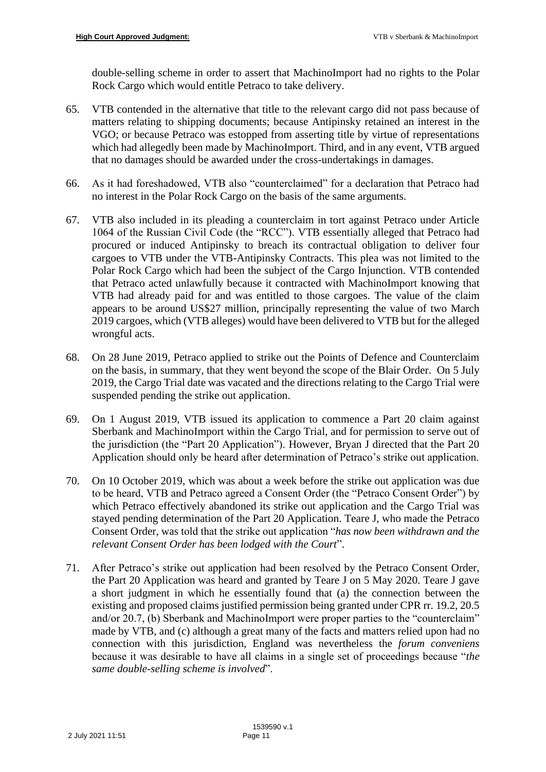double-selling scheme in order to assert that MachinoImport had no rights to the Polar Rock Cargo which would entitle Petraco to take delivery.

65. VTB contended in the alternative that title to the relevant cargo did not pass because of matters relating to shipping documents; because Antipinsky retained an interest in the VGO; or because Petraco was estopped from asserting title by virtue of representations which had allegedly been made by MachinoImport. Third, and in any event, VTB argued that no damages should be awarded under the cross-undertakings in damages.

66. As it had foreshadowed, VTB also "counterclaimed" for a declaration that Petraco had no interest in the Polar Rock Cargo on the basis of the same arguments.

67. VTB also included in its pleading a counterclaim in tort against Petraco under Article 1064 of the Russian Civil Code (the "RCC"). VTB essentially alleged that Petraco had procured or induced Antipinsky to breach its contractual obligation to deliver four cargoes to VTB under the VTB-Antipinsky Contracts. This plea was not limited to the Polar Rock Cargo which had been the subject of the Cargo Injunction. VTB contended that Petraco acted unlawfully because it contracted with MachinoImport knowing that VTB had already paid for and was entitled to those cargoes. The value of the claim appears to be around US$27 million, principally representing the value of two March 2019 cargoes, which (VTB alleges) would have been delivered to VTB but for the alleged wrongful acts.

68. On 28 June 2019, Petraco applied to strike out the Points of Defence and Counterclaim on the basis, in summary, that they went beyond the scope of the Blair Order. On 5 July 2019, the Cargo Trial date was vacated and the directions relating to the Cargo Trial were suspended pending the strike out application.

69. On 1 August 2019, VTB issued its application to commence a Part 20 claim against Sberbank and MachinoImport within the Cargo Trial, and for permission to serve out of the jurisdiction (the "Part 20 Application"). However, Bryan J directed that the Part 20 Application should only be heard after determination of Petraco's strike out application.

70. On 10 October 2019, which was about a week before the strike out application was due to be heard, VTB and Petraco agreed a Consent Order (the "Petraco Consent Order") by which Petraco effectively abandoned its strike out application and the Cargo Trial was stayed pending determination of the Part 20 Application. Teare J, who made the Petraco Consent Order, was told that the strike out application "*has now been withdrawn and the relevant Consent Order has been lodged with the Court*".

71. After Petraco's strike out application had been resolved by the Petraco Consent Order, the Part 20 Application was heard and granted by Teare J on 5 May 2020. Teare J gave a short judgment in which he essentially found that (a) the connection between the existing and proposed claims justified permission being granted under CPR rr. 19.2, 20.5 and/or 20.7, (b) Sberbank and MachinoImport were proper parties to the "counterclaim" made by VTB, and (c) although a great many of the facts and matters relied upon had no connection with this jurisdiction, England was nevertheless the *forum conveniens* because it was desirable to have all claims in a single set of proceedings because "*the same double-selling scheme is involved*".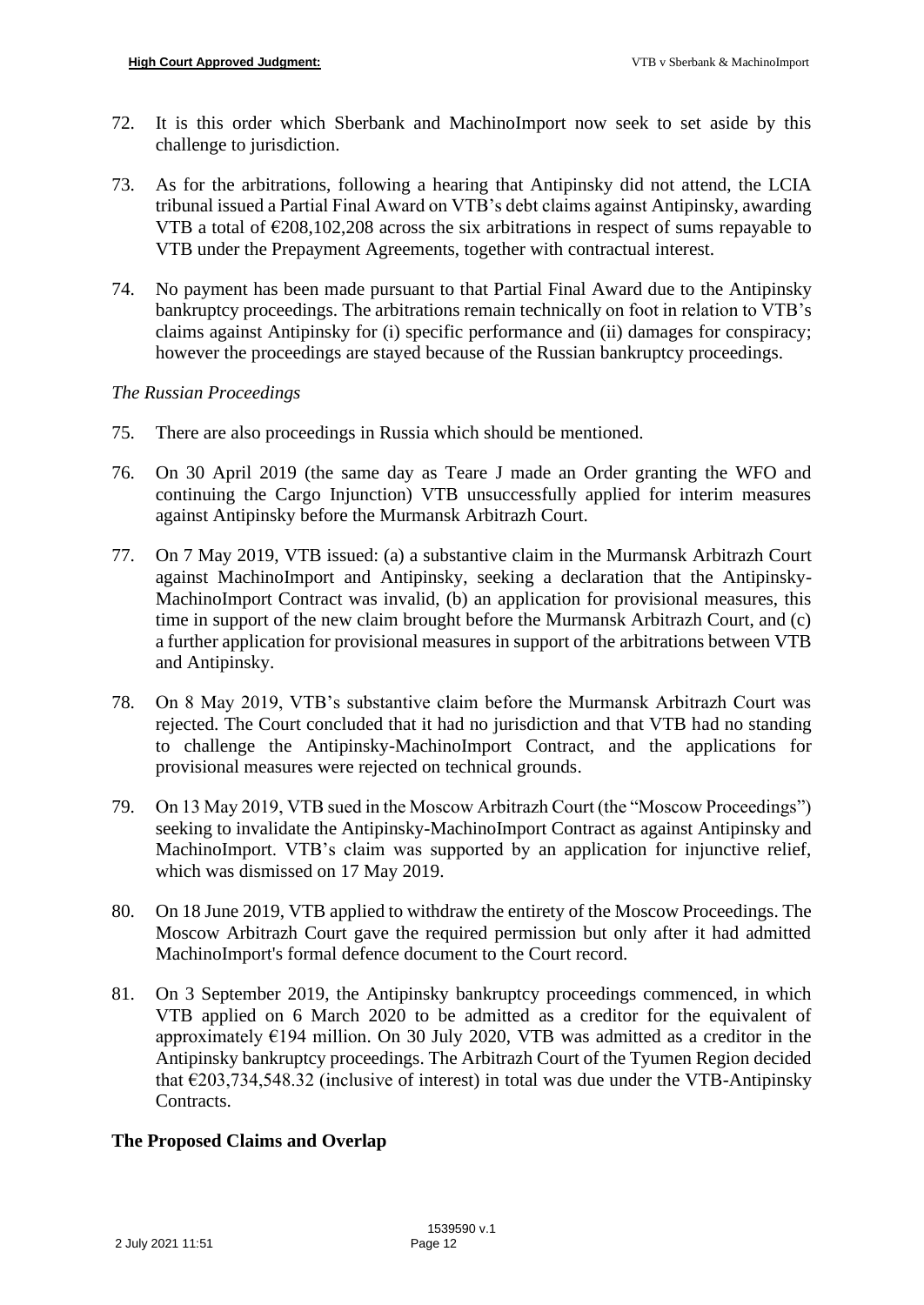72. It is this order which Sberbank and MachinoImport now seek to set aside by this challenge to jurisdiction.

73. As for the arbitrations, following a hearing that Antipinsky did not attend, the LCIA tribunal issued a Partial Final Award on VTB's debt claims against Antipinsky, awarding VTB a total of €208,102,208 across the six arbitrations in respect of sums repayable to VTB under the Prepayment Agreements, together with contractual interest.

74. No payment has been made pursuant to that Partial Final Award due to the Antipinsky bankruptcy proceedings. The arbitrations remain technically on foot in relation to VTB's claims against Antipinsky for (i) specific performance and (ii) damages for conspiracy; however the proceedings are stayed because of the Russian bankruptcy proceedings.

*The Russian Proceedings*

75. There are also proceedings in Russia which should be mentioned.

76. On 30 April 2019 (the same day as Teare J made an Order granting the WFO and continuing the Cargo Injunction) VTB unsuccessfully applied for interim measures against Antipinsky before the Murmansk Arbitrazh Court.

77. On 7 May 2019, VTB issued: (a) a substantive claim in the Murmansk Arbitrazh Court against MachinoImport and Antipinsky, seeking a declaration that the Antipinsky-MachinoImport Contract was invalid, (b) an application for provisional measures, this time in support of the new claim brought before the Murmansk Arbitrazh Court, and (c) a further application for provisional measures in support of the arbitrations between VTB and Antipinsky.

78. On 8 May 2019, VTB's substantive claim before the Murmansk Arbitrazh Court was rejected. The Court concluded that it had no jurisdiction and that VTB had no standing to challenge the Antipinsky-MachinoImport Contract, and the applications for provisional measures were rejected on technical grounds.

79. On 13 May 2019, VTB sued in the Moscow Arbitrazh Court (the "Moscow Proceedings") seeking to invalidate the Antipinsky-MachinoImport Contract as against Antipinsky and MachinoImport. VTB's claim was supported by an application for injunctive relief, which was dismissed on 17 May 2019.

80. On 18 June 2019, VTB applied to withdraw the entirety of the Moscow Proceedings. The Moscow Arbitrazh Court gave the required permission but only after it had admitted MachinoImport's formal defence document to the Court record.

81. On 3 September 2019, the Antipinsky bankruptcy proceedings commenced, in which VTB applied on 6 March 2020 to be admitted as a creditor for the equivalent of approximately €194 million. On 30 July 2020, VTB was admitted as a creditor in the Antipinsky bankruptcy proceedings. The Arbitrazh Court of the Tyumen Region decided that €203,734,548.32 (inclusive of interest) in total was due under the VTB-Antipinsky Contracts.

## The Proposed Claims and Overlap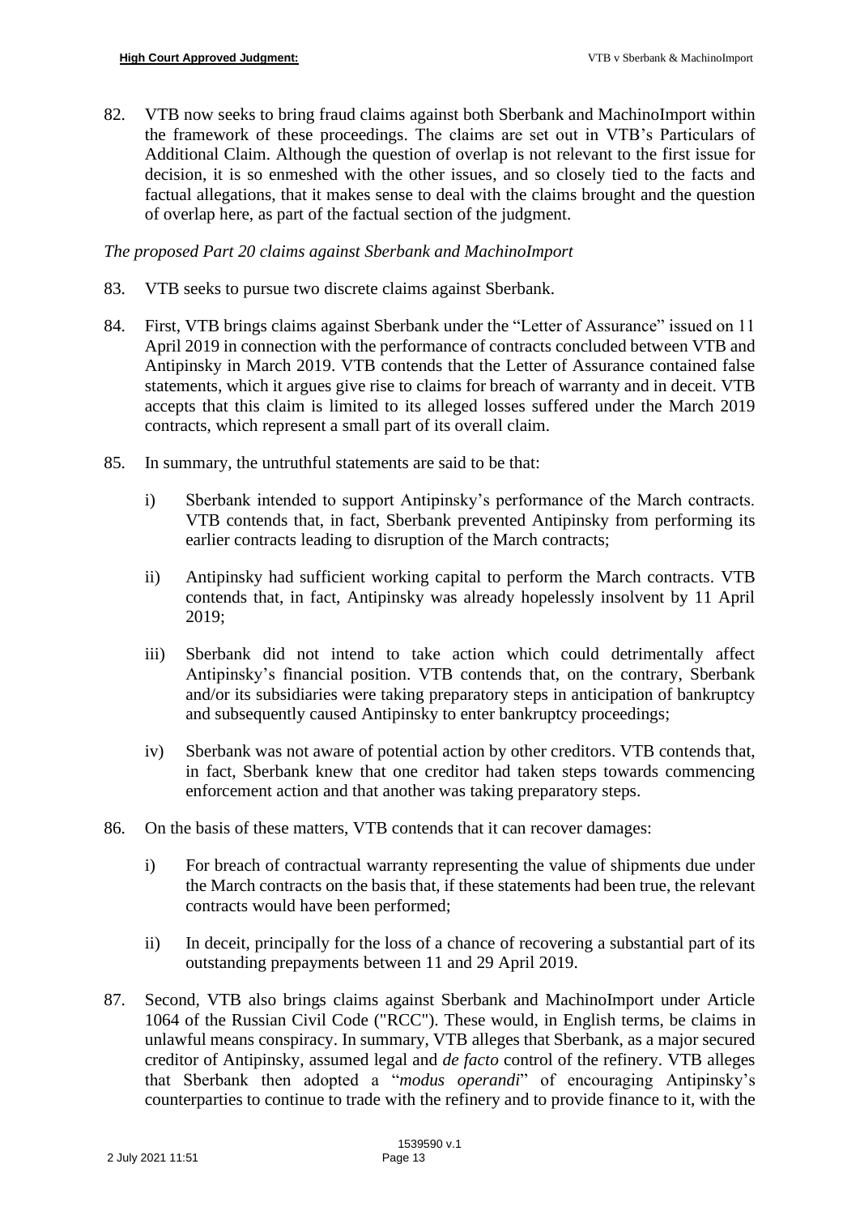82. VTB now seeks to bring fraud claims against both Sberbank and MachinoImport within the framework of these proceedings. The claims are set out in VTB's Particulars of Additional Claim. Although the question of overlap is not relevant to the first issue for decision, it is so enmeshed with the other issues, and so closely tied to the facts and factual allegations, that it makes sense to deal with the claims brought and the question of overlap here, as part of the factual section of the judgment.

*The proposed Part 20 claims against Sberbank and MachinoImport*

83. VTB seeks to pursue two discrete claims against Sberbank.

84. First, VTB brings claims against Sberbank under the "Letter of Assurance" issued on 11 April 2019 in connection with the performance of contracts concluded between VTB and Antipinsky in March 2019. VTB contends that the Letter of Assurance contained false statements, which it argues give rise to claims for breach of warranty and in deceit. VTB accepts that this claim is limited to its alleged losses suffered under the March 2019 contracts, which represent a small part of its overall claim.

85. In summary, the untruthful statements are said to be that:

    i) Sberbank intended to support Antipinsky's performance of the March contracts. VTB contends that, in fact, Sberbank prevented Antipinsky from performing its earlier contracts leading to disruption of the March contracts;

    ii) Antipinsky had sufficient working capital to perform the March contracts. VTB contends that, in fact, Antipinsky was already hopelessly insolvent by 11 April 2019;

    iii) Sberbank did not intend to take action which could detrimentally affect Antipinsky's financial position. VTB contends that, on the contrary, Sberbank and/or its subsidiaries were taking preparatory steps in anticipation of bankruptcy and subsequently caused Antipinsky to enter bankruptcy proceedings;

    iv) Sberbank was not aware of potential action by other creditors. VTB contends that, in fact, Sberbank knew that one creditor had taken steps towards commencing enforcement action and that another was taking preparatory steps.

86. On the basis of these matters, VTB contends that it can recover damages:

    i) For breach of contractual warranty representing the value of shipments due under the March contracts on the basis that, if these statements had been true, the relevant contracts would have been performed;

    ii) In deceit, principally for the loss of a chance of recovering a substantial part of its outstanding prepayments between 11 and 29 April 2019.

87. Second, VTB also brings claims against Sberbank and MachinoImport under Article 1064 of the Russian Civil Code ("RCC"). These would, in English terms, be claims in unlawful means conspiracy. In summary, VTB alleges that Sberbank, as a major secured creditor of Antipinsky, assumed legal and *de facto* control of the refinery. VTB alleges that Sberbank then adopted a "*modus operandi*" of encouraging Antipinsky's counterparties to continue to trade with the refinery and to provide finance to it, with the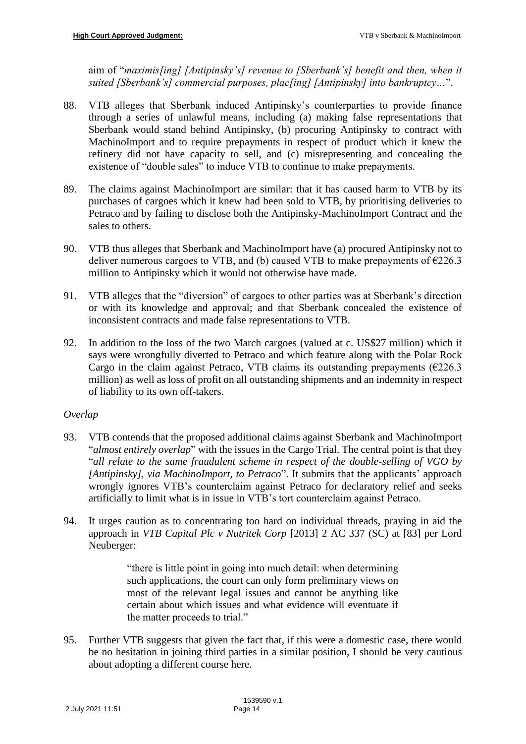aim of "*maximis[ing] [Antipinsky's] revenue to [Sberbank's] benefit and then, when it suited [Sberbank's] commercial purposes, plac[ing] [Antipinsky] into bankruptcy…*".

88. VTB alleges that Sberbank induced Antipinsky's counterparties to provide finance through a series of unlawful means, including (a) making false representations that Sberbank would stand behind Antipinsky, (b) procuring Antipinsky to contract with MachinoImport and to require prepayments in respect of product which it knew the refinery did not have capacity to sell, and (c) misrepresenting and concealing the existence of "double sales" to induce VTB to continue to make prepayments.

89. The claims against MachinoImport are similar: that it has caused harm to VTB by its purchases of cargoes which it knew had been sold to VTB, by prioritising deliveries to Petraco and by failing to disclose both the Antipinsky-MachinoImport Contract and the sales to others.

90. VTB thus alleges that Sberbank and MachinoImport have (a) procured Antipinsky not to deliver numerous cargoes to VTB, and (b) caused VTB to make prepayments of €226.3 million to Antipinsky which it would not otherwise have made.

91. VTB alleges that the "diversion" of cargoes to other parties was at Sberbank's direction or with its knowledge and approval; and that Sberbank concealed the existence of inconsistent contracts and made false representations to VTB.

92. In addition to the loss of the two March cargoes (valued at c. US$27 million) which it says were wrongfully diverted to Petraco and which feature along with the Polar Rock Cargo in the claim against Petraco, VTB claims its outstanding prepayments (€226.3 million) as well as loss of profit on all outstanding shipments and an indemnity in respect of liability to its own off-takers.

*Overlap*

93. VTB contends that the proposed additional claims against Sberbank and MachinoImport "*almost entirely overlap*" with the issues in the Cargo Trial. The central point is that they "*all relate to the same fraudulent scheme in respect of the double-selling of VGO by [Antipinsky], via MachinoImport, to Petraco*". It submits that the applicants' approach wrongly ignores VTB's counterclaim against Petraco for declaratory relief and seeks artificially to limit what is in issue in VTB's tort counterclaim against Petraco.

94. It urges caution as to concentrating too hard on individual threads, praying in aid the approach in *VTB Capital Plc v Nutritek Corp* [2013] 2 AC 337 (SC) at [83] per Lord Neuberger:

> "there is little point in going into much detail: when determining such applications, the court can only form preliminary views on most of the relevant legal issues and cannot be anything like certain about which issues and what evidence will eventuate if the matter proceeds to trial."

95. Further VTB suggests that given the fact that, if this were a domestic case, there would be no hesitation in joining third parties in a similar position, I should be very cautious about adopting a different course here.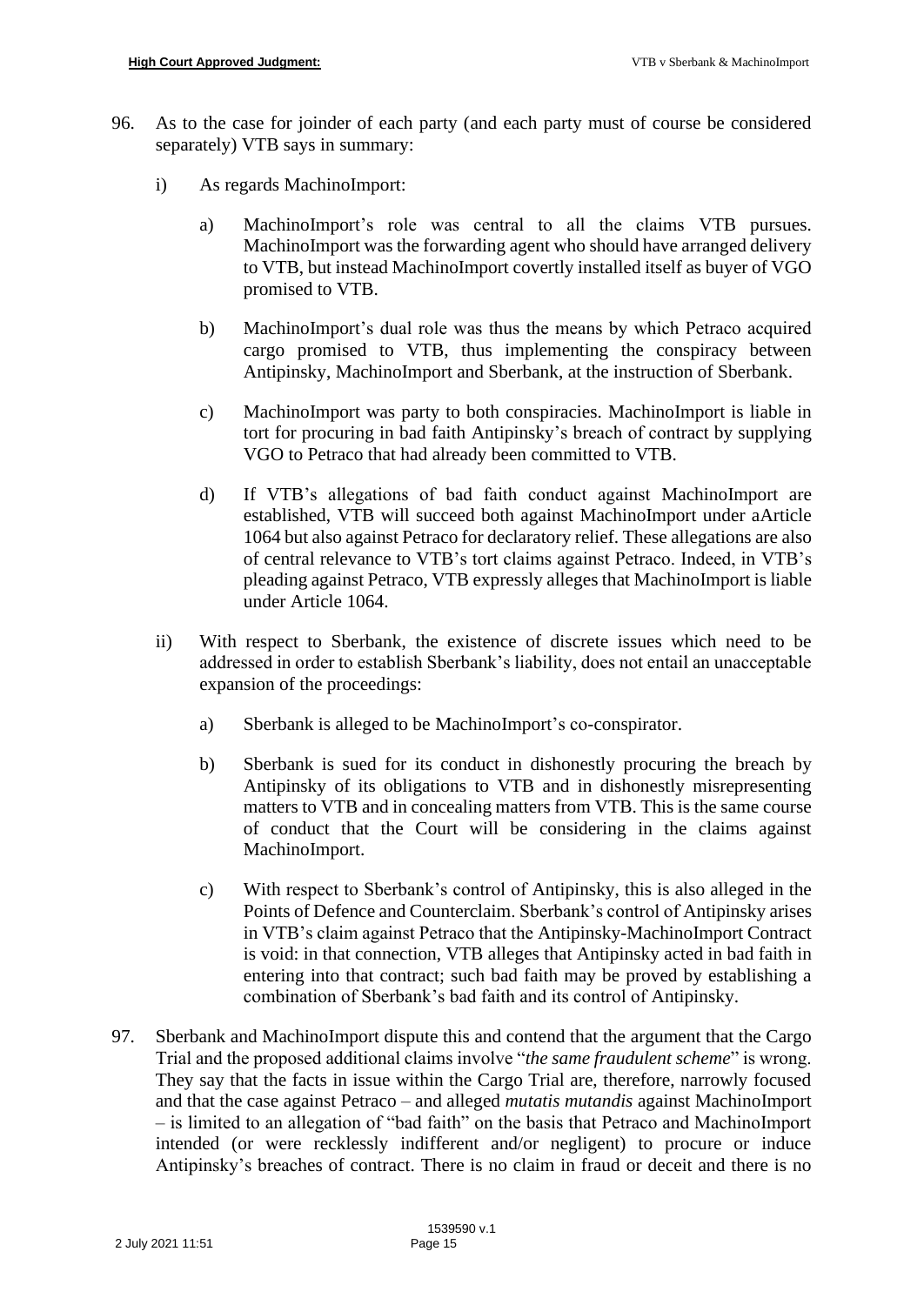96. As to the case for joinder of each party (and each party must of course be considered separately) VTB says in summary:

    i) As regards MachinoImport:

        a) MachinoImport's role was central to all the claims VTB pursues. MachinoImport was the forwarding agent who should have arranged delivery to VTB, but instead MachinoImport covertly installed itself as buyer of VGO promised to VTB.

        b) MachinoImport's dual role was thus the means by which Petraco acquired cargo promised to VTB, thus implementing the conspiracy between Antipinsky, MachinoImport and Sberbank, at the instruction of Sberbank.

        c) MachinoImport was party to both conspiracies. MachinoImport is liable in tort for procuring in bad faith Antipinsky's breach of contract by supplying VGO to Petraco that had already been committed to VTB.

        d) If VTB's allegations of bad faith conduct against MachinoImport are established, VTB will succeed both against MachinoImport under aArticle 1064 but also against Petraco for declaratory relief. These allegations are also of central relevance to VTB's tort claims against Petraco. Indeed, in VTB's pleading against Petraco, VTB expressly alleges that MachinoImport is liable under Article 1064.

    ii) With respect to Sberbank, the existence of discrete issues which need to be addressed in order to establish Sberbank's liability, does not entail an unacceptable expansion of the proceedings:

        a) Sberbank is alleged to be MachinoImport's co-conspirator.

        b) Sberbank is sued for its conduct in dishonestly procuring the breach by Antipinsky of its obligations to VTB and in dishonestly misrepresenting matters to VTB and in concealing matters from VTB. This is the same course of conduct that the Court will be considering in the claims against MachinoImport.

        c) With respect to Sberbank's control of Antipinsky, this is also alleged in the Points of Defence and Counterclaim. Sberbank's control of Antipinsky arises in VTB's claim against Petraco that the Antipinsky-MachinoImport Contract is void: in that connection, VTB alleges that Antipinsky acted in bad faith in entering into that contract; such bad faith may be proved by establishing a combination of Sberbank's bad faith and its control of Antipinsky.

97. Sberbank and MachinoImport dispute this and contend that the argument that the Cargo Trial and the proposed additional claims involve "*the same fraudulent scheme*" is wrong. They say that the facts in issue within the Cargo Trial are, therefore, narrowly focused and that the case against Petraco – and alleged *mutatis mutandis* against MachinoImport – is limited to an allegation of "bad faith" on the basis that Petraco and MachinoImport intended (or were recklessly indifferent and/or negligent) to procure or induce Antipinsky's breaches of contract. There is no claim in fraud or deceit and there is no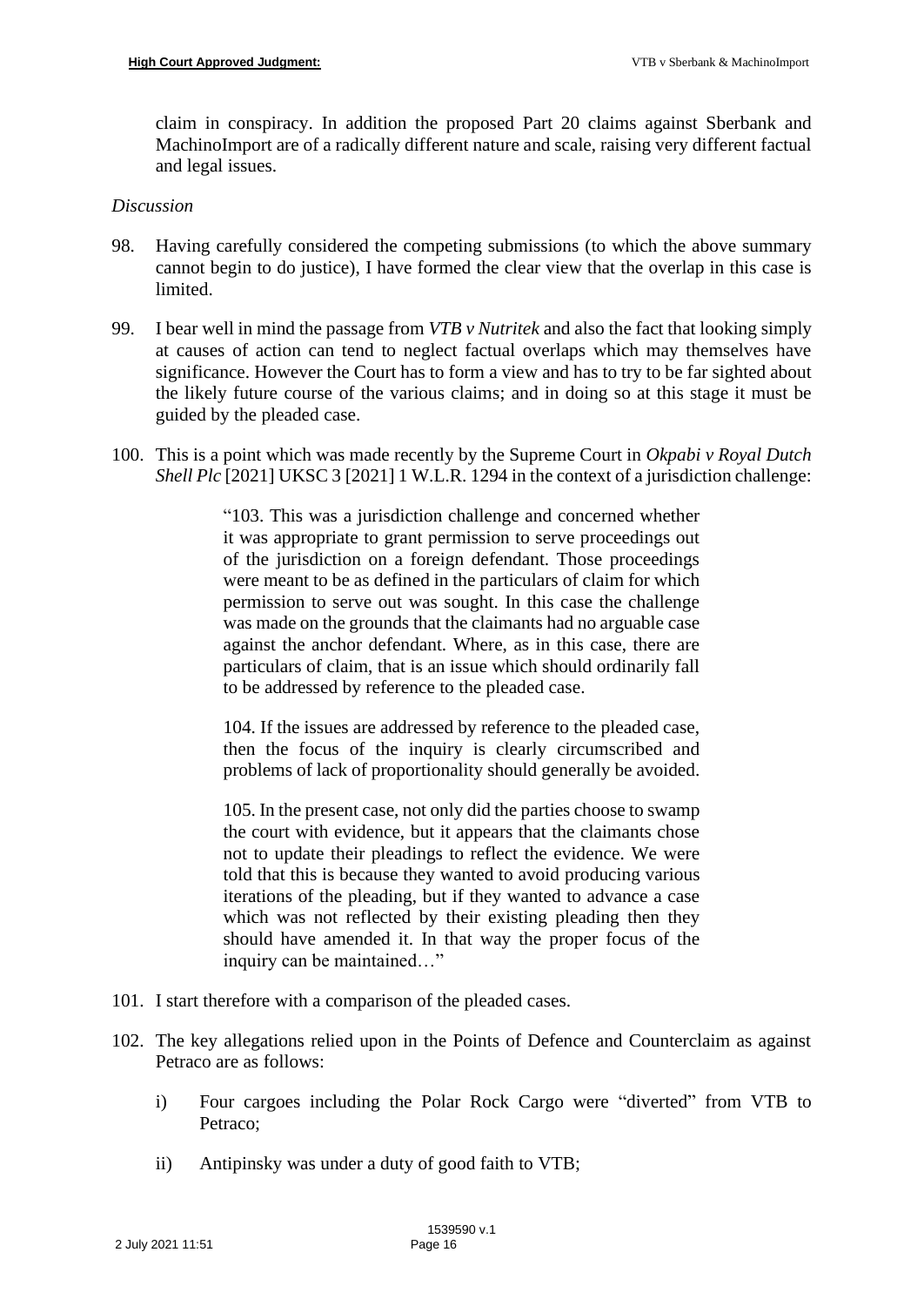claim in conspiracy. In addition the proposed Part 20 claims against Sberbank and MachinoImport are of a radically different nature and scale, raising very different factual and legal issues.

*Discussion*

98. Having carefully considered the competing submissions (to which the above summary cannot begin to do justice), I have formed the clear view that the overlap in this case is limited.

99. I bear well in mind the passage from *VTB v Nutritek* and also the fact that looking simply at causes of action can tend to neglect factual overlaps which may themselves have significance. However the Court has to form a view and has to try to be far sighted about the likely future course of the various claims; and in doing so at this stage it must be guided by the pleaded case.

100. This is a point which was made recently by the Supreme Court in *Okpabi v Royal Dutch Shell Plc* [2021] UKSC 3 [2021] 1 W.L.R. 1294 in the context of a jurisdiction challenge:

> "103. This was a jurisdiction challenge and concerned whether it was appropriate to grant permission to serve proceedings out of the jurisdiction on a foreign defendant. Those proceedings were meant to be as defined in the particulars of claim for which permission to serve out was sought. In this case the challenge was made on the grounds that the claimants had no arguable case against the anchor defendant. Where, as in this case, there are particulars of claim, that is an issue which should ordinarily fall to be addressed by reference to the pleaded case.
>
> 104. If the issues are addressed by reference to the pleaded case, then the focus of the inquiry is clearly circumscribed and problems of lack of proportionality should generally be avoided.
>
> 105. In the present case, not only did the parties choose to swamp the court with evidence, but it appears that the claimants chose not to update their pleadings to reflect the evidence. We were told that this is because they wanted to avoid producing various iterations of the pleading, but if they wanted to advance a case which was not reflected by their existing pleading then they should have amended it. In that way the proper focus of the inquiry can be maintained…"

101. I start therefore with a comparison of the pleaded cases.

102. The key allegations relied upon in the Points of Defence and Counterclaim as against Petraco are as follows:

    i) Four cargoes including the Polar Rock Cargo were "diverted" from VTB to Petraco;

    ii) Antipinsky was under a duty of good faith to VTB;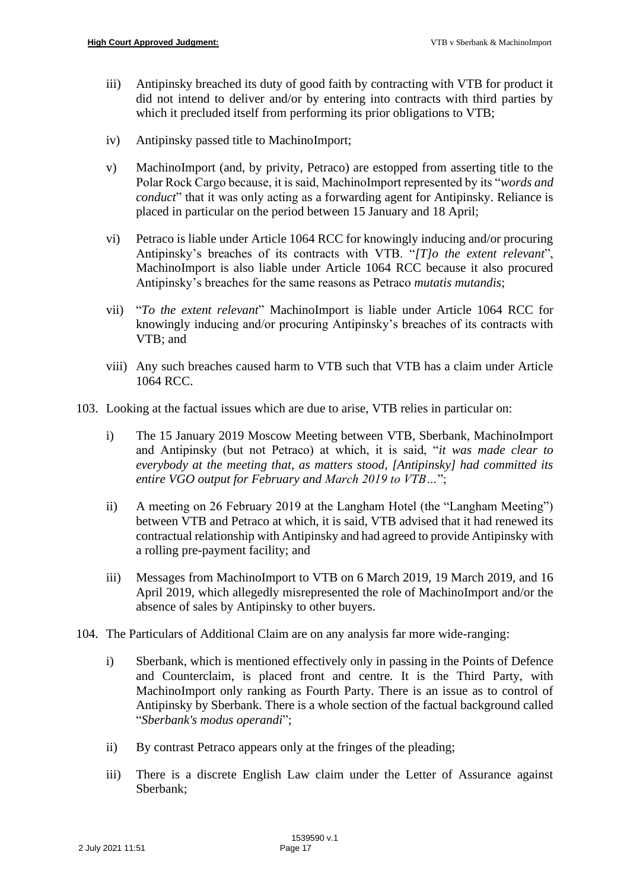iii) Antipinsky breached its duty of good faith by contracting with VTB for product it did not intend to deliver and/or by entering into contracts with third parties by which it precluded itself from performing its prior obligations to VTB;

iv) Antipinsky passed title to MachinoImport;

v) MachinoImport (and, by privity, Petraco) are estopped from asserting title to the Polar Rock Cargo because, it is said, MachinoImport represented by its "*words and conduct*" that it was only acting as a forwarding agent for Antipinsky. Reliance is placed in particular on the period between 15 January and 18 April;

vi) Petraco is liable under Article 1064 RCC for knowingly inducing and/or procuring Antipinsky's breaches of its contracts with VTB. "*[T]o the extent relevant*", MachinoImport is also liable under Article 1064 RCC because it also procured Antipinsky's breaches for the same reasons as Petraco *mutatis mutandis*;

vii) "*To the extent relevant*" MachinoImport is liable under Article 1064 RCC for knowingly inducing and/or procuring Antipinsky's breaches of its contracts with VTB; and

viii) Any such breaches caused harm to VTB such that VTB has a claim under Article 1064 RCC.

103. Looking at the factual issues which are due to arise, VTB relies in particular on:

i) The 15 January 2019 Moscow Meeting between VTB, Sberbank, MachinoImport and Antipinsky (but not Petraco) at which, it is said, "*it was made clear to everybody at the meeting that, as matters stood, [Antipinsky] had committed its entire VGO output for February and March 2019 to VTB…*";

ii) A meeting on 26 February 2019 at the Langham Hotel (the "Langham Meeting") between VTB and Petraco at which, it is said, VTB advised that it had renewed its contractual relationship with Antipinsky and had agreed to provide Antipinsky with a rolling pre-payment facility; and

iii) Messages from MachinoImport to VTB on 6 March 2019, 19 March 2019, and 16 April 2019, which allegedly misrepresented the role of MachinoImport and/or the absence of sales by Antipinsky to other buyers.

104. The Particulars of Additional Claim are on any analysis far more wide-ranging:

i) Sberbank, which is mentioned effectively only in passing in the Points of Defence and Counterclaim, is placed front and centre. It is the Third Party, with MachinoImport only ranking as Fourth Party. There is an issue as to control of Antipinsky by Sberbank. There is a whole section of the factual background called "*Sberbank's modus operandi*";

ii) By contrast Petraco appears only at the fringes of the pleading;

iii) There is a discrete English Law claim under the Letter of Assurance against Sberbank;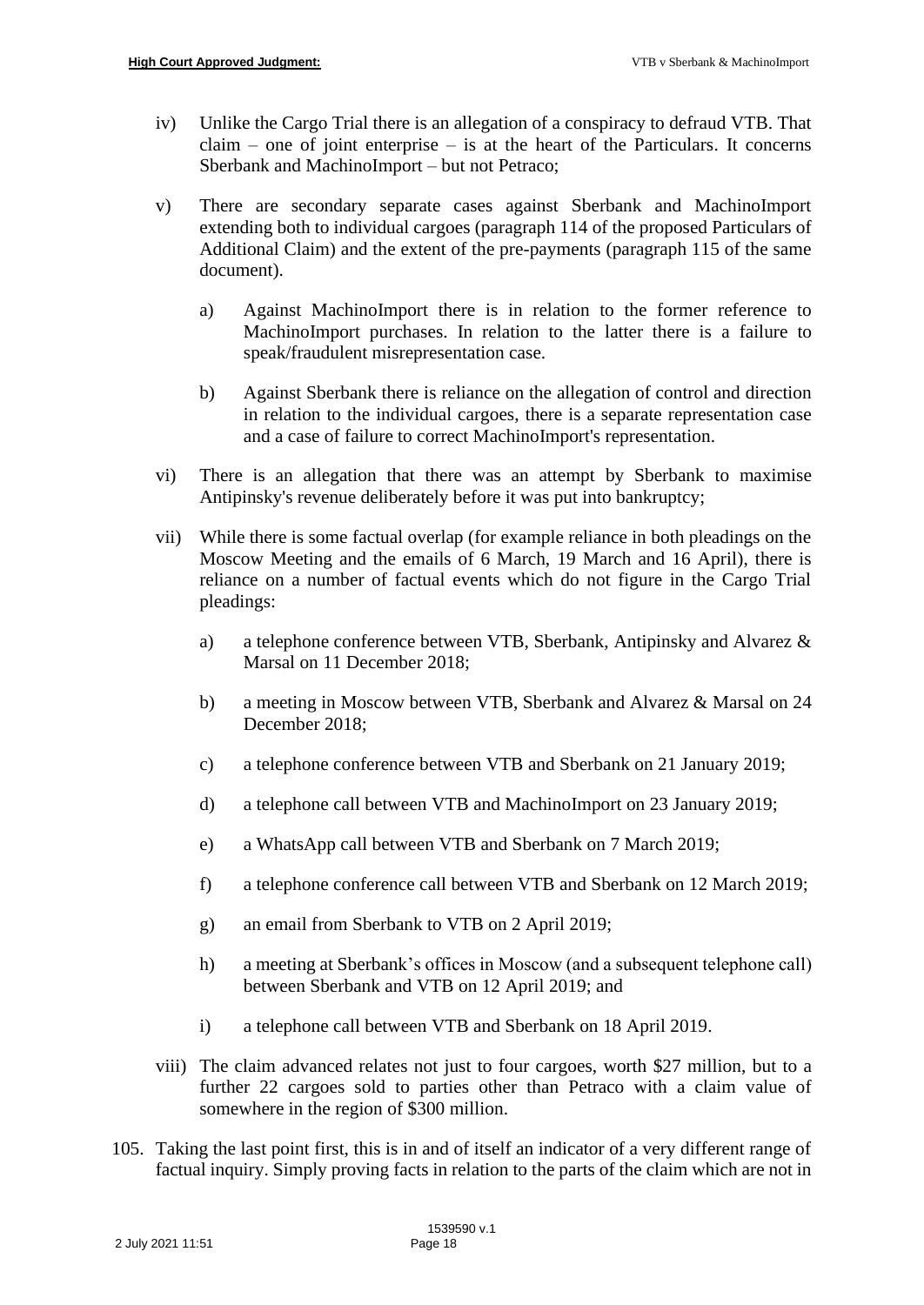iv) Unlike the Cargo Trial there is an allegation of a conspiracy to defraud VTB. That claim – one of joint enterprise – is at the heart of the Particulars. It concerns Sberbank and MachinoImport – but not Petraco;

v) There are secondary separate cases against Sberbank and MachinoImport extending both to individual cargoes (paragraph 114 of the proposed Particulars of Additional Claim) and the extent of the pre-payments (paragraph 115 of the same document).

   a) Against MachinoImport there is in relation to the former reference to MachinoImport purchases. In relation to the latter there is a failure to speak/fraudulent misrepresentation case.

   b) Against Sberbank there is reliance on the allegation of control and direction in relation to the individual cargoes, there is a separate representation case and a case of failure to correct MachinoImport's representation.

vi) There is an allegation that there was an attempt by Sberbank to maximise Antipinsky's revenue deliberately before it was put into bankruptcy;

vii) While there is some factual overlap (for example reliance in both pleadings on the Moscow Meeting and the emails of 6 March, 19 March and 16 April), there is reliance on a number of factual events which do not figure in the Cargo Trial pleadings:

   a) a telephone conference between VTB, Sberbank, Antipinsky and Alvarez & Marsal on 11 December 2018;

   b) a meeting in Moscow between VTB, Sberbank and Alvarez & Marsal on 24 December 2018;

   c) a telephone conference between VTB and Sberbank on 21 January 2019;

   d) a telephone call between VTB and MachinoImport on 23 January 2019;

   e) a WhatsApp call between VTB and Sberbank on 7 March 2019;

   f) a telephone conference call between VTB and Sberbank on 12 March 2019;

   g) an email from Sberbank to VTB on 2 April 2019;

   h) a meeting at Sberbank's offices in Moscow (and a subsequent telephone call) between Sberbank and VTB on 12 April 2019; and

   i) a telephone call between VTB and Sberbank on 18 April 2019.

viii) The claim advanced relates not just to four cargoes, worth $27 million, but to a further 22 cargoes sold to parties other than Petraco with a claim value of somewhere in the region of $300 million.

105. Taking the last point first, this is in and of itself an indicator of a very different range of factual inquiry. Simply proving facts in relation to the parts of the claim which are not in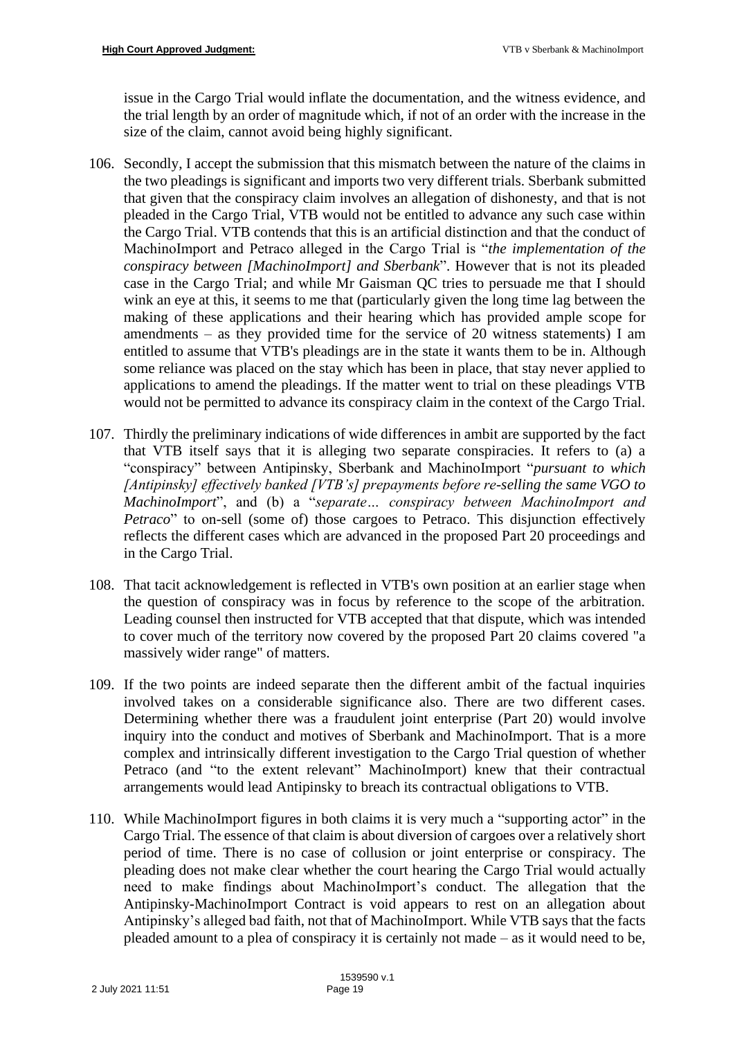issue in the Cargo Trial would inflate the documentation, and the witness evidence, and the trial length by an order of magnitude which, if not of an order with the increase in the size of the claim, cannot avoid being highly significant.

106. Secondly, I accept the submission that this mismatch between the nature of the claims in the two pleadings is significant and imports two very different trials. Sberbank submitted that given that the conspiracy claim involves an allegation of dishonesty, and that is not pleaded in the Cargo Trial, VTB would not be entitled to advance any such case within the Cargo Trial. VTB contends that this is an artificial distinction and that the conduct of MachinoImport and Petraco alleged in the Cargo Trial is "*the implementation of the conspiracy between [MachinoImport] and Sberbank*". However that is not its pleaded case in the Cargo Trial; and while Mr Gaisman QC tries to persuade me that I should wink an eye at this, it seems to me that (particularly given the long time lag between the making of these applications and their hearing which has provided ample scope for amendments – as they provided time for the service of 20 witness statements) I am entitled to assume that VTB's pleadings are in the state it wants them to be in. Although some reliance was placed on the stay which has been in place, that stay never applied to applications to amend the pleadings. If the matter went to trial on these pleadings VTB would not be permitted to advance its conspiracy claim in the context of the Cargo Trial.

107. Thirdly the preliminary indications of wide differences in ambit are supported by the fact that VTB itself says that it is alleging two separate conspiracies. It refers to (a) a "conspiracy" between Antipinsky, Sberbank and MachinoImport "*pursuant to which [Antipinsky] effectively banked [VTB's] prepayments before re-selling the same VGO to MachinoImport*", and (b) a "*separate… conspiracy between MachinoImport and Petraco*" to on-sell (some of) those cargoes to Petraco. This disjunction effectively reflects the different cases which are advanced in the proposed Part 20 proceedings and in the Cargo Trial.

108. That tacit acknowledgement is reflected in VTB's own position at an earlier stage when the question of conspiracy was in focus by reference to the scope of the arbitration. Leading counsel then instructed for VTB accepted that that dispute, which was intended to cover much of the territory now covered by the proposed Part 20 claims covered "a massively wider range" of matters.

109. If the two points are indeed separate then the different ambit of the factual inquiries involved takes on a considerable significance also. There are two different cases. Determining whether there was a fraudulent joint enterprise (Part 20) would involve inquiry into the conduct and motives of Sberbank and MachinoImport. That is a more complex and intrinsically different investigation to the Cargo Trial question of whether Petraco (and "to the extent relevant" MachinoImport) knew that their contractual arrangements would lead Antipinsky to breach its contractual obligations to VTB.

110. While MachinoImport figures in both claims it is very much a "supporting actor" in the Cargo Trial. The essence of that claim is about diversion of cargoes over a relatively short period of time. There is no case of collusion or joint enterprise or conspiracy. The pleading does not make clear whether the court hearing the Cargo Trial would actually need to make findings about MachinoImport's conduct. The allegation that the Antipinsky-MachinoImport Contract is void appears to rest on an allegation about Antipinsky's alleged bad faith, not that of MachinoImport. While VTB says that the facts pleaded amount to a plea of conspiracy it is certainly not made – as it would need to be,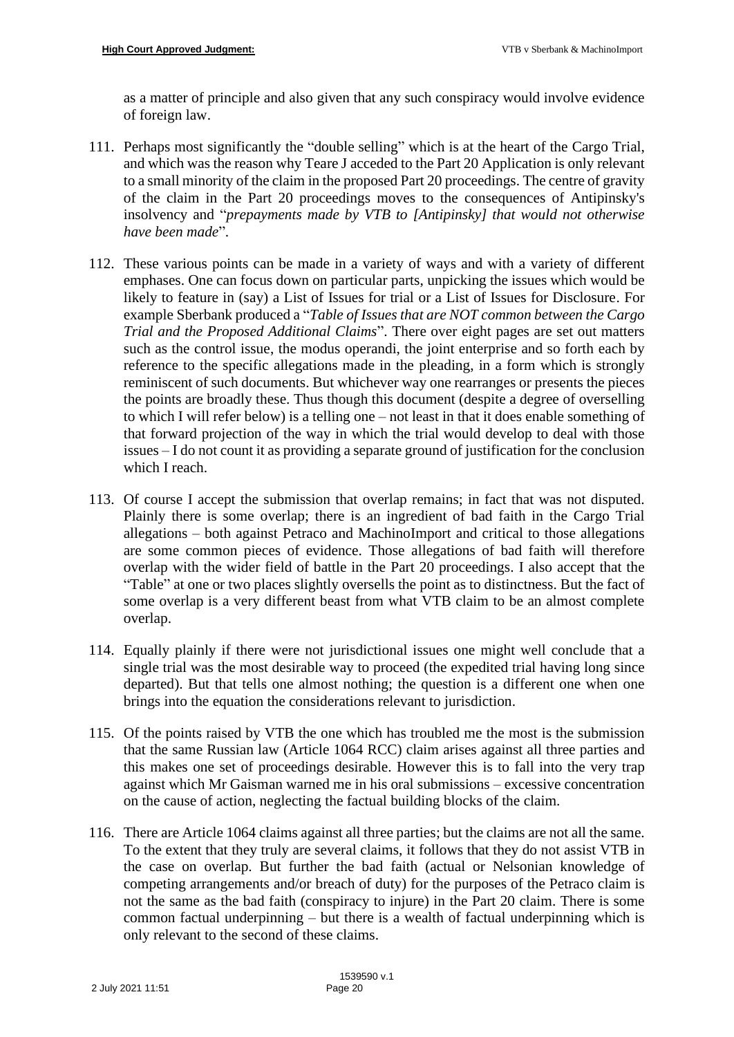as a matter of principle and also given that any such conspiracy would involve evidence of foreign law.

111. Perhaps most significantly the "double selling" which is at the heart of the Cargo Trial, and which was the reason why Teare J acceded to the Part 20 Application is only relevant to a small minority of the claim in the proposed Part 20 proceedings. The centre of gravity of the claim in the Part 20 proceedings moves to the consequences of Antipinsky's insolvency and "*prepayments made by VTB to [Antipinsky] that would not otherwise have been made*".

112. These various points can be made in a variety of ways and with a variety of different emphases. One can focus down on particular parts, unpicking the issues which would be likely to feature in (say) a List of Issues for trial or a List of Issues for Disclosure. For example Sberbank produced a "*Table of Issues that are NOT common between the Cargo Trial and the Proposed Additional Claims*". There over eight pages are set out matters such as the control issue, the modus operandi, the joint enterprise and so forth each by reference to the specific allegations made in the pleading, in a form which is strongly reminiscent of such documents. But whichever way one rearranges or presents the pieces the points are broadly these. Thus though this document (despite a degree of overselling to which I will refer below) is a telling one – not least in that it does enable something of that forward projection of the way in which the trial would develop to deal with those issues – I do not count it as providing a separate ground of justification for the conclusion which I reach.

113. Of course I accept the submission that overlap remains; in fact that was not disputed. Plainly there is some overlap; there is an ingredient of bad faith in the Cargo Trial allegations – both against Petraco and MachinoImport and critical to those allegations are some common pieces of evidence. Those allegations of bad faith will therefore overlap with the wider field of battle in the Part 20 proceedings. I also accept that the "Table" at one or two places slightly oversells the point as to distinctness. But the fact of some overlap is a very different beast from what VTB claim to be an almost complete overlap.

114. Equally plainly if there were not jurisdictional issues one might well conclude that a single trial was the most desirable way to proceed (the expedited trial having long since departed). But that tells one almost nothing; the question is a different one when one brings into the equation the considerations relevant to jurisdiction.

115. Of the points raised by VTB the one which has troubled me the most is the submission that the same Russian law (Article 1064 RCC) claim arises against all three parties and this makes one set of proceedings desirable. However this is to fall into the very trap against which Mr Gaisman warned me in his oral submissions – excessive concentration on the cause of action, neglecting the factual building blocks of the claim.

116. There are Article 1064 claims against all three parties; but the claims are not all the same. To the extent that they truly are several claims, it follows that they do not assist VTB in the case on overlap. But further the bad faith (actual or Nelsonian knowledge of competing arrangements and/or breach of duty) for the purposes of the Petraco claim is not the same as the bad faith (conspiracy to injure) in the Part 20 claim. There is some common factual underpinning – but there is a wealth of factual underpinning which is only relevant to the second of these claims.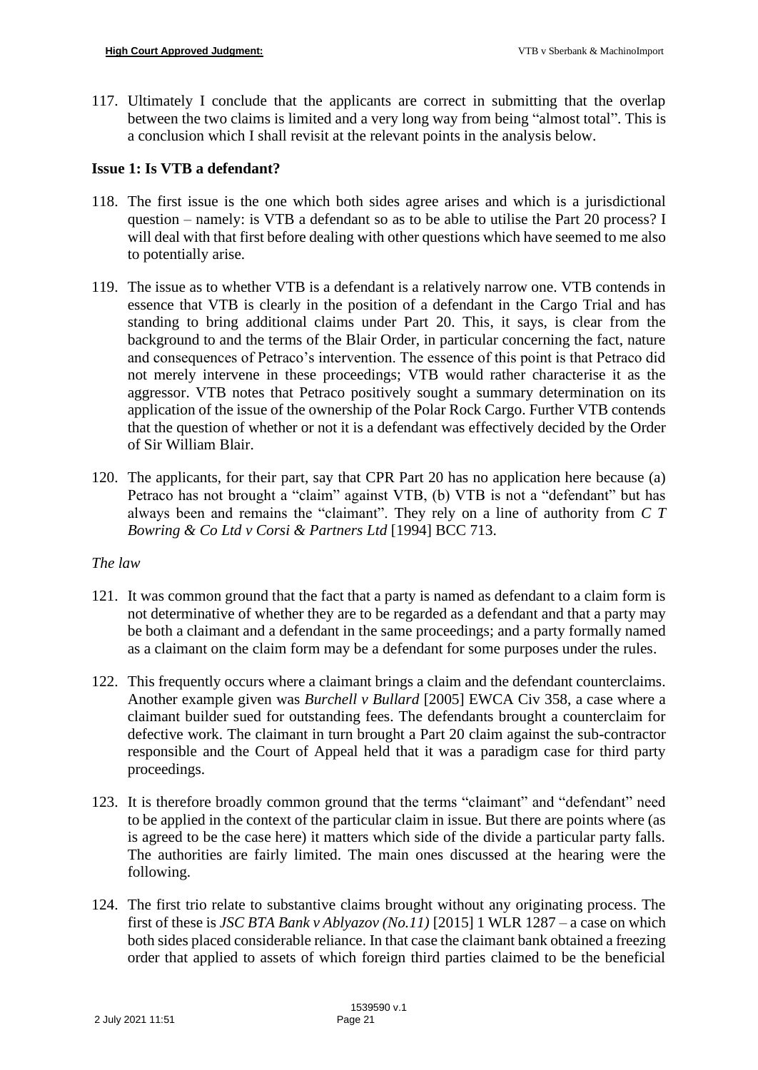117. Ultimately I conclude that the applicants are correct in submitting that the overlap between the two claims is limited and a very long way from being "almost total". This is a conclusion which I shall revisit at the relevant points in the analysis below.

## Issue 1: Is VTB a defendant?

118. The first issue is the one which both sides agree arises and which is a jurisdictional question – namely: is VTB a defendant so as to be able to utilise the Part 20 process? I will deal with that first before dealing with other questions which have seemed to me also to potentially arise.

119. The issue as to whether VTB is a defendant is a relatively narrow one. VTB contends in essence that VTB is clearly in the position of a defendant in the Cargo Trial and has standing to bring additional claims under Part 20. This, it says, is clear from the background to and the terms of the Blair Order, in particular concerning the fact, nature and consequences of Petraco's intervention. The essence of this point is that Petraco did not merely intervene in these proceedings; VTB would rather characterise it as the aggressor. VTB notes that Petraco positively sought a summary determination on its application of the issue of the ownership of the Polar Rock Cargo. Further VTB contends that the question of whether or not it is a defendant was effectively decided by the Order of Sir William Blair.

120. The applicants, for their part, say that CPR Part 20 has no application here because (a) Petraco has not brought a "claim" against VTB, (b) VTB is not a "defendant" but has always been and remains the "claimant". They rely on a line of authority from *C T Bowring & Co Ltd v Corsi & Partners Ltd* [1994] BCC 713.

*The law*

121. It was common ground that the fact that a party is named as defendant to a claim form is not determinative of whether they are to be regarded as a defendant and that a party may be both a claimant and a defendant in the same proceedings; and a party formally named as a claimant on the claim form may be a defendant for some purposes under the rules.

122. This frequently occurs where a claimant brings a claim and the defendant counterclaims. Another example given was *Burchell v Bullard* [2005] EWCA Civ 358, a case where a claimant builder sued for outstanding fees. The defendants brought a counterclaim for defective work. The claimant in turn brought a Part 20 claim against the sub-contractor responsible and the Court of Appeal held that it was a paradigm case for third party proceedings.

123. It is therefore broadly common ground that the terms "claimant" and "defendant" need to be applied in the context of the particular claim in issue. But there are points where (as is agreed to be the case here) it matters which side of the divide a particular party falls. The authorities are fairly limited. The main ones discussed at the hearing were the following.

124. The first trio relate to substantive claims brought without any originating process. The first of these is *JSC BTA Bank v Ablyazov (No.11)* [2015] 1 WLR 1287 – a case on which both sides placed considerable reliance. In that case the claimant bank obtained a freezing order that applied to assets of which foreign third parties claimed to be the beneficial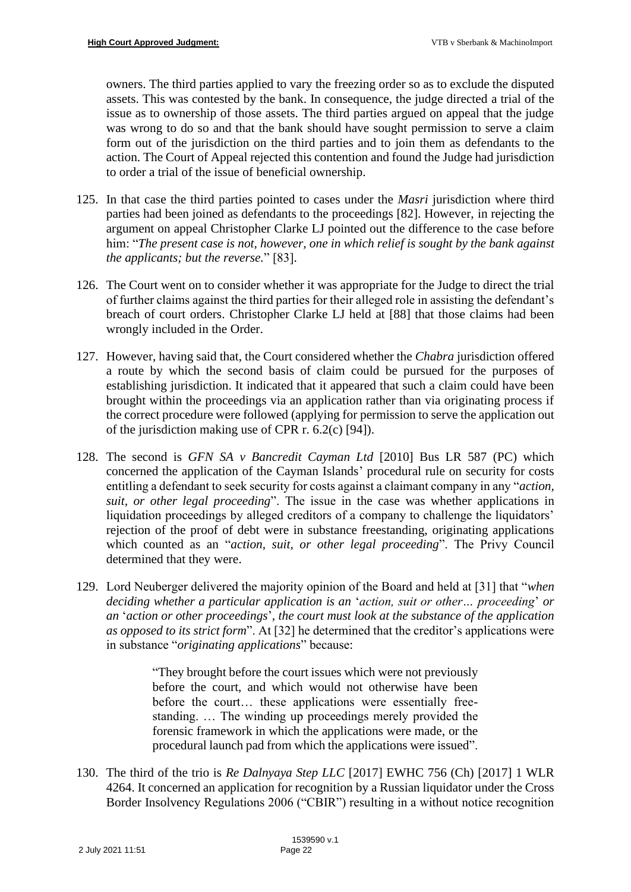owners. The third parties applied to vary the freezing order so as to exclude the disputed assets. This was contested by the bank. In consequence, the judge directed a trial of the issue as to ownership of those assets. The third parties argued on appeal that the judge was wrong to do so and that the bank should have sought permission to serve a claim form out of the jurisdiction on the third parties and to join them as defendants to the action. The Court of Appeal rejected this contention and found the Judge had jurisdiction to order a trial of the issue of beneficial ownership.

125. In that case the third parties pointed to cases under the *Masri* jurisdiction where third parties had been joined as defendants to the proceedings [82]. However, in rejecting the argument on appeal Christopher Clarke LJ pointed out the difference to the case before him: "*The present case is not, however, one in which relief is sought by the bank against the applicants; but the reverse.*" [83].

126. The Court went on to consider whether it was appropriate for the Judge to direct the trial of further claims against the third parties for their alleged role in assisting the defendant's breach of court orders. Christopher Clarke LJ held at [88] that those claims had been wrongly included in the Order.

127. However, having said that, the Court considered whether the *Chabra* jurisdiction offered a route by which the second basis of claim could be pursued for the purposes of establishing jurisdiction. It indicated that it appeared that such a claim could have been brought within the proceedings via an application rather than via originating process if the correct procedure were followed (applying for permission to serve the application out of the jurisdiction making use of CPR r. 6.2(c) [94]).

128. The second is *GFN SA v Bancredit Cayman Ltd* [2010] Bus LR 587 (PC) which concerned the application of the Cayman Islands' procedural rule on security for costs entitling a defendant to seek security for costs against a claimant company in any "*action, suit, or other legal proceeding*". The issue in the case was whether applications in liquidation proceedings by alleged creditors of a company to challenge the liquidators' rejection of the proof of debt were in substance freestanding, originating applications which counted as an "*action, suit, or other legal proceeding*". The Privy Council determined that they were.

129. Lord Neuberger delivered the majority opinion of the Board and held at [31] that "*when deciding whether a particular application is an* '*action, suit or other… proceeding*' *or an* '*action or other proceedings*', *the court must look at the substance of the application as opposed to its strict form*". At [32] he determined that the creditor's applications were in substance "*originating applications*" because:

> "They brought before the court issues which were not previously before the court, and which would not otherwise have been before the court… these applications were essentially free-standing. … The winding up proceedings merely provided the forensic framework in which the applications were made, or the procedural launch pad from which the applications were issued".

130. The third of the trio is *Re Dalnyaya Step LLC* [2017] EWHC 756 (Ch) [2017] 1 WLR 4264. It concerned an application for recognition by a Russian liquidator under the Cross Border Insolvency Regulations 2006 ("CBIR") resulting in a without notice recognition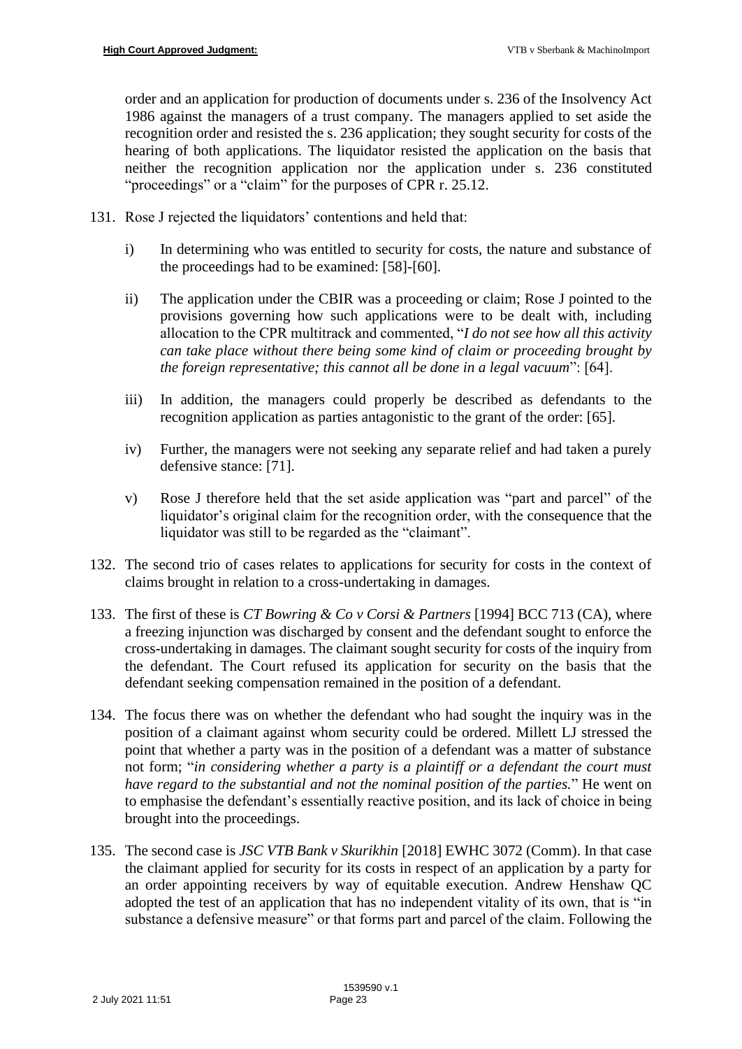order and an application for production of documents under s. 236 of the Insolvency Act 1986 against the managers of a trust company. The managers applied to set aside the recognition order and resisted the s. 236 application; they sought security for costs of the hearing of both applications. The liquidator resisted the application on the basis that neither the recognition application nor the application under s. 236 constituted "proceedings" or a "claim" for the purposes of CPR r. 25.12.

131. Rose J rejected the liquidators' contentions and held that:

    i) In determining who was entitled to security for costs, the nature and substance of the proceedings had to be examined: [58]-[60].

    ii) The application under the CBIR was a proceeding or claim; Rose J pointed to the provisions governing how such applications were to be dealt with, including allocation to the CPR multitrack and commented, "*I do not see how all this activity can take place without there being some kind of claim or proceeding brought by the foreign representative; this cannot all be done in a legal vacuum*": [64].

    iii) In addition, the managers could properly be described as defendants to the recognition application as parties antagonistic to the grant of the order: [65].

    iv) Further, the managers were not seeking any separate relief and had taken a purely defensive stance: [71].

    v) Rose J therefore held that the set aside application was "part and parcel" of the liquidator's original claim for the recognition order, with the consequence that the liquidator was still to be regarded as the "claimant".

132. The second trio of cases relates to applications for security for costs in the context of claims brought in relation to a cross-undertaking in damages.

133. The first of these is *CT Bowring & Co v Corsi & Partners* [1994] BCC 713 (CA), where a freezing injunction was discharged by consent and the defendant sought to enforce the cross-undertaking in damages. The claimant sought security for costs of the inquiry from the defendant. The Court refused its application for security on the basis that the defendant seeking compensation remained in the position of a defendant.

134. The focus there was on whether the defendant who had sought the inquiry was in the position of a claimant against whom security could be ordered. Millett LJ stressed the point that whether a party was in the position of a defendant was a matter of substance not form; "*in considering whether a party is a plaintiff or a defendant the court must have regard to the substantial and not the nominal position of the parties.*" He went on to emphasise the defendant's essentially reactive position, and its lack of choice in being brought into the proceedings.

135. The second case is *JSC VTB Bank v Skurikhin* [2018] EWHC 3072 (Comm). In that case the claimant applied for security for its costs in respect of an application by a party for an order appointing receivers by way of equitable execution. Andrew Henshaw QC adopted the test of an application that has no independent vitality of its own, that is "in substance a defensive measure" or that forms part and parcel of the claim. Following the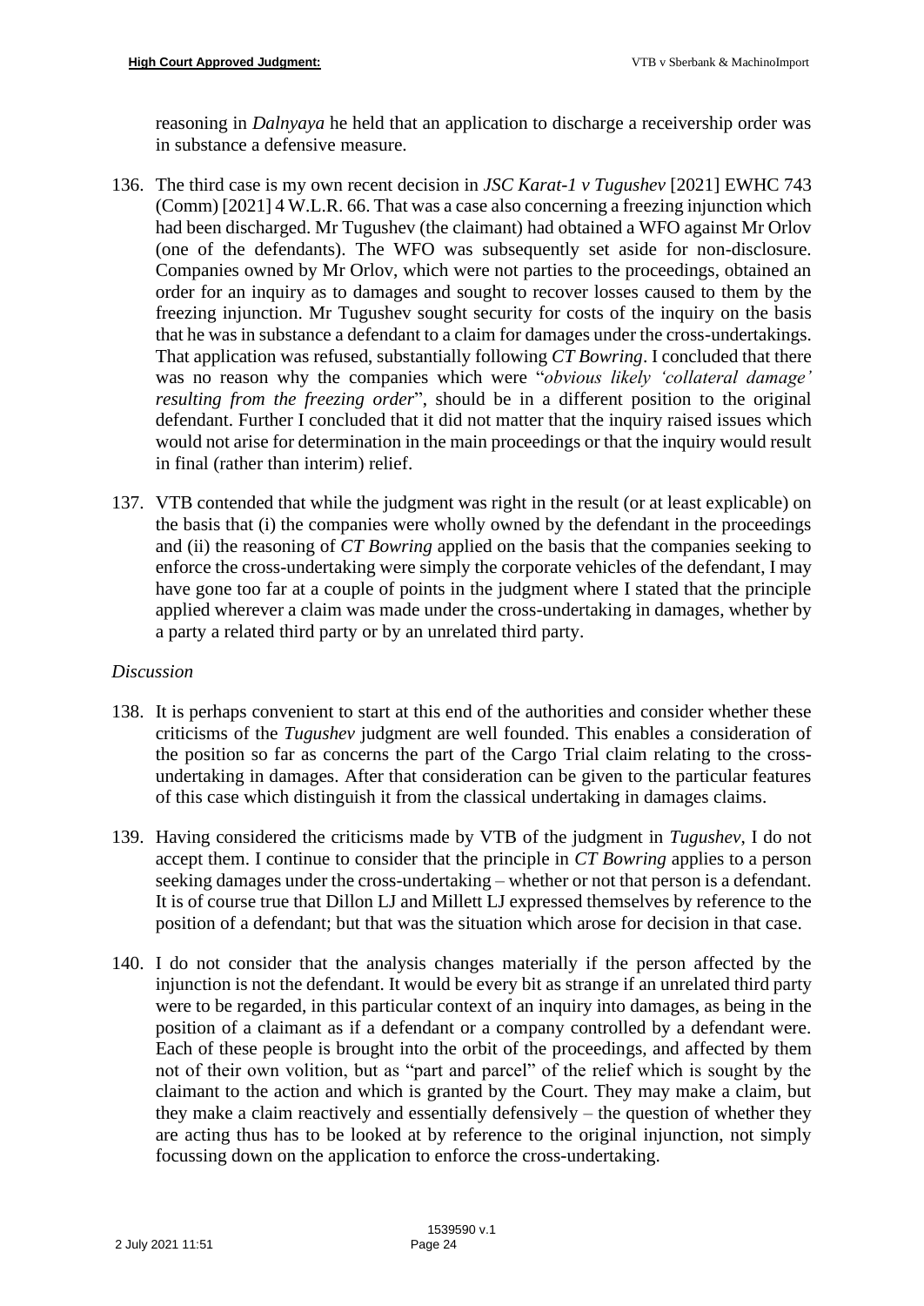reasoning in *Dalnyaya* he held that an application to discharge a receivership order was in substance a defensive measure.

136. The third case is my own recent decision in *JSC Karat-1 v Tugushev* [2021] EWHC 743 (Comm) [2021] 4 W.L.R. 66. That was a case also concerning a freezing injunction which had been discharged. Mr Tugushev (the claimant) had obtained a WFO against Mr Orlov (one of the defendants). The WFO was subsequently set aside for non-disclosure. Companies owned by Mr Orlov, which were not parties to the proceedings, obtained an order for an inquiry as to damages and sought to recover losses caused to them by the freezing injunction. Mr Tugushev sought security for costs of the inquiry on the basis that he was in substance a defendant to a claim for damages under the cross-undertakings. That application was refused, substantially following *CT Bowring*. I concluded that there was no reason why the companies which were "*obvious likely 'collateral damage' resulting from the freezing order*", should be in a different position to the original defendant. Further I concluded that it did not matter that the inquiry raised issues which would not arise for determination in the main proceedings or that the inquiry would result in final (rather than interim) relief.

137. VTB contended that while the judgment was right in the result (or at least explicable) on the basis that (i) the companies were wholly owned by the defendant in the proceedings and (ii) the reasoning of *CT Bowring* applied on the basis that the companies seeking to enforce the cross-undertaking were simply the corporate vehicles of the defendant, I may have gone too far at a couple of points in the judgment where I stated that the principle applied wherever a claim was made under the cross-undertaking in damages, whether by a party a related third party or by an unrelated third party.

*Discussion*

138. It is perhaps convenient to start at this end of the authorities and consider whether these criticisms of the *Tugushev* judgment are well founded. This enables a consideration of the position so far as concerns the part of the Cargo Trial claim relating to the cross-undertaking in damages. After that consideration can be given to the particular features of this case which distinguish it from the classical undertaking in damages claims.

139. Having considered the criticisms made by VTB of the judgment in *Tugushev*, I do not accept them. I continue to consider that the principle in *CT Bowring* applies to a person seeking damages under the cross-undertaking – whether or not that person is a defendant. It is of course true that Dillon LJ and Millett LJ expressed themselves by reference to the position of a defendant; but that was the situation which arose for decision in that case.

140. I do not consider that the analysis changes materially if the person affected by the injunction is not the defendant. It would be every bit as strange if an unrelated third party were to be regarded, in this particular context of an inquiry into damages, as being in the position of a claimant as if a defendant or a company controlled by a defendant were. Each of these people is brought into the orbit of the proceedings, and affected by them not of their own volition, but as "part and parcel" of the relief which is sought by the claimant to the action and which is granted by the Court. They may make a claim, but they make a claim reactively and essentially defensively – the question of whether they are acting thus has to be looked at by reference to the original injunction, not simply focussing down on the application to enforce the cross-undertaking.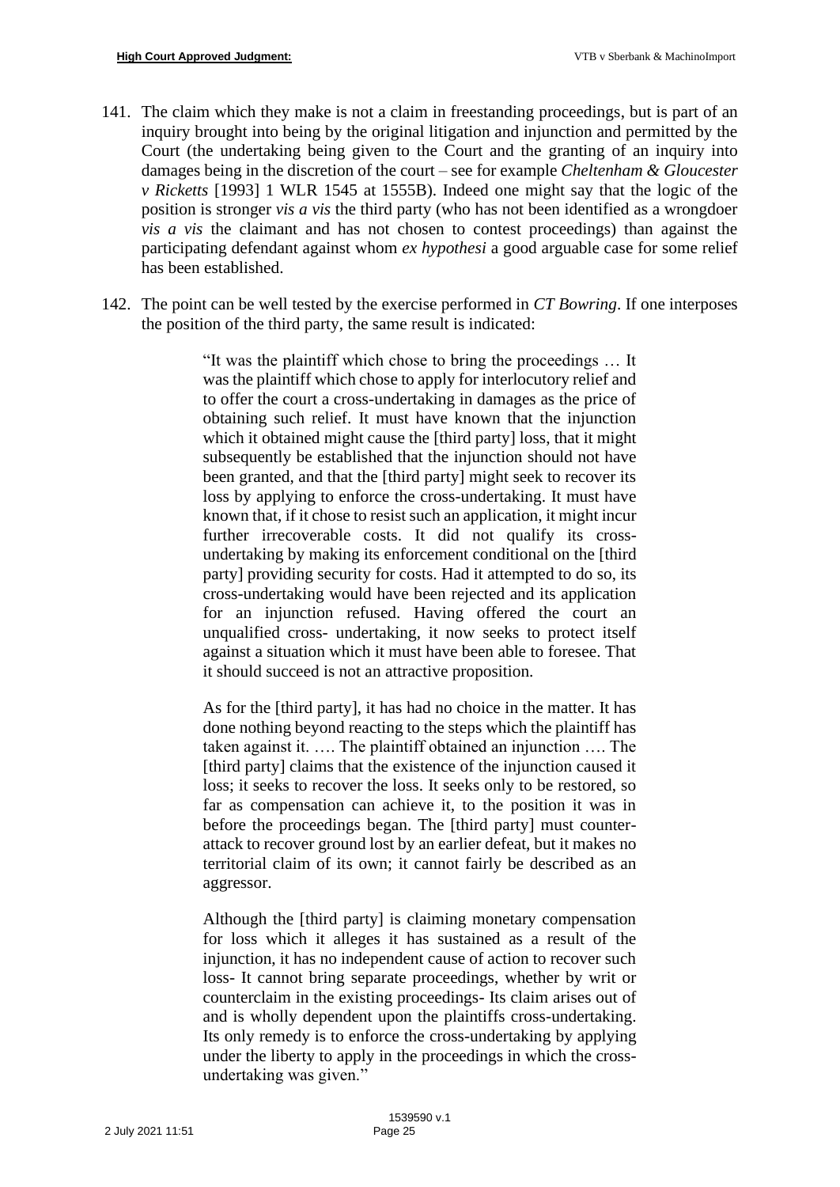141. The claim which they make is not a claim in freestanding proceedings, but is part of an inquiry brought into being by the original litigation and injunction and permitted by the Court (the undertaking being given to the Court and the granting of an inquiry into damages being in the discretion of the court – see for example *Cheltenham & Gloucester v Ricketts* [1993] 1 WLR 1545 at 1555B). Indeed one might say that the logic of the position is stronger *vis a vis* the third party (who has not been identified as a wrongdoer *vis a vis* the claimant and has not chosen to contest proceedings) than against the participating defendant against whom *ex hypothesi* a good arguable case for some relief has been established.

142. The point can be well tested by the exercise performed in *CT Bowring*. If one interposes the position of the third party, the same result is indicated:

> "It was the plaintiff which chose to bring the proceedings … It was the plaintiff which chose to apply for interlocutory relief and to offer the court a cross-undertaking in damages as the price of obtaining such relief. It must have known that the injunction which it obtained might cause the [third party] loss, that it might subsequently be established that the injunction should not have been granted, and that the [third party] might seek to recover its loss by applying to enforce the cross-undertaking. It must have known that, if it chose to resist such an application, it might incur further irrecoverable costs. It did not qualify its cross-undertaking by making its enforcement conditional on the [third party] providing security for costs. Had it attempted to do so, its cross-undertaking would have been rejected and its application for an injunction refused. Having offered the court an unqualified cross- undertaking, it now seeks to protect itself against a situation which it must have been able to foresee. That it should succeed is not an attractive proposition.
>
> As for the [third party], it has had no choice in the matter. It has done nothing beyond reacting to the steps which the plaintiff has taken against it. …. The plaintiff obtained an injunction …. The [third party] claims that the existence of the injunction caused it loss; it seeks to recover the loss. It seeks only to be restored, so far as compensation can achieve it, to the position it was in before the proceedings began. The [third party] must counter-attack to recover ground lost by an earlier defeat, but it makes no territorial claim of its own; it cannot fairly be described as an aggressor.
>
> Although the [third party] is claiming monetary compensation for loss which it alleges it has sustained as a result of the injunction, it has no independent cause of action to recover such loss- It cannot bring separate proceedings, whether by writ or counterclaim in the existing proceedings- Its claim arises out of and is wholly dependent upon the plaintiffs cross-undertaking. Its only remedy is to enforce the cross-undertaking by applying under the liberty to apply in the proceedings in which the cross-undertaking was given."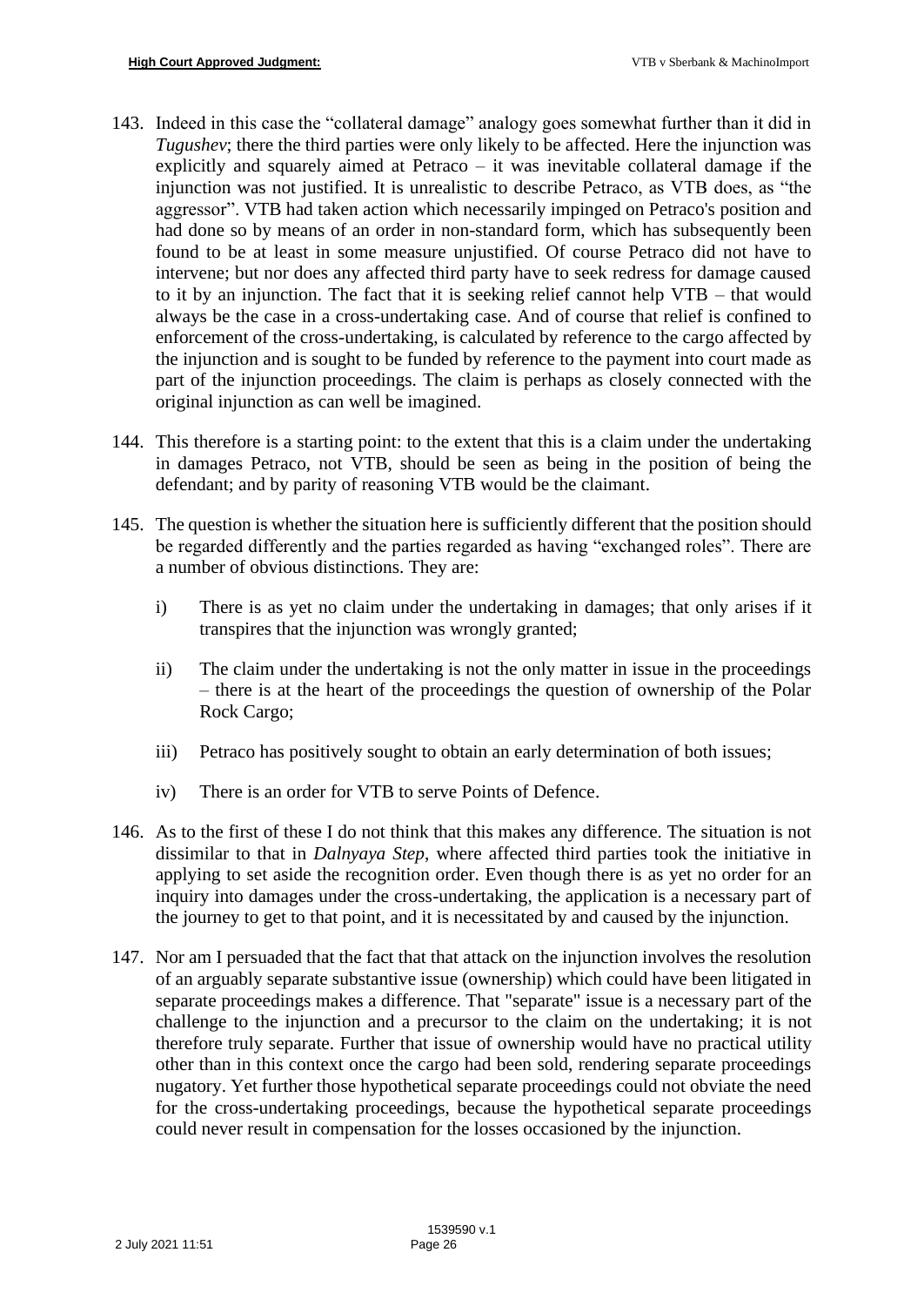143. Indeed in this case the "collateral damage" analogy goes somewhat further than it did in *Tugushev*; there the third parties were only likely to be affected. Here the injunction was explicitly and squarely aimed at Petraco – it was inevitable collateral damage if the injunction was not justified. It is unrealistic to describe Petraco, as VTB does, as "the aggressor". VTB had taken action which necessarily impinged on Petraco's position and had done so by means of an order in non-standard form, which has subsequently been found to be at least in some measure unjustified. Of course Petraco did not have to intervene; but nor does any affected third party have to seek redress for damage caused to it by an injunction. The fact that it is seeking relief cannot help VTB – that would always be the case in a cross-undertaking case. And of course that relief is confined to enforcement of the cross-undertaking, is calculated by reference to the cargo affected by the injunction and is sought to be funded by reference to the payment into court made as part of the injunction proceedings. The claim is perhaps as closely connected with the original injunction as can well be imagined.

144. This therefore is a starting point: to the extent that this is a claim under the undertaking in damages Petraco, not VTB, should be seen as being in the position of being the defendant; and by parity of reasoning VTB would be the claimant.

145. The question is whether the situation here is sufficiently different that the position should be regarded differently and the parties regarded as having "exchanged roles". There are a number of obvious distinctions. They are:

    i) There is as yet no claim under the undertaking in damages; that only arises if it transpires that the injunction was wrongly granted;

    ii) The claim under the undertaking is not the only matter in issue in the proceedings – there is at the heart of the proceedings the question of ownership of the Polar Rock Cargo;

    iii) Petraco has positively sought to obtain an early determination of both issues;

    iv) There is an order for VTB to serve Points of Defence.

146. As to the first of these I do not think that this makes any difference. The situation is not dissimilar to that in *Dalnyaya Step*, where affected third parties took the initiative in applying to set aside the recognition order. Even though there is as yet no order for an inquiry into damages under the cross-undertaking, the application is a necessary part of the journey to get to that point, and it is necessitated by and caused by the injunction.

147. Nor am I persuaded that the fact that that attack on the injunction involves the resolution of an arguably separate substantive issue (ownership) which could have been litigated in separate proceedings makes a difference. That "separate" issue is a necessary part of the challenge to the injunction and a precursor to the claim on the undertaking; it is not therefore truly separate. Further that issue of ownership would have no practical utility other than in this context once the cargo had been sold, rendering separate proceedings nugatory. Yet further those hypothetical separate proceedings could not obviate the need for the cross-undertaking proceedings, because the hypothetical separate proceedings could never result in compensation for the losses occasioned by the injunction.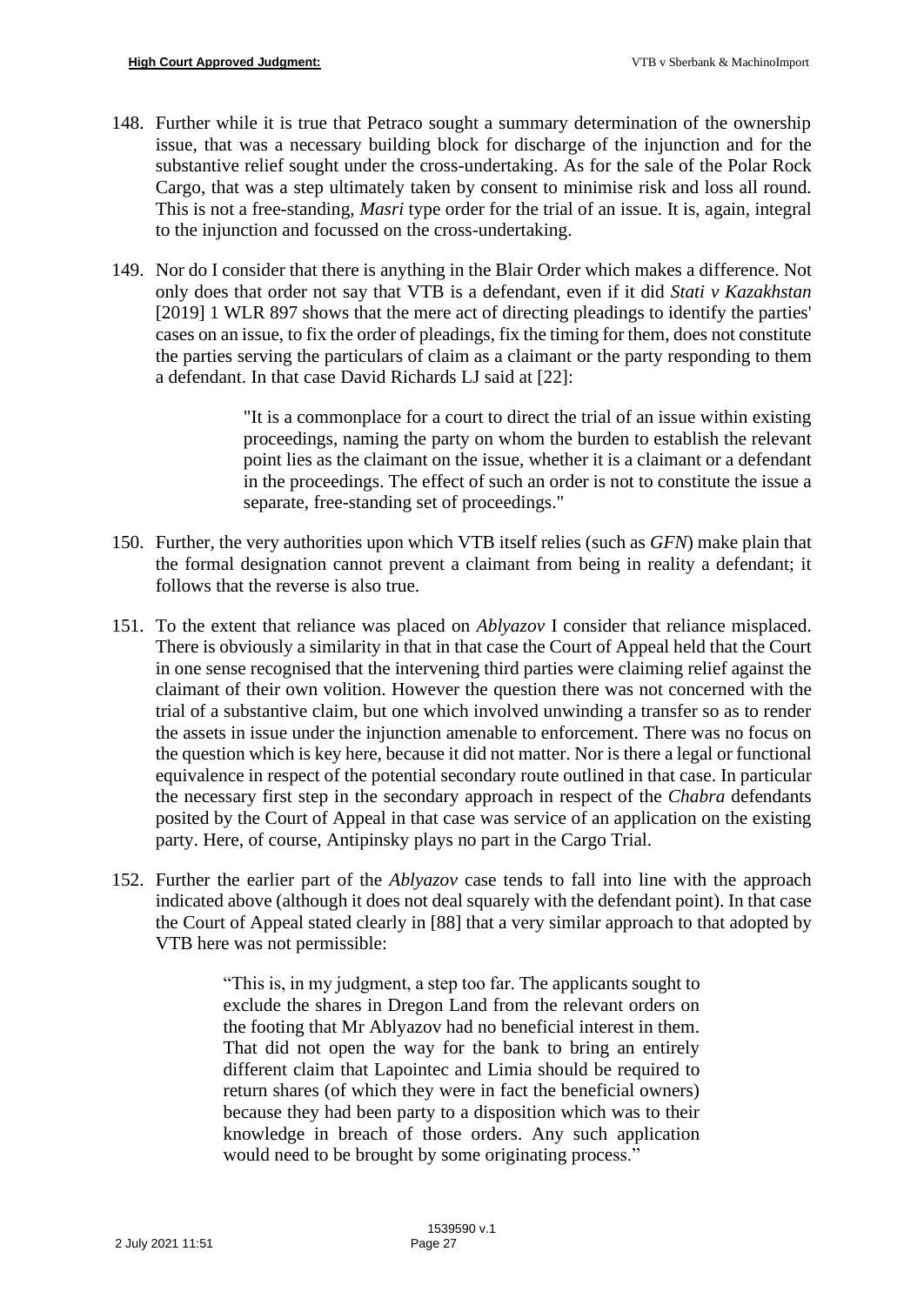148. Further while it is true that Petraco sought a summary determination of the ownership issue, that was a necessary building block for discharge of the injunction and for the substantive relief sought under the cross-undertaking. As for the sale of the Polar Rock Cargo, that was a step ultimately taken by consent to minimise risk and loss all round. This is not a free-standing, *Masri* type order for the trial of an issue. It is, again, integral to the injunction and focussed on the cross-undertaking.

149. Nor do I consider that there is anything in the Blair Order which makes a difference. Not only does that order not say that VTB is a defendant, even if it did *Stati v Kazakhstan* [2019] 1 WLR 897 shows that the mere act of directing pleadings to identify the parties' cases on an issue, to fix the order of pleadings, fix the timing for them, does not constitute the parties serving the particulars of claim as a claimant or the party responding to them a defendant. In that case David Richards LJ said at [22]:

> "It is a commonplace for a court to direct the trial of an issue within existing proceedings, naming the party on whom the burden to establish the relevant point lies as the claimant on the issue, whether it is a claimant or a defendant in the proceedings. The effect of such an order is not to constitute the issue a separate, free-standing set of proceedings."

150. Further, the very authorities upon which VTB itself relies (such as *GFN*) make plain that the formal designation cannot prevent a claimant from being in reality a defendant; it follows that the reverse is also true.

151. To the extent that reliance was placed on *Ablyazov* I consider that reliance misplaced. There is obviously a similarity in that in that case the Court of Appeal held that the Court in one sense recognised that the intervening third parties were claiming relief against the claimant of their own volition. However the question there was not concerned with the trial of a substantive claim, but one which involved unwinding a transfer so as to render the assets in issue under the injunction amenable to enforcement. There was no focus on the question which is key here, because it did not matter. Nor is there a legal or functional equivalence in respect of the potential secondary route outlined in that case. In particular the necessary first step in the secondary approach in respect of the *Chabra* defendants posited by the Court of Appeal in that case was service of an application on the existing party. Here, of course, Antipinsky plays no part in the Cargo Trial.

152. Further the earlier part of the *Ablyazov* case tends to fall into line with the approach indicated above (although it does not deal squarely with the defendant point). In that case the Court of Appeal stated clearly in [88] that a very similar approach to that adopted by VTB here was not permissible:

> "This is, in my judgment, a step too far. The applicants sought to exclude the shares in Dregon Land from the relevant orders on the footing that Mr Ablyazov had no beneficial interest in them. That did not open the way for the bank to bring an entirely different claim that Lapointec and Limia should be required to return shares (of which they were in fact the beneficial owners) because they had been party to a disposition which was to their knowledge in breach of those orders. Any such application would need to be brought by some originating process."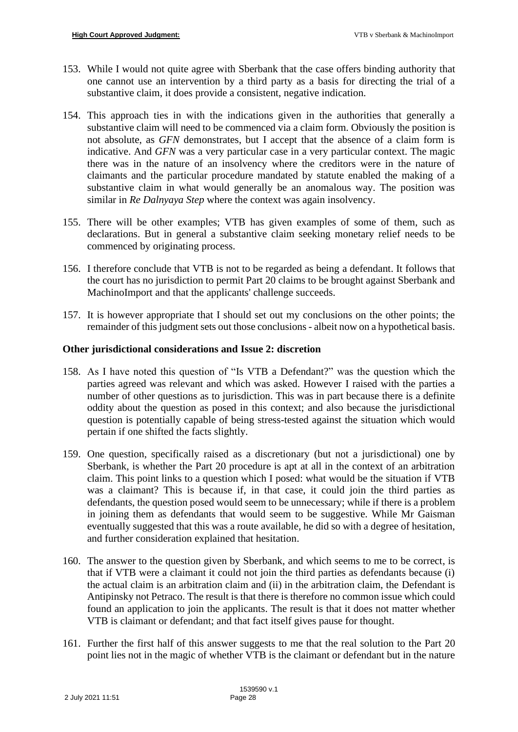153. While I would not quite agree with Sberbank that the case offers binding authority that one cannot use an intervention by a third party as a basis for directing the trial of a substantive claim, it does provide a consistent, negative indication.

154. This approach ties in with the indications given in the authorities that generally a substantive claim will need to be commenced via a claim form. Obviously the position is not absolute, as *GFN* demonstrates, but I accept that the absence of a claim form is indicative. And *GFN* was a very particular case in a very particular context. The magic there was in the nature of an insolvency where the creditors were in the nature of claimants and the particular procedure mandated by statute enabled the making of a substantive claim in what would generally be an anomalous way. The position was similar in *Re Dalnyaya Step* where the context was again insolvency.

155. There will be other examples; VTB has given examples of some of them, such as declarations. But in general a substantive claim seeking monetary relief needs to be commenced by originating process.

156. I therefore conclude that VTB is not to be regarded as being a defendant. It follows that the court has no jurisdiction to permit Part 20 claims to be brought against Sberbank and MachinoImport and that the applicants' challenge succeeds.

157. It is however appropriate that I should set out my conclusions on the other points; the remainder of this judgment sets out those conclusions - albeit now on a hypothetical basis.

## Other jurisdictional considerations and Issue 2: discretion

158. As I have noted this question of "Is VTB a Defendant?" was the question which the parties agreed was relevant and which was asked. However I raised with the parties a number of other questions as to jurisdiction. This was in part because there is a definite oddity about the question as posed in this context; and also because the jurisdictional question is potentially capable of being stress-tested against the situation which would pertain if one shifted the facts slightly.

159. One question, specifically raised as a discretionary (but not a jurisdictional) one by Sberbank, is whether the Part 20 procedure is apt at all in the context of an arbitration claim. This point links to a question which I posed: what would be the situation if VTB was a claimant? This is because if, in that case, it could join the third parties as defendants, the question posed would seem to be unnecessary; while if there is a problem in joining them as defendants that would seem to be suggestive. While Mr Gaisman eventually suggested that this was a route available, he did so with a degree of hesitation, and further consideration explained that hesitation.

160. The answer to the question given by Sberbank, and which seems to me to be correct, is that if VTB were a claimant it could not join the third parties as defendants because (i) the actual claim is an arbitration claim and (ii) in the arbitration claim, the Defendant is Antipinsky not Petraco. The result is that there is therefore no common issue which could found an application to join the applicants. The result is that it does not matter whether VTB is claimant or defendant; and that fact itself gives pause for thought.

161. Further the first half of this answer suggests to me that the real solution to the Part 20 point lies not in the magic of whether VTB is the claimant or defendant but in the nature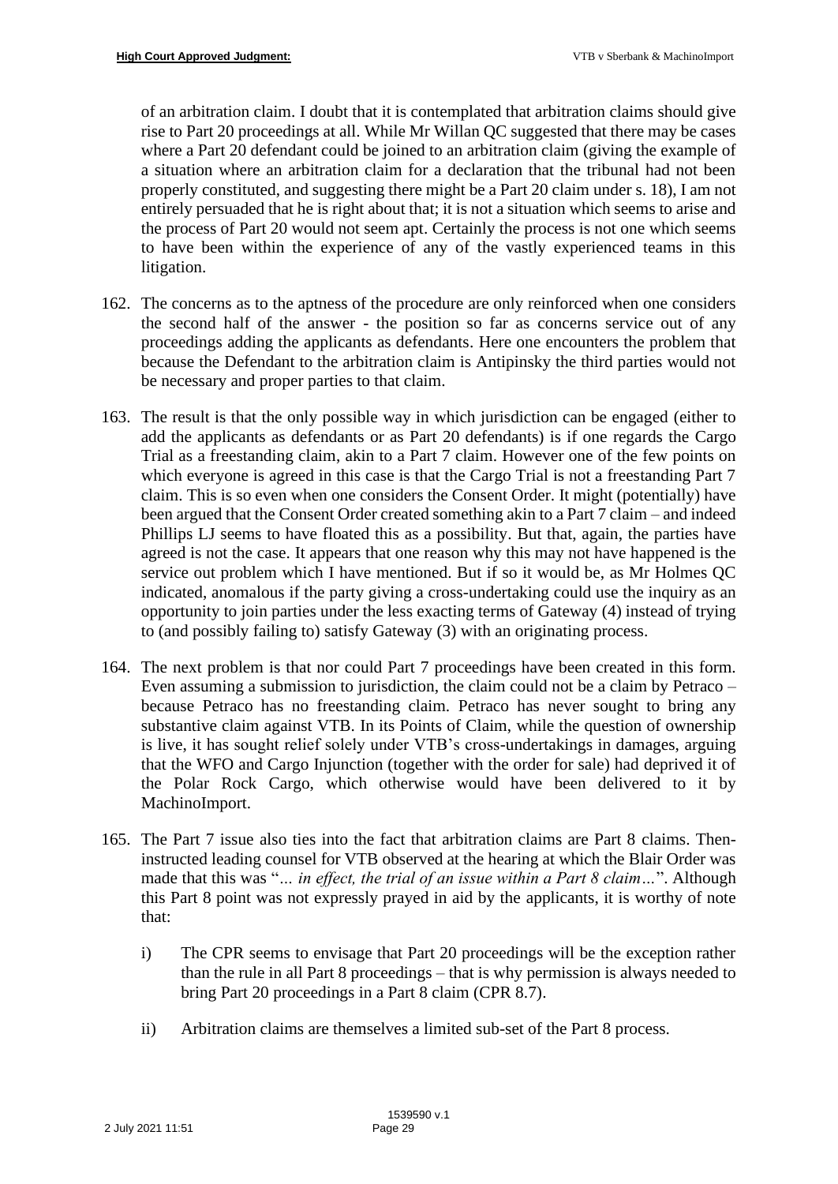of an arbitration claim. I doubt that it is contemplated that arbitration claims should give rise to Part 20 proceedings at all. While Mr Willan QC suggested that there may be cases where a Part 20 defendant could be joined to an arbitration claim (giving the example of a situation where an arbitration claim for a declaration that the tribunal had not been properly constituted, and suggesting there might be a Part 20 claim under s. 18), I am not entirely persuaded that he is right about that; it is not a situation which seems to arise and the process of Part 20 would not seem apt. Certainly the process is not one which seems to have been within the experience of any of the vastly experienced teams in this litigation.

162. The concerns as to the aptness of the procedure are only reinforced when one considers the second half of the answer - the position so far as concerns service out of any proceedings adding the applicants as defendants. Here one encounters the problem that because the Defendant to the arbitration claim is Antipinsky the third parties would not be necessary and proper parties to that claim.

163. The result is that the only possible way in which jurisdiction can be engaged (either to add the applicants as defendants or as Part 20 defendants) is if one regards the Cargo Trial as a freestanding claim, akin to a Part 7 claim. However one of the few points on which everyone is agreed in this case is that the Cargo Trial is not a freestanding Part 7 claim. This is so even when one considers the Consent Order. It might (potentially) have been argued that the Consent Order created something akin to a Part 7 claim – and indeed Phillips LJ seems to have floated this as a possibility. But that, again, the parties have agreed is not the case. It appears that one reason why this may not have happened is the service out problem which I have mentioned. But if so it would be, as Mr Holmes QC indicated, anomalous if the party giving a cross-undertaking could use the inquiry as an opportunity to join parties under the less exacting terms of Gateway (4) instead of trying to (and possibly failing to) satisfy Gateway (3) with an originating process.

164. The next problem is that nor could Part 7 proceedings have been created in this form. Even assuming a submission to jurisdiction, the claim could not be a claim by Petraco – because Petraco has no freestanding claim. Petraco has never sought to bring any substantive claim against VTB. In its Points of Claim, while the question of ownership is live, it has sought relief solely under VTB's cross-undertakings in damages, arguing that the WFO and Cargo Injunction (together with the order for sale) had deprived it of the Polar Rock Cargo, which otherwise would have been delivered to it by MachinoImport.

165. The Part 7 issue also ties into the fact that arbitration claims are Part 8 claims. Then-instructed leading counsel for VTB observed at the hearing at which the Blair Order was made that this was "*... in effect, the trial of an issue within a Part 8 claim…*". Although this Part 8 point was not expressly prayed in aid by the applicants, it is worthy of note that:

    i) The CPR seems to envisage that Part 20 proceedings will be the exception rather than the rule in all Part 8 proceedings – that is why permission is always needed to bring Part 20 proceedings in a Part 8 claim (CPR 8.7).

    ii) Arbitration claims are themselves a limited sub-set of the Part 8 process.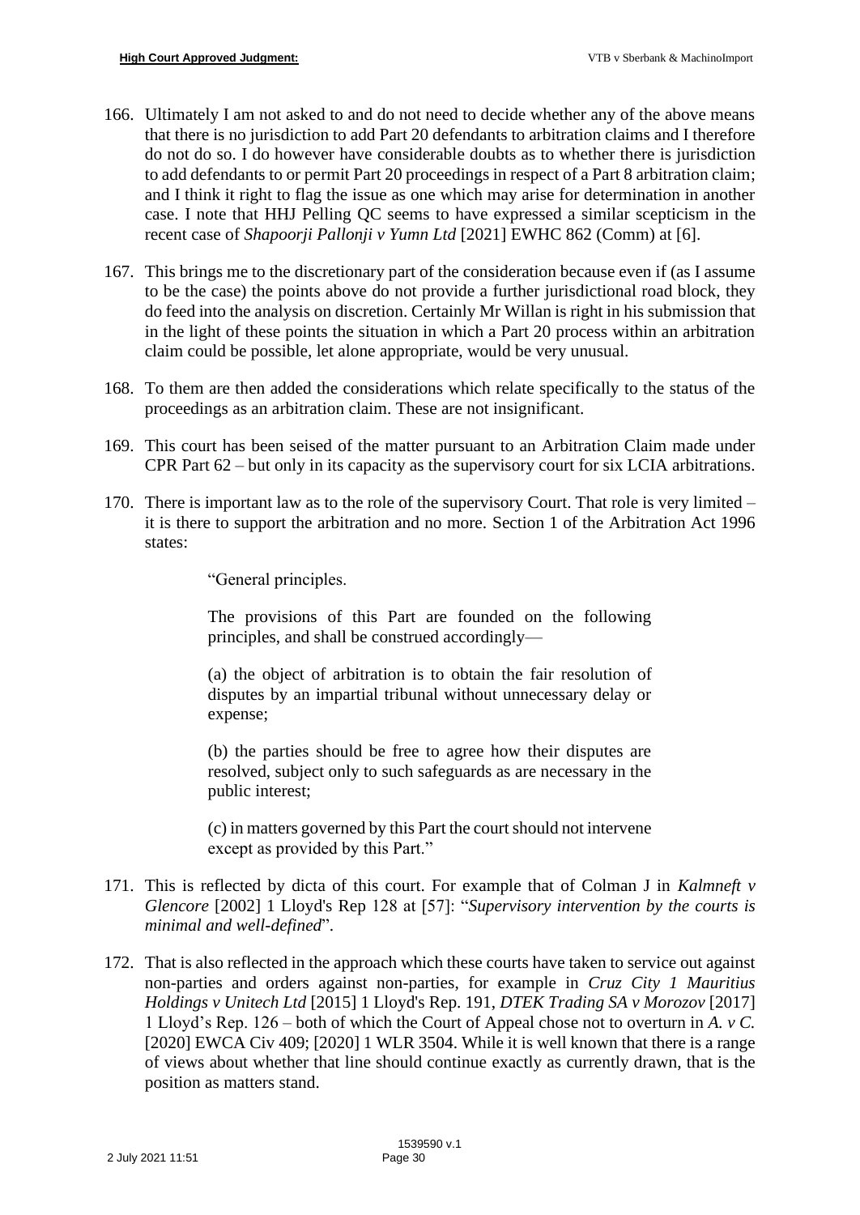166. Ultimately I am not asked to and do not need to decide whether any of the above means that there is no jurisdiction to add Part 20 defendants to arbitration claims and I therefore do not do so. I do however have considerable doubts as to whether there is jurisdiction to add defendants to or permit Part 20 proceedings in respect of a Part 8 arbitration claim; and I think it right to flag the issue as one which may arise for determination in another case. I note that HHJ Pelling QC seems to have expressed a similar scepticism in the recent case of *Shapoorji Pallonji v Yumn Ltd* [2021] EWHC 862 (Comm) at [6].

167. This brings me to the discretionary part of the consideration because even if (as I assume to be the case) the points above do not provide a further jurisdictional road block, they do feed into the analysis on discretion. Certainly Mr Willan is right in his submission that in the light of these points the situation in which a Part 20 process within an arbitration claim could be possible, let alone appropriate, would be very unusual.

168. To them are then added the considerations which relate specifically to the status of the proceedings as an arbitration claim. These are not insignificant.

169. This court has been seised of the matter pursuant to an Arbitration Claim made under CPR Part 62 – but only in its capacity as the supervisory court for six LCIA arbitrations.

170. There is important law as to the role of the supervisory Court. That role is very limited – it is there to support the arbitration and no more. Section 1 of the Arbitration Act 1996 states:

> "General principles.
>
> The provisions of this Part are founded on the following principles, and shall be construed accordingly—
>
> (a) the object of arbitration is to obtain the fair resolution of disputes by an impartial tribunal without unnecessary delay or expense;
>
> (b) the parties should be free to agree how their disputes are resolved, subject only to such safeguards as are necessary in the public interest;
>
> (c) in matters governed by this Part the court should not intervene except as provided by this Part."

171. This is reflected by dicta of this court. For example that of Colman J in *Kalmneft v Glencore* [2002] 1 Lloyd's Rep 128 at [57]: "*Supervisory intervention by the courts is minimal and well-defined*".

172. That is also reflected in the approach which these courts have taken to service out against non-parties and orders against non-parties, for example in *Cruz City 1 Mauritius Holdings v Unitech Ltd* [2015] 1 Lloyd's Rep. 191, *DTEK Trading SA v Morozov* [2017] 1 Lloyd's Rep. 126 – both of which the Court of Appeal chose not to overturn in *A. v C.* [2020] EWCA Civ 409; [2020] 1 WLR 3504. While it is well known that there is a range of views about whether that line should continue exactly as currently drawn, that is the position as matters stand.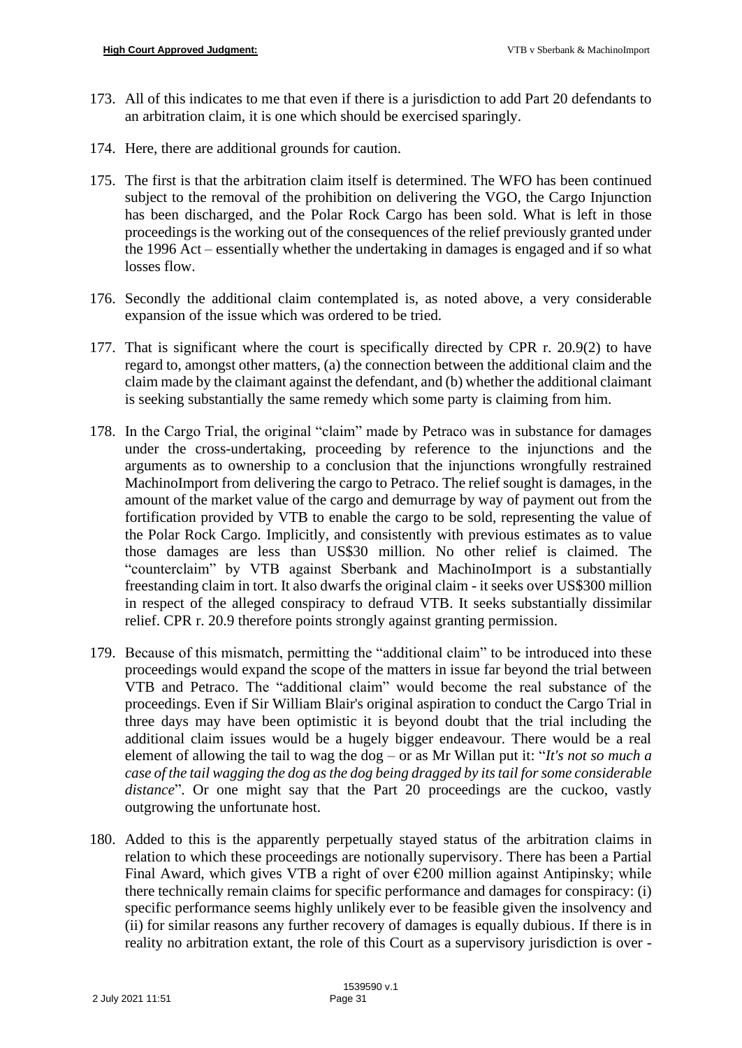173. All of this indicates to me that even if there is a jurisdiction to add Part 20 defendants to an arbitration claim, it is one which should be exercised sparingly.

174. Here, there are additional grounds for caution.

175. The first is that the arbitration claim itself is determined. The WFO has been continued subject to the removal of the prohibition on delivering the VGO, the Cargo Injunction has been discharged, and the Polar Rock Cargo has been sold. What is left in those proceedings is the working out of the consequences of the relief previously granted under the 1996 Act – essentially whether the undertaking in damages is engaged and if so what losses flow.

176. Secondly the additional claim contemplated is, as noted above, a very considerable expansion of the issue which was ordered to be tried.

177. That is significant where the court is specifically directed by CPR r. 20.9(2) to have regard to, amongst other matters, (a) the connection between the additional claim and the claim made by the claimant against the defendant, and (b) whether the additional claimant is seeking substantially the same remedy which some party is claiming from him.

178. In the Cargo Trial, the original "claim" made by Petraco was in substance for damages under the cross-undertaking, proceeding by reference to the injunctions and the arguments as to ownership to a conclusion that the injunctions wrongfully restrained MachinoImport from delivering the cargo to Petraco. The relief sought is damages, in the amount of the market value of the cargo and demurrage by way of payment out from the fortification provided by VTB to enable the cargo to be sold, representing the value of the Polar Rock Cargo. Implicitly, and consistently with previous estimates as to value those damages are less than US$30 million. No other relief is claimed. The "counterclaim" by VTB against Sberbank and MachinoImport is a substantially freestanding claim in tort. It also dwarfs the original claim - it seeks over US$300 million in respect of the alleged conspiracy to defraud VTB. It seeks substantially dissimilar relief. CPR r. 20.9 therefore points strongly against granting permission.

179. Because of this mismatch, permitting the "additional claim" to be introduced into these proceedings would expand the scope of the matters in issue far beyond the trial between VTB and Petraco. The "additional claim" would become the real substance of the proceedings. Even if Sir William Blair's original aspiration to conduct the Cargo Trial in three days may have been optimistic it is beyond doubt that the trial including the additional claim issues would be a hugely bigger endeavour. There would be a real element of allowing the tail to wag the dog – or as Mr Willan put it: "*It's not so much a case of the tail wagging the dog as the dog being dragged by its tail for some considerable distance*". Or one might say that the Part 20 proceedings are the cuckoo, vastly outgrowing the unfortunate host.

180. Added to this is the apparently perpetually stayed status of the arbitration claims in relation to which these proceedings are notionally supervisory. There has been a Partial Final Award, which gives VTB a right of over €200 million against Antipinsky; while there technically remain claims for specific performance and damages for conspiracy: (i) specific performance seems highly unlikely ever to be feasible given the insolvency and (ii) for similar reasons any further recovery of damages is equally dubious. If there is in reality no arbitration extant, the role of this Court as a supervisory jurisdiction is over -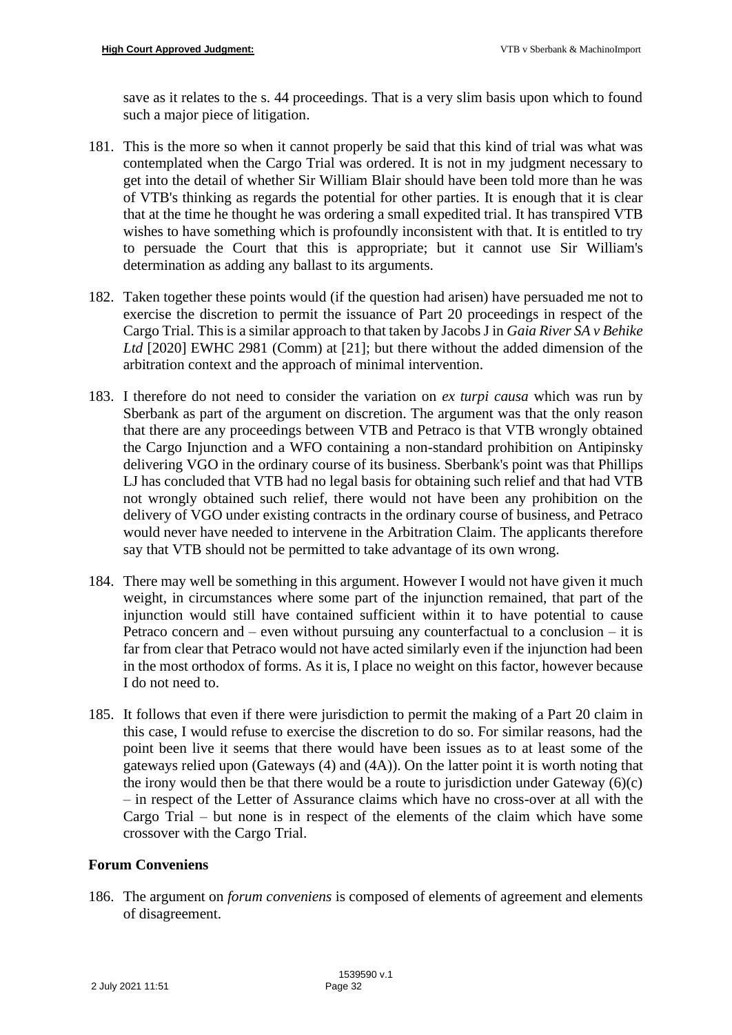save as it relates to the s. 44 proceedings. That is a very slim basis upon which to found such a major piece of litigation.

181. This is the more so when it cannot properly be said that this kind of trial was what was contemplated when the Cargo Trial was ordered. It is not in my judgment necessary to get into the detail of whether Sir William Blair should have been told more than he was of VTB's thinking as regards the potential for other parties. It is enough that it is clear that at the time he thought he was ordering a small expedited trial. It has transpired VTB wishes to have something which is profoundly inconsistent with that. It is entitled to try to persuade the Court that this is appropriate; but it cannot use Sir William's determination as adding any ballast to its arguments.

182. Taken together these points would (if the question had arisen) have persuaded me not to exercise the discretion to permit the issuance of Part 20 proceedings in respect of the Cargo Trial. This is a similar approach to that taken by Jacobs J in *Gaia River SA v Behike Ltd* [2020] EWHC 2981 (Comm) at [21]; but there without the added dimension of the arbitration context and the approach of minimal intervention.

183. I therefore do not need to consider the variation on *ex turpi causa* which was run by Sberbank as part of the argument on discretion. The argument was that the only reason that there are any proceedings between VTB and Petraco is that VTB wrongly obtained the Cargo Injunction and a WFO containing a non-standard prohibition on Antipinsky delivering VGO in the ordinary course of its business. Sberbank's point was that Phillips LJ has concluded that VTB had no legal basis for obtaining such relief and that had VTB not wrongly obtained such relief, there would not have been any prohibition on the delivery of VGO under existing contracts in the ordinary course of business, and Petraco would never have needed to intervene in the Arbitration Claim. The applicants therefore say that VTB should not be permitted to take advantage of its own wrong.

184. There may well be something in this argument. However I would not have given it much weight, in circumstances where some part of the injunction remained, that part of the injunction would still have contained sufficient within it to have potential to cause Petraco concern and – even without pursuing any counterfactual to a conclusion – it is far from clear that Petraco would not have acted similarly even if the injunction had been in the most orthodox of forms. As it is, I place no weight on this factor, however because I do not need to.

185. It follows that even if there were jurisdiction to permit the making of a Part 20 claim in this case, I would refuse to exercise the discretion to do so. For similar reasons, had the point been live it seems that there would have been issues as to at least some of the gateways relied upon (Gateways (4) and (4A)). On the latter point it is worth noting that the irony would then be that there would be a route to jurisdiction under Gateway (6)(c) – in respect of the Letter of Assurance claims which have no cross-over at all with the Cargo Trial – but none is in respect of the elements of the claim which have some crossover with the Cargo Trial.

## Forum Conveniens

186. The argument on *forum conveniens* is composed of elements of agreement and elements of disagreement.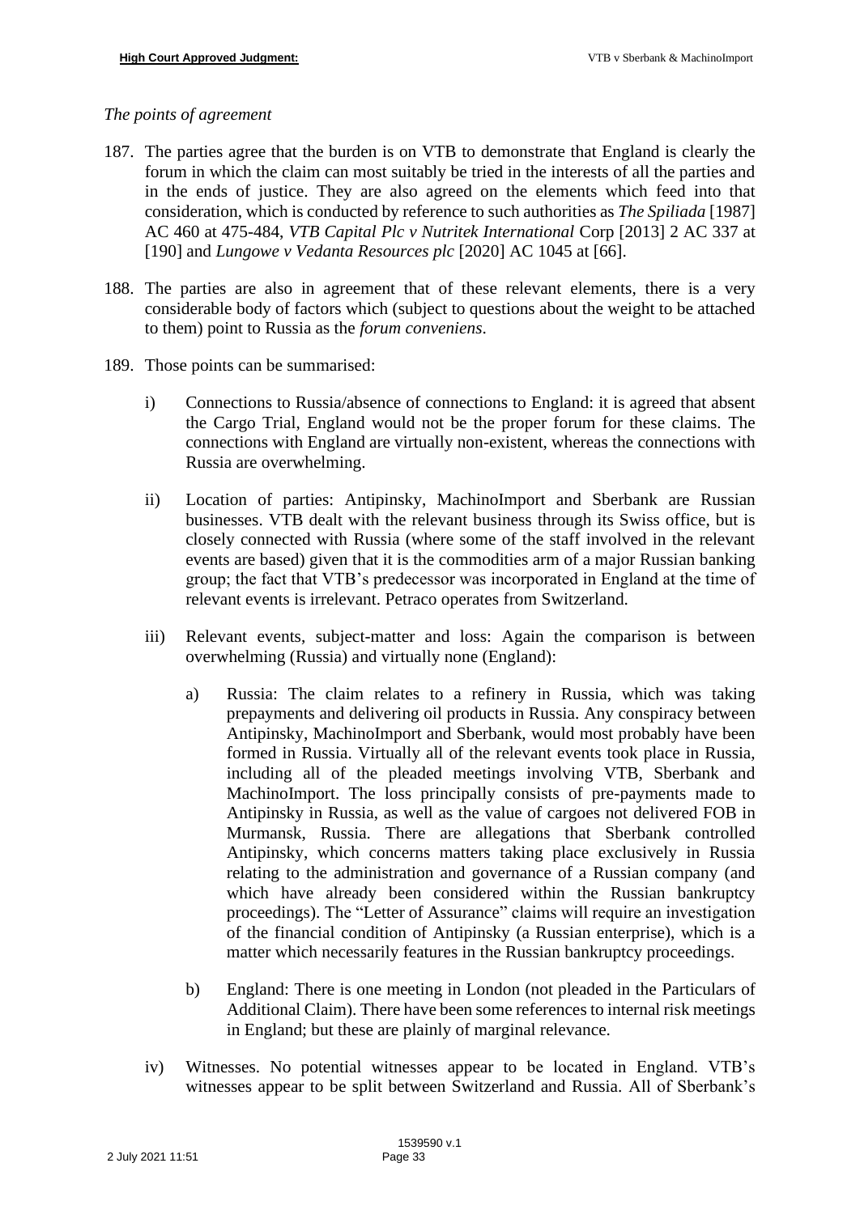*The points of agreement*

187. The parties agree that the burden is on VTB to demonstrate that England is clearly the forum in which the claim can most suitably be tried in the interests of all the parties and in the ends of justice. They are also agreed on the elements which feed into that consideration, which is conducted by reference to such authorities as *The Spiliada* [1987] AC 460 at 475-484, *VTB Capital Plc v Nutritek International* Corp [2013] 2 AC 337 at [190] and *Lungowe v Vedanta Resources plc* [2020] AC 1045 at [66].

188. The parties are also in agreement that of these relevant elements, there is a very considerable body of factors which (subject to questions about the weight to be attached to them) point to Russia as the *forum conveniens*.

189. Those points can be summarised:

    i) Connections to Russia/absence of connections to England: it is agreed that absent the Cargo Trial, England would not be the proper forum for these claims. The connections with England are virtually non-existent, whereas the connections with Russia are overwhelming.

    ii) Location of parties: Antipinsky, MachinoImport and Sberbank are Russian businesses. VTB dealt with the relevant business through its Swiss office, but is closely connected with Russia (where some of the staff involved in the relevant events are based) given that it is the commodities arm of a major Russian banking group; the fact that VTB's predecessor was incorporated in England at the time of relevant events is irrelevant. Petraco operates from Switzerland.

    iii) Relevant events, subject-matter and loss: Again the comparison is between overwhelming (Russia) and virtually none (England):

        a) Russia: The claim relates to a refinery in Russia, which was taking prepayments and delivering oil products in Russia. Any conspiracy between Antipinsky, MachinoImport and Sberbank, would most probably have been formed in Russia. Virtually all of the relevant events took place in Russia, including all of the pleaded meetings involving VTB, Sberbank and MachinoImport. The loss principally consists of pre-payments made to Antipinsky in Russia, as well as the value of cargoes not delivered FOB in Murmansk, Russia. There are allegations that Sberbank controlled Antipinsky, which concerns matters taking place exclusively in Russia relating to the administration and governance of a Russian company (and which have already been considered within the Russian bankruptcy proceedings). The "Letter of Assurance" claims will require an investigation of the financial condition of Antipinsky (a Russian enterprise), which is a matter which necessarily features in the Russian bankruptcy proceedings.

        b) England: There is one meeting in London (not pleaded in the Particulars of Additional Claim). There have been some references to internal risk meetings in England; but these are plainly of marginal relevance.

    iv) Witnesses. No potential witnesses appear to be located in England. VTB's witnesses appear to be split between Switzerland and Russia. All of Sberbank's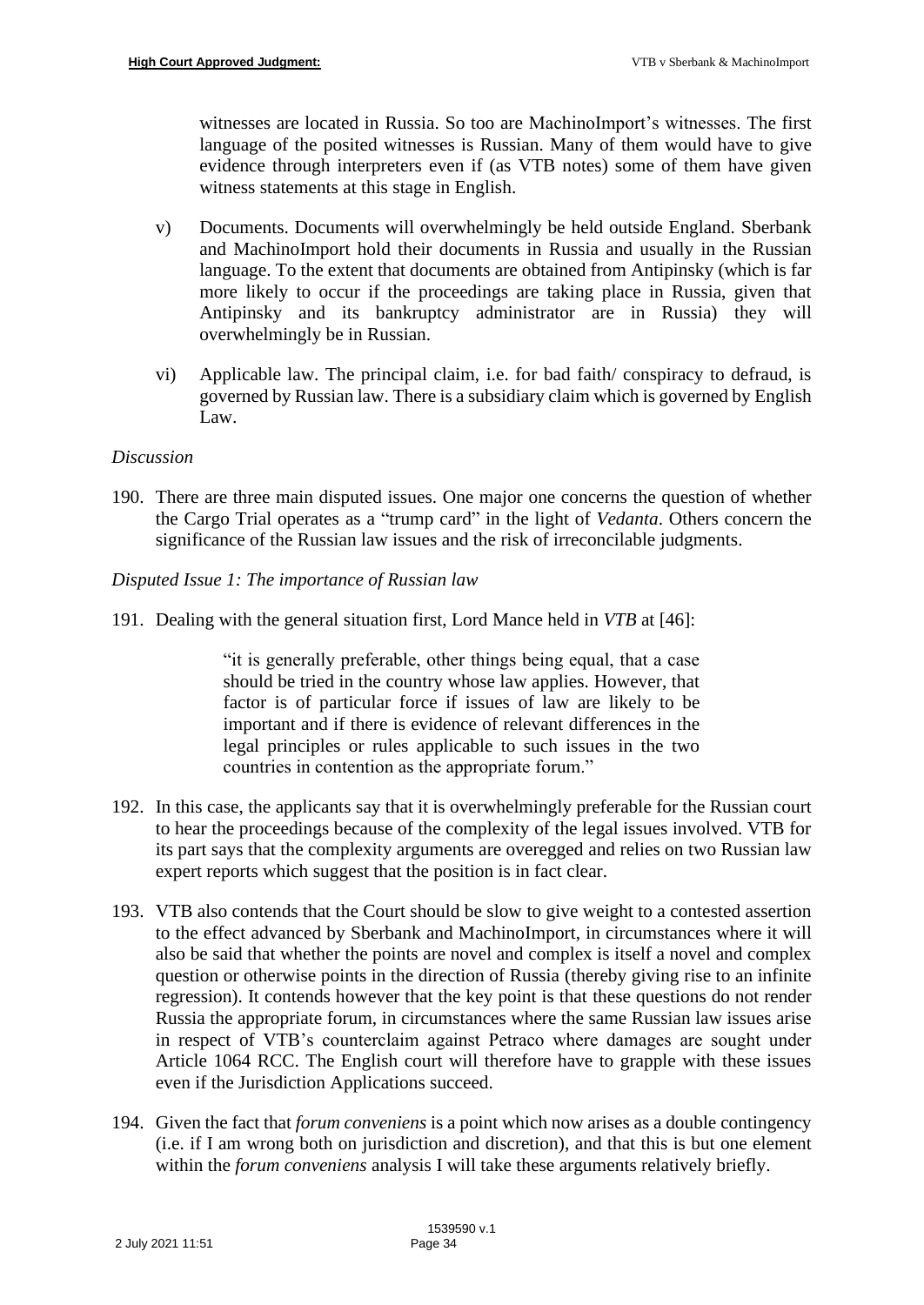witnesses are located in Russia. So too are MachinoImport's witnesses. The first language of the posited witnesses is Russian. Many of them would have to give evidence through interpreters even if (as VTB notes) some of them have given witness statements at this stage in English.

v) Documents. Documents will overwhelmingly be held outside England. Sberbank and MachinoImport hold their documents in Russia and usually in the Russian language. To the extent that documents are obtained from Antipinsky (which is far more likely to occur if the proceedings are taking place in Russia, given that Antipinsky and its bankruptcy administrator are in Russia) they will overwhelmingly be in Russian.

vi) Applicable law. The principal claim, i.e. for bad faith/ conspiracy to defraud, is governed by Russian law. There is a subsidiary claim which is governed by English Law.

*Discussion*

190. There are three main disputed issues. One major one concerns the question of whether the Cargo Trial operates as a "trump card" in the light of *Vedanta*. Others concern the significance of the Russian law issues and the risk of irreconcilable judgments.

*Disputed Issue 1: The importance of Russian law*

191. Dealing with the general situation first, Lord Mance held in *VTB* at [46]:

> "it is generally preferable, other things being equal, that a case should be tried in the country whose law applies. However, that factor is of particular force if issues of law are likely to be important and if there is evidence of relevant differences in the legal principles or rules applicable to such issues in the two countries in contention as the appropriate forum."

192. In this case, the applicants say that it is overwhelmingly preferable for the Russian court to hear the proceedings because of the complexity of the legal issues involved. VTB for its part says that the complexity arguments are overegged and relies on two Russian law expert reports which suggest that the position is in fact clear.

193. VTB also contends that the Court should be slow to give weight to a contested assertion to the effect advanced by Sberbank and MachinoImport, in circumstances where it will also be said that whether the points are novel and complex is itself a novel and complex question or otherwise points in the direction of Russia (thereby giving rise to an infinite regression). It contends however that the key point is that these questions do not render Russia the appropriate forum, in circumstances where the same Russian law issues arise in respect of VTB's counterclaim against Petraco where damages are sought under Article 1064 RCC. The English court will therefore have to grapple with these issues even if the Jurisdiction Applications succeed.

194. Given the fact that *forum conveniens* is a point which now arises as a double contingency (i.e. if I am wrong both on jurisdiction and discretion), and that this is but one element within the *forum conveniens* analysis I will take these arguments relatively briefly.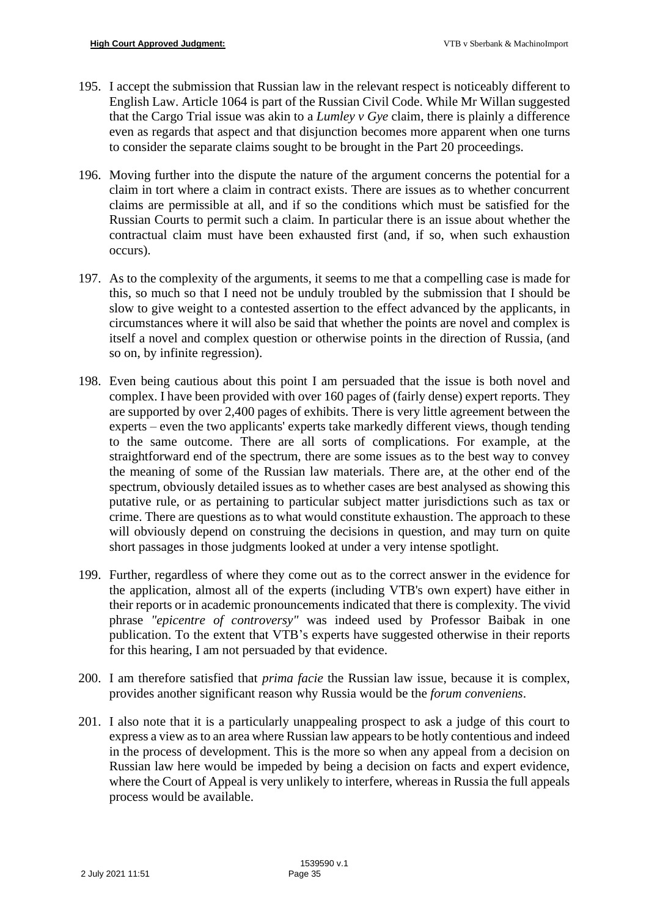195. I accept the submission that Russian law in the relevant respect is noticeably different to English Law. Article 1064 is part of the Russian Civil Code. While Mr Willan suggested that the Cargo Trial issue was akin to a *Lumley v Gye* claim, there is plainly a difference even as regards that aspect and that disjunction becomes more apparent when one turns to consider the separate claims sought to be brought in the Part 20 proceedings.

196. Moving further into the dispute the nature of the argument concerns the potential for a claim in tort where a claim in contract exists. There are issues as to whether concurrent claims are permissible at all, and if so the conditions which must be satisfied for the Russian Courts to permit such a claim. In particular there is an issue about whether the contractual claim must have been exhausted first (and, if so, when such exhaustion occurs).

197. As to the complexity of the arguments, it seems to me that a compelling case is made for this, so much so that I need not be unduly troubled by the submission that I should be slow to give weight to a contested assertion to the effect advanced by the applicants, in circumstances where it will also be said that whether the points are novel and complex is itself a novel and complex question or otherwise points in the direction of Russia, (and so on, by infinite regression).

198. Even being cautious about this point I am persuaded that the issue is both novel and complex. I have been provided with over 160 pages of (fairly dense) expert reports. They are supported by over 2,400 pages of exhibits. There is very little agreement between the experts – even the two applicants' experts take markedly different views, though tending to the same outcome. There are all sorts of complications. For example, at the straightforward end of the spectrum, there are some issues as to the best way to convey the meaning of some of the Russian law materials. There are, at the other end of the spectrum, obviously detailed issues as to whether cases are best analysed as showing this putative rule, or as pertaining to particular subject matter jurisdictions such as tax or crime. There are questions as to what would constitute exhaustion. The approach to these will obviously depend on construing the decisions in question, and may turn on quite short passages in those judgments looked at under a very intense spotlight.

199. Further, regardless of where they come out as to the correct answer in the evidence for the application, almost all of the experts (including VTB's own expert) have either in their reports or in academic pronouncements indicated that there is complexity. The vivid phrase *"epicentre of controversy"* was indeed used by Professor Baibak in one publication. To the extent that VTB's experts have suggested otherwise in their reports for this hearing, I am not persuaded by that evidence.

200. I am therefore satisfied that *prima facie* the Russian law issue, because it is complex, provides another significant reason why Russia would be the *forum conveniens*.

201. I also note that it is a particularly unappealing prospect to ask a judge of this court to express a view as to an area where Russian law appears to be hotly contentious and indeed in the process of development. This is the more so when any appeal from a decision on Russian law here would be impeded by being a decision on facts and expert evidence, where the Court of Appeal is very unlikely to interfere, whereas in Russia the full appeals process would be available.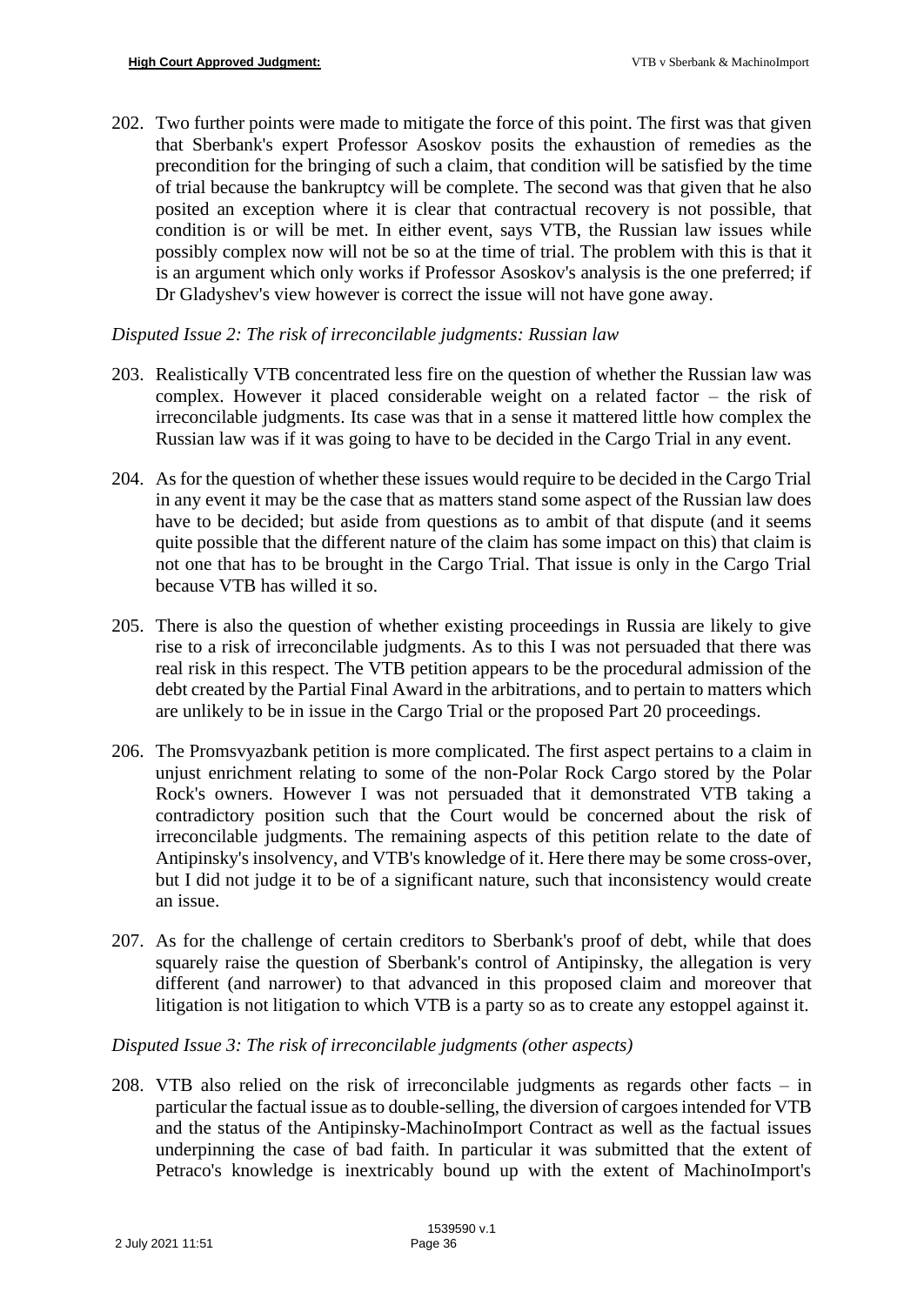202. Two further points were made to mitigate the force of this point. The first was that given that Sberbank's expert Professor Asoskov posits the exhaustion of remedies as the precondition for the bringing of such a claim, that condition will be satisfied by the time of trial because the bankruptcy will be complete. The second was that given that he also posited an exception where it is clear that contractual recovery is not possible, that condition is or will be met. In either event, says VTB, the Russian law issues while possibly complex now will not be so at the time of trial. The problem with this is that it is an argument which only works if Professor Asoskov's analysis is the one preferred; if Dr Gladyshev's view however is correct the issue will not have gone away.

*Disputed Issue 2: The risk of irreconcilable judgments: Russian law*

203. Realistically VTB concentrated less fire on the question of whether the Russian law was complex. However it placed considerable weight on a related factor – the risk of irreconcilable judgments. Its case was that in a sense it mattered little how complex the Russian law was if it was going to have to be decided in the Cargo Trial in any event.

204. As for the question of whether these issues would require to be decided in the Cargo Trial in any event it may be the case that as matters stand some aspect of the Russian law does have to be decided; but aside from questions as to ambit of that dispute (and it seems quite possible that the different nature of the claim has some impact on this) that claim is not one that has to be brought in the Cargo Trial. That issue is only in the Cargo Trial because VTB has willed it so.

205. There is also the question of whether existing proceedings in Russia are likely to give rise to a risk of irreconcilable judgments. As to this I was not persuaded that there was real risk in this respect. The VTB petition appears to be the procedural admission of the debt created by the Partial Final Award in the arbitrations, and to pertain to matters which are unlikely to be in issue in the Cargo Trial or the proposed Part 20 proceedings.

206. The Promsvyazbank petition is more complicated. The first aspect pertains to a claim in unjust enrichment relating to some of the non-Polar Rock Cargo stored by the Polar Rock's owners. However I was not persuaded that it demonstrated VTB taking a contradictory position such that the Court would be concerned about the risk of irreconcilable judgments. The remaining aspects of this petition relate to the date of Antipinsky's insolvency, and VTB's knowledge of it. Here there may be some cross-over, but I did not judge it to be of a significant nature, such that inconsistency would create an issue.

207. As for the challenge of certain creditors to Sberbank's proof of debt, while that does squarely raise the question of Sberbank's control of Antipinsky, the allegation is very different (and narrower) to that advanced in this proposed claim and moreover that litigation is not litigation to which VTB is a party so as to create any estoppel against it.

*Disputed Issue 3: The risk of irreconcilable judgments (other aspects)*

208. VTB also relied on the risk of irreconcilable judgments as regards other facts – in particular the factual issue as to double-selling, the diversion of cargoes intended for VTB and the status of the Antipinsky-MachinoImport Contract as well as the factual issues underpinning the case of bad faith. In particular it was submitted that the extent of Petraco's knowledge is inextricably bound up with the extent of MachinoImport's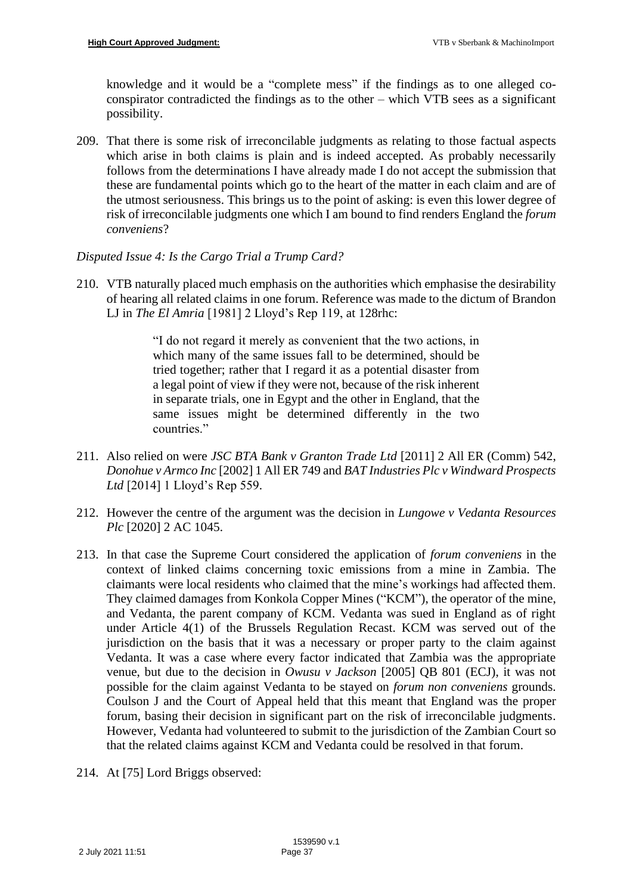knowledge and it would be a "complete mess" if the findings as to one alleged co-conspirator contradicted the findings as to the other – which VTB sees as a significant possibility.

209. That there is some risk of irreconcilable judgments as relating to those factual aspects which arise in both claims is plain and is indeed accepted. As probably necessarily follows from the determinations I have already made I do not accept the submission that these are fundamental points which go to the heart of the matter in each claim and are of the utmost seriousness. This brings us to the point of asking: is even this lower degree of risk of irreconcilable judgments one which I am bound to find renders England the *forum conveniens*?

*Disputed Issue 4: Is the Cargo Trial a Trump Card?*

210. VTB naturally placed much emphasis on the authorities which emphasise the desirability of hearing all related claims in one forum. Reference was made to the dictum of Brandon LJ in *The El Amria* [1981] 2 Lloyd's Rep 119, at 128rhc:

> "I do not regard it merely as convenient that the two actions, in which many of the same issues fall to be determined, should be tried together; rather that I regard it as a potential disaster from a legal point of view if they were not, because of the risk inherent in separate trials, one in Egypt and the other in England, that the same issues might be determined differently in the two countries."

211. Also relied on were *JSC BTA Bank v Granton Trade Ltd* [2011] 2 All ER (Comm) 542, *Donohue v Armco Inc* [2002] 1 All ER 749 and *BAT Industries Plc v Windward Prospects Ltd* [2014] 1 Lloyd's Rep 559.

212. However the centre of the argument was the decision in *Lungowe v Vedanta Resources Plc* [2020] 2 AC 1045.

213. In that case the Supreme Court considered the application of *forum conveniens* in the context of linked claims concerning toxic emissions from a mine in Zambia. The claimants were local residents who claimed that the mine's workings had affected them. They claimed damages from Konkola Copper Mines ("KCM"), the operator of the mine, and Vedanta, the parent company of KCM. Vedanta was sued in England as of right under Article 4(1) of the Brussels Regulation Recast. KCM was served out of the jurisdiction on the basis that it was a necessary or proper party to the claim against Vedanta. It was a case where every factor indicated that Zambia was the appropriate venue, but due to the decision in *Owusu v Jackson* [2005] QB 801 (ECJ), it was not possible for the claim against Vedanta to be stayed on *forum non conveniens* grounds. Coulson J and the Court of Appeal held that this meant that England was the proper forum, basing their decision in significant part on the risk of irreconcilable judgments. However, Vedanta had volunteered to submit to the jurisdiction of the Zambian Court so that the related claims against KCM and Vedanta could be resolved in that forum.

214. At [75] Lord Briggs observed: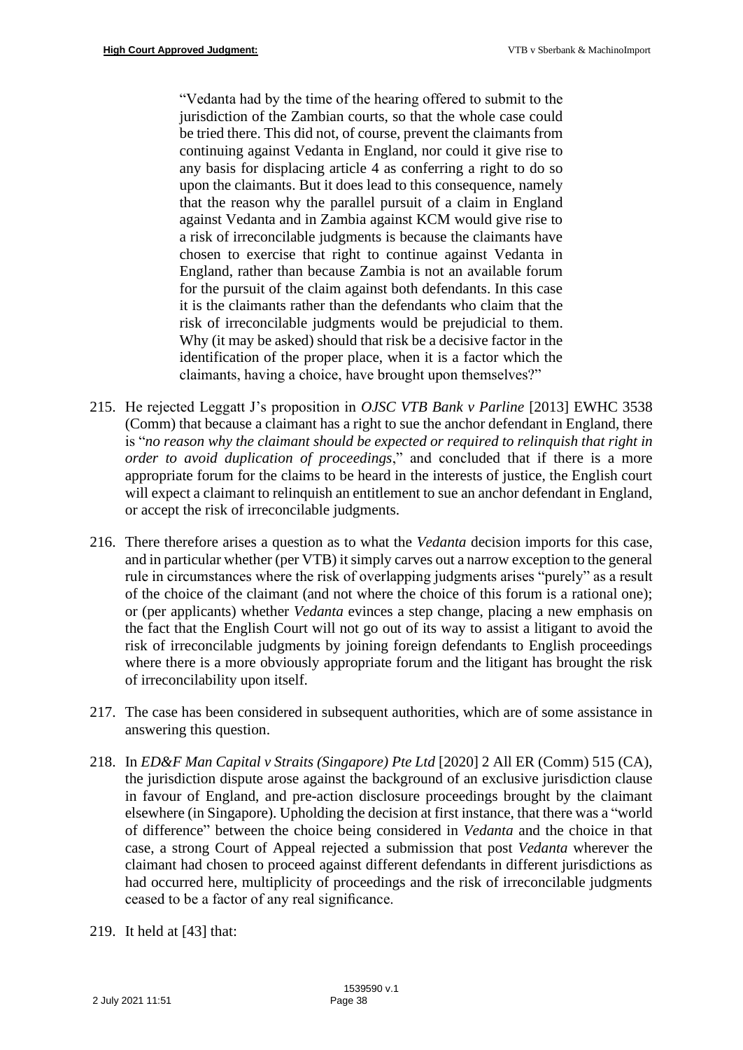> "Vedanta had by the time of the hearing offered to submit to the jurisdiction of the Zambian courts, so that the whole case could be tried there. This did not, of course, prevent the claimants from continuing against Vedanta in England, nor could it give rise to any basis for displacing article 4 as conferring a right to do so upon the claimants. But it does lead to this consequence, namely that the reason why the parallel pursuit of a claim in England against Vedanta and in Zambia against KCM would give rise to a risk of irreconcilable judgments is because the claimants have chosen to exercise that right to continue against Vedanta in England, rather than because Zambia is not an available forum for the pursuit of the claim against both defendants. In this case it is the claimants rather than the defendants who claim that the risk of irreconcilable judgments would be prejudicial to them. Why (it may be asked) should that risk be a decisive factor in the identification of the proper place, when it is a factor which the claimants, having a choice, have brought upon themselves?"

215. He rejected Leggatt J's proposition in *OJSC VTB Bank v Parline* [2013] EWHC 3538 (Comm) that because a claimant has a right to sue the anchor defendant in England, there is "*no reason why the claimant should be expected or required to relinquish that right in order to avoid duplication of proceedings*," and concluded that if there is a more appropriate forum for the claims to be heard in the interests of justice, the English court will expect a claimant to relinquish an entitlement to sue an anchor defendant in England, or accept the risk of irreconcilable judgments.

216. There therefore arises a question as to what the *Vedanta* decision imports for this case, and in particular whether (per VTB) it simply carves out a narrow exception to the general rule in circumstances where the risk of overlapping judgments arises "purely" as a result of the choice of the claimant (and not where the choice of this forum is a rational one); or (per applicants) whether *Vedanta* evinces a step change, placing a new emphasis on the fact that the English Court will not go out of its way to assist a litigant to avoid the risk of irreconcilable judgments by joining foreign defendants to English proceedings where there is a more obviously appropriate forum and the litigant has brought the risk of irreconcilability upon itself.

217. The case has been considered in subsequent authorities, which are of some assistance in answering this question.

218. In *ED&F Man Capital v Straits (Singapore) Pte Ltd* [2020] 2 All ER (Comm) 515 (CA), the jurisdiction dispute arose against the background of an exclusive jurisdiction clause in favour of England, and pre-action disclosure proceedings brought by the claimant elsewhere (in Singapore). Upholding the decision at first instance, that there was a "world of difference" between the choice being considered in *Vedanta* and the choice in that case, a strong Court of Appeal rejected a submission that post *Vedanta* wherever the claimant had chosen to proceed against different defendants in different jurisdictions as had occurred here, multiplicity of proceedings and the risk of irreconcilable judgments ceased to be a factor of any real significance.

219. It held at [43] that: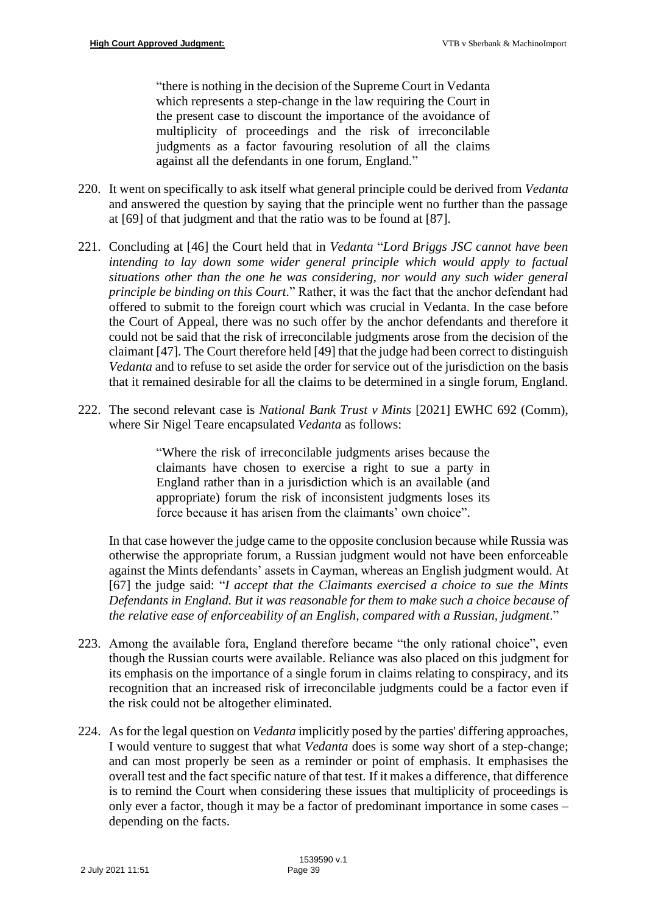> "there is nothing in the decision of the Supreme Court in Vedanta which represents a step-change in the law requiring the Court in the present case to discount the importance of the avoidance of multiplicity of proceedings and the risk of irreconcilable judgments as a factor favouring resolution of all the claims against all the defendants in one forum, England."

220. It went on specifically to ask itself what general principle could be derived from *Vedanta* and answered the question by saying that the principle went no further than the passage at [69] of that judgment and that the ratio was to be found at [87].

221. Concluding at [46] the Court held that in *Vedanta* "*Lord Briggs JSC cannot have been intending to lay down some wider general principle which would apply to factual situations other than the one he was considering, nor would any such wider general principle be binding on this Court*." Rather, it was the fact that the anchor defendant had offered to submit to the foreign court which was crucial in Vedanta. In the case before the Court of Appeal, there was no such offer by the anchor defendants and therefore it could not be said that the risk of irreconcilable judgments arose from the decision of the claimant [47]. The Court therefore held [49] that the judge had been correct to distinguish *Vedanta* and to refuse to set aside the order for service out of the jurisdiction on the basis that it remained desirable for all the claims to be determined in a single forum, England.

222. The second relevant case is *National Bank Trust v Mints* [2021] EWHC 692 (Comm), where Sir Nigel Teare encapsulated *Vedanta* as follows:

> "Where the risk of irreconcilable judgments arises because the claimants have chosen to exercise a right to sue a party in England rather than in a jurisdiction which is an available (and appropriate) forum the risk of inconsistent judgments loses its force because it has arisen from the claimants' own choice".

In that case however the judge came to the opposite conclusion because while Russia was otherwise the appropriate forum, a Russian judgment would not have been enforceable against the Mints defendants' assets in Cayman, whereas an English judgment would. At [67] the judge said: "*I accept that the Claimants exercised a choice to sue the Mints Defendants in England. But it was reasonable for them to make such a choice because of the relative ease of enforceability of an English, compared with a Russian, judgment*."

223. Among the available fora, England therefore became "the only rational choice", even though the Russian courts were available. Reliance was also placed on this judgment for its emphasis on the importance of a single forum in claims relating to conspiracy, and its recognition that an increased risk of irreconcilable judgments could be a factor even if the risk could not be altogether eliminated.

224. As for the legal question on *Vedanta* implicitly posed by the parties' differing approaches, I would venture to suggest that what *Vedanta* does is some way short of a step-change; and can most properly be seen as a reminder or point of emphasis. It emphasises the overall test and the fact specific nature of that test. If it makes a difference, that difference is to remind the Court when considering these issues that multiplicity of proceedings is only ever a factor, though it may be a factor of predominant importance in some cases – depending on the facts.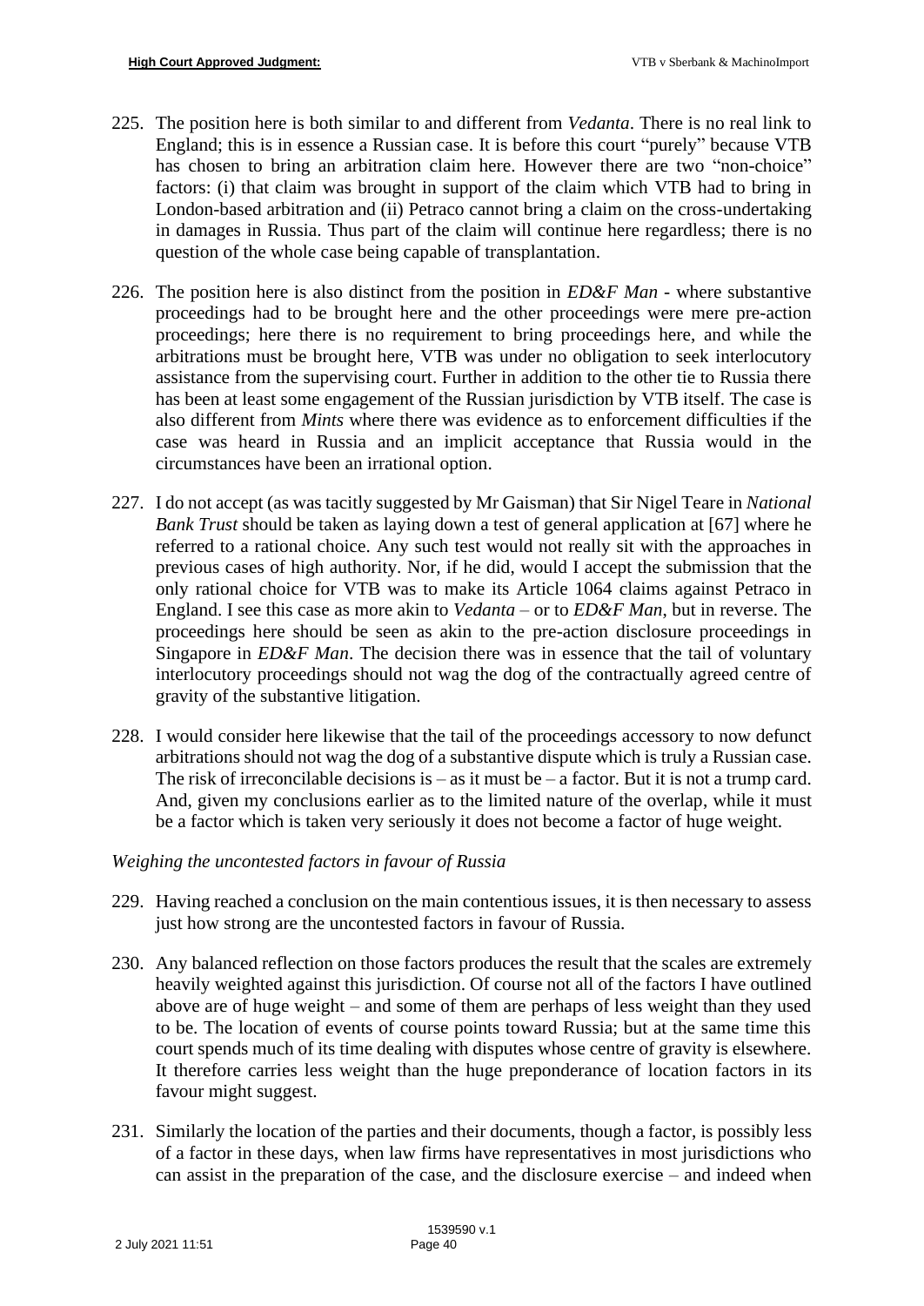225. The position here is both similar to and different from *Vedanta*. There is no real link to England; this is in essence a Russian case. It is before this court "purely" because VTB has chosen to bring an arbitration claim here. However there are two "non-choice" factors: (i) that claim was brought in support of the claim which VTB had to bring in London-based arbitration and (ii) Petraco cannot bring a claim on the cross-undertaking in damages in Russia. Thus part of the claim will continue here regardless; there is no question of the whole case being capable of transplantation.

226. The position here is also distinct from the position in *ED&F Man* - where substantive proceedings had to be brought here and the other proceedings were mere pre-action proceedings; here there is no requirement to bring proceedings here, and while the arbitrations must be brought here, VTB was under no obligation to seek interlocutory assistance from the supervising court. Further in addition to the other tie to Russia there has been at least some engagement of the Russian jurisdiction by VTB itself. The case is also different from *Mints* where there was evidence as to enforcement difficulties if the case was heard in Russia and an implicit acceptance that Russia would in the circumstances have been an irrational option.

227. I do not accept (as was tacitly suggested by Mr Gaisman) that Sir Nigel Teare in *National Bank Trust* should be taken as laying down a test of general application at [67] where he referred to a rational choice. Any such test would not really sit with the approaches in previous cases of high authority. Nor, if he did, would I accept the submission that the only rational choice for VTB was to make its Article 1064 claims against Petraco in England. I see this case as more akin to *Vedanta* – or to *ED&F Man*, but in reverse. The proceedings here should be seen as akin to the pre-action disclosure proceedings in Singapore in *ED&F Man*. The decision there was in essence that the tail of voluntary interlocutory proceedings should not wag the dog of the contractually agreed centre of gravity of the substantive litigation.

228. I would consider here likewise that the tail of the proceedings accessory to now defunct arbitrations should not wag the dog of a substantive dispute which is truly a Russian case. The risk of irreconcilable decisions is – as it must be – a factor. But it is not a trump card. And, given my conclusions earlier as to the limited nature of the overlap, while it must be a factor which is taken very seriously it does not become a factor of huge weight.

*Weighing the uncontested factors in favour of Russia*

229. Having reached a conclusion on the main contentious issues, it is then necessary to assess just how strong are the uncontested factors in favour of Russia.

230. Any balanced reflection on those factors produces the result that the scales are extremely heavily weighted against this jurisdiction. Of course not all of the factors I have outlined above are of huge weight – and some of them are perhaps of less weight than they used to be. The location of events of course points toward Russia; but at the same time this court spends much of its time dealing with disputes whose centre of gravity is elsewhere. It therefore carries less weight than the huge preponderance of location factors in its favour might suggest.

231. Similarly the location of the parties and their documents, though a factor, is possibly less of a factor in these days, when law firms have representatives in most jurisdictions who can assist in the preparation of the case, and the disclosure exercise – and indeed when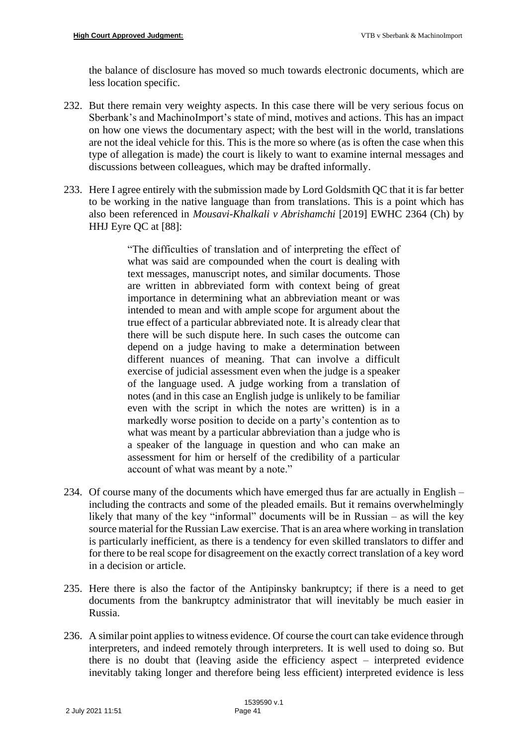the balance of disclosure has moved so much towards electronic documents, which are less location specific.

232. But there remain very weighty aspects. In this case there will be very serious focus on Sberbank's and MachinoImport's state of mind, motives and actions. This has an impact on how one views the documentary aspect; with the best will in the world, translations are not the ideal vehicle for this. This is the more so where (as is often the case when this type of allegation is made) the court is likely to want to examine internal messages and discussions between colleagues, which may be drafted informally.

233. Here I agree entirely with the submission made by Lord Goldsmith QC that it is far better to be working in the native language than from translations. This is a point which has also been referenced in *Mousavi-Khalkali v Abrishamchi* [2019] EWHC 2364 (Ch) by HHJ Eyre QC at [88]:

> "The difficulties of translation and of interpreting the effect of what was said are compounded when the court is dealing with text messages, manuscript notes, and similar documents. Those are written in abbreviated form with context being of great importance in determining what an abbreviation meant or was intended to mean and with ample scope for argument about the true effect of a particular abbreviated note. It is already clear that there will be such dispute here. In such cases the outcome can depend on a judge having to make a determination between different nuances of meaning. That can involve a difficult exercise of judicial assessment even when the judge is a speaker of the language used. A judge working from a translation of notes (and in this case an English judge is unlikely to be familiar even with the script in which the notes are written) is in a markedly worse position to decide on a party's contention as to what was meant by a particular abbreviation than a judge who is a speaker of the language in question and who can make an assessment for him or herself of the credibility of a particular account of what was meant by a note."

234. Of course many of the documents which have emerged thus far are actually in English – including the contracts and some of the pleaded emails. But it remains overwhelmingly likely that many of the key "informal" documents will be in Russian – as will the key source material for the Russian Law exercise. That is an area where working in translation is particularly inefficient, as there is a tendency for even skilled translators to differ and for there to be real scope for disagreement on the exactly correct translation of a key word in a decision or article.

235. Here there is also the factor of the Antipinsky bankruptcy; if there is a need to get documents from the bankruptcy administrator that will inevitably be much easier in Russia.

236. A similar point applies to witness evidence. Of course the court can take evidence through interpreters, and indeed remotely through interpreters. It is well used to doing so. But there is no doubt that (leaving aside the efficiency aspect – interpreted evidence inevitably taking longer and therefore being less efficient) interpreted evidence is less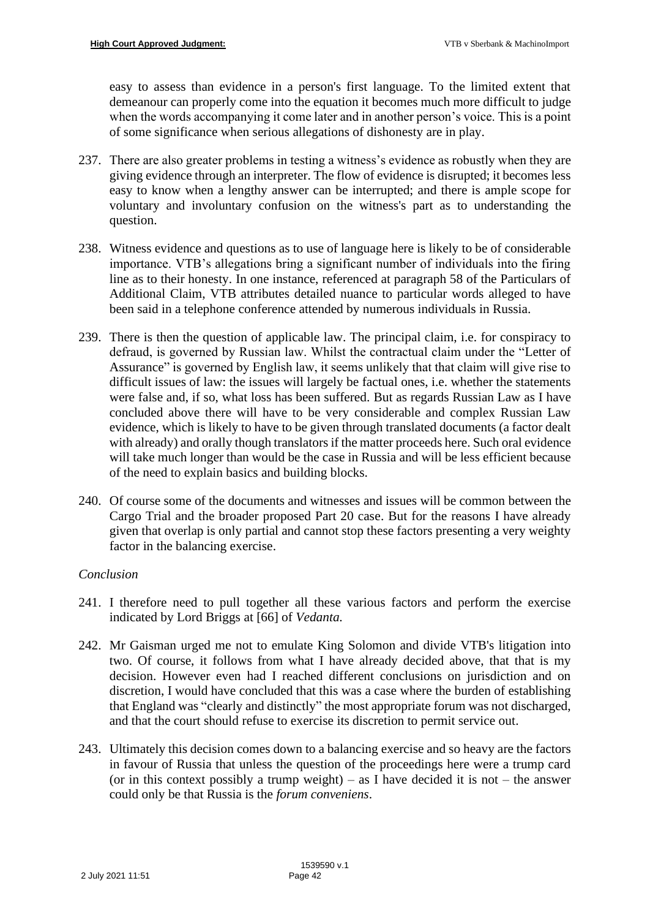easy to assess than evidence in a person's first language. To the limited extent that demeanour can properly come into the equation it becomes much more difficult to judge when the words accompanying it come later and in another person's voice. This is a point of some significance when serious allegations of dishonesty are in play.

237. There are also greater problems in testing a witness's evidence as robustly when they are giving evidence through an interpreter. The flow of evidence is disrupted; it becomes less easy to know when a lengthy answer can be interrupted; and there is ample scope for voluntary and involuntary confusion on the witness's part as to understanding the question.

238. Witness evidence and questions as to use of language here is likely to be of considerable importance. VTB's allegations bring a significant number of individuals into the firing line as to their honesty. In one instance, referenced at paragraph 58 of the Particulars of Additional Claim, VTB attributes detailed nuance to particular words alleged to have been said in a telephone conference attended by numerous individuals in Russia.

239. There is then the question of applicable law. The principal claim, i.e. for conspiracy to defraud, is governed by Russian law. Whilst the contractual claim under the "Letter of Assurance" is governed by English law, it seems unlikely that that claim will give rise to difficult issues of law: the issues will largely be factual ones, i.e. whether the statements were false and, if so, what loss has been suffered. But as regards Russian Law as I have concluded above there will have to be very considerable and complex Russian Law evidence, which is likely to have to be given through translated documents (a factor dealt with already) and orally though translators if the matter proceeds here. Such oral evidence will take much longer than would be the case in Russia and will be less efficient because of the need to explain basics and building blocks.

240. Of course some of the documents and witnesses and issues will be common between the Cargo Trial and the broader proposed Part 20 case. But for the reasons I have already given that overlap is only partial and cannot stop these factors presenting a very weighty factor in the balancing exercise.

*Conclusion*

241. I therefore need to pull together all these various factors and perform the exercise indicated by Lord Briggs at [66] of *Vedanta.*

242. Mr Gaisman urged me not to emulate King Solomon and divide VTB's litigation into two. Of course, it follows from what I have already decided above, that that is my decision. However even had I reached different conclusions on jurisdiction and on discretion, I would have concluded that this was a case where the burden of establishing that England was "clearly and distinctly" the most appropriate forum was not discharged, and that the court should refuse to exercise its discretion to permit service out.

243. Ultimately this decision comes down to a balancing exercise and so heavy are the factors in favour of Russia that unless the question of the proceedings here were a trump card (or in this context possibly a trump weight) – as I have decided it is not – the answer could only be that Russia is the *forum conveniens*.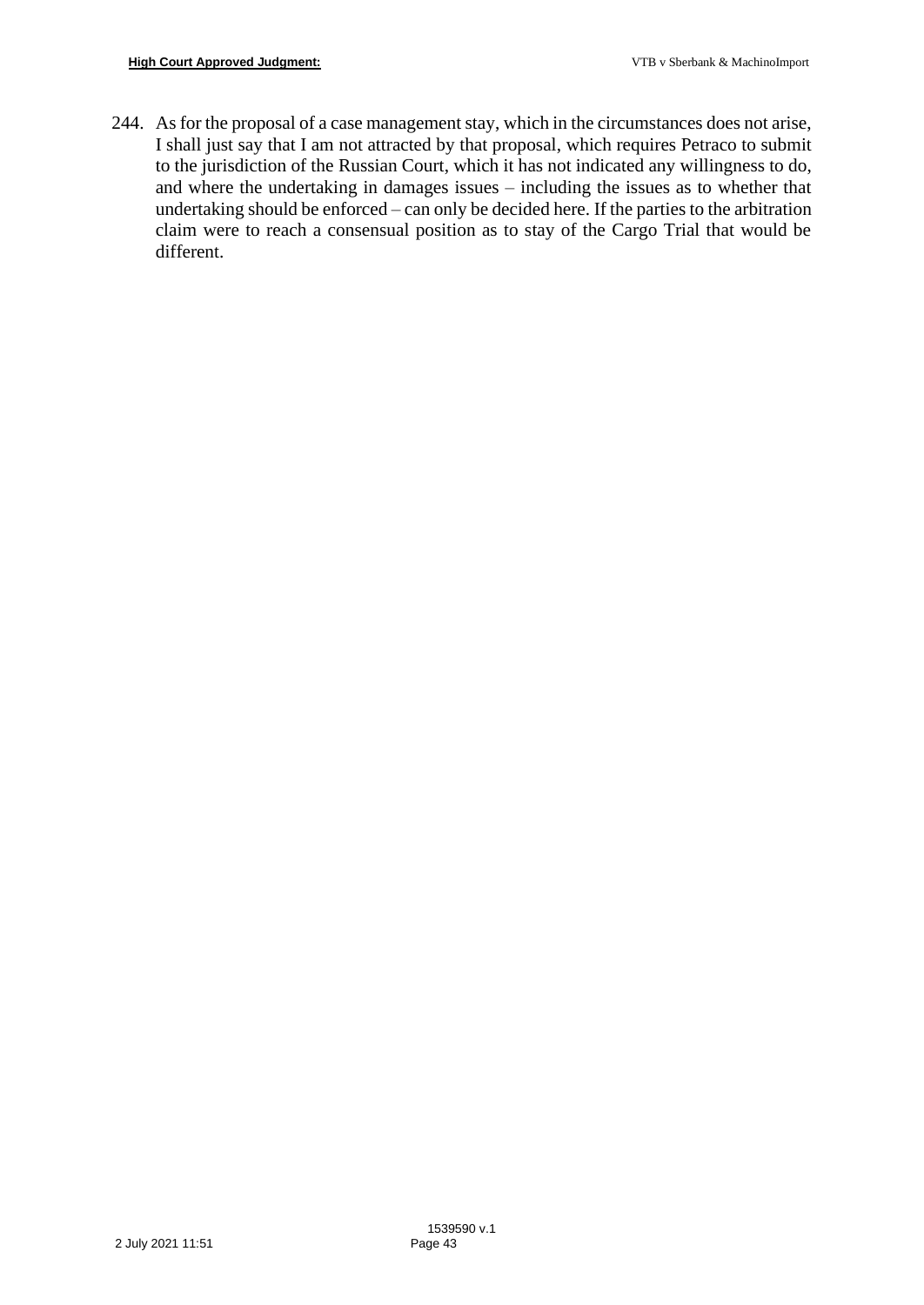244. As for the proposal of a case management stay, which in the circumstances does not arise, I shall just say that I am not attracted by that proposal, which requires Petraco to submit to the jurisdiction of the Russian Court, which it has not indicated any willingness to do, and where the undertaking in damages issues – including the issues as to whether that undertaking should be enforced – can only be decided here. If the parties to the arbitration claim were to reach a consensual position as to stay of the Cargo Trial that would be different.